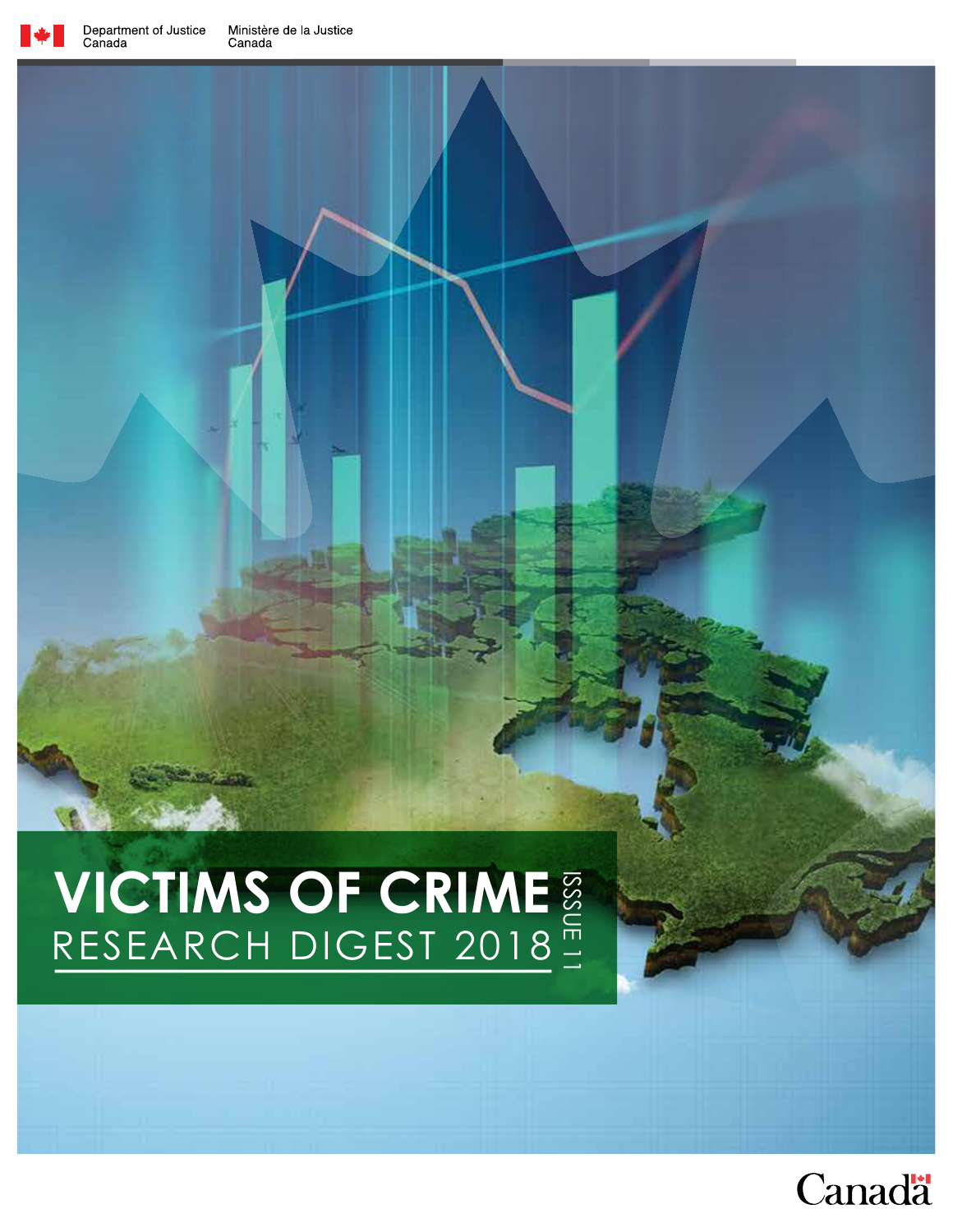Department of Justice Canada

Ministère de la Justice Canada

# VICTIMS OF CRIME

## RESEARCH DIGEST 2018

ISSSUE 11

Canada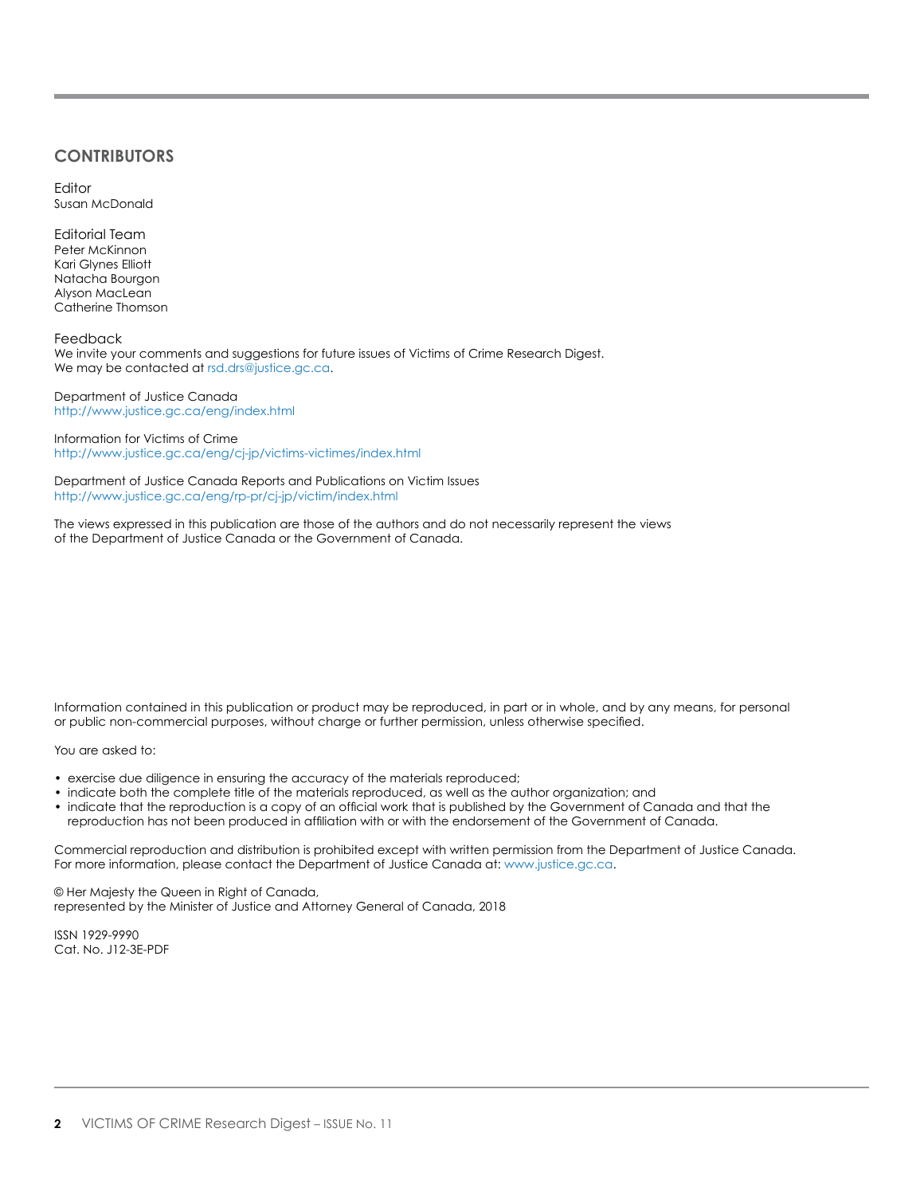## CONTRIBUTORS

Editor
Susan McDonald

Editorial Team
Peter McKinnon
Kari Glynes Elliott
Natacha Bourgon
Alyson MacLean
Catherine Thomson

Feedback
We invite your comments and suggestions for future issues of Victims of Crime Research Digest.
We may be contacted at rsd.drs@justice.gc.ca.

Department of Justice Canada
http://www.justice.gc.ca/eng/index.html

Information for Victims of Crime
http://www.justice.gc.ca/eng/cj-jp/victims-victimes/index.html

Department of Justice Canada Reports and Publications on Victim Issues
http://www.justice.gc.ca/eng/rp-pr/cj-jp/victim/index.html

The views expressed in this publication are those of the authors and do not necessarily represent the views of the Department of Justice Canada or the Government of Canada.

Information contained in this publication or product may be reproduced, in part or in whole, and by any means, for personal or public non-commercial purposes, without charge or further permission, unless otherwise specified.

You are asked to:

- exercise due diligence in ensuring the accuracy of the materials reproduced;
- indicate both the complete title of the materials reproduced, as well as the author organization; and
- indicate that the reproduction is a copy of an official work that is published by the Government of Canada and that the reproduction has not been produced in affiliation with or with the endorsement of the Government of Canada.

Commercial reproduction and distribution is prohibited except with written permission from the Department of Justice Canada. For more information, please contact the Department of Justice Canada at: www.justice.gc.ca.

© Her Majesty the Queen in Right of Canada,
represented by the Minister of Justice and Attorney General of Canada, 2018

ISSN 1929-9990
Cat. No. J12-3E-PDF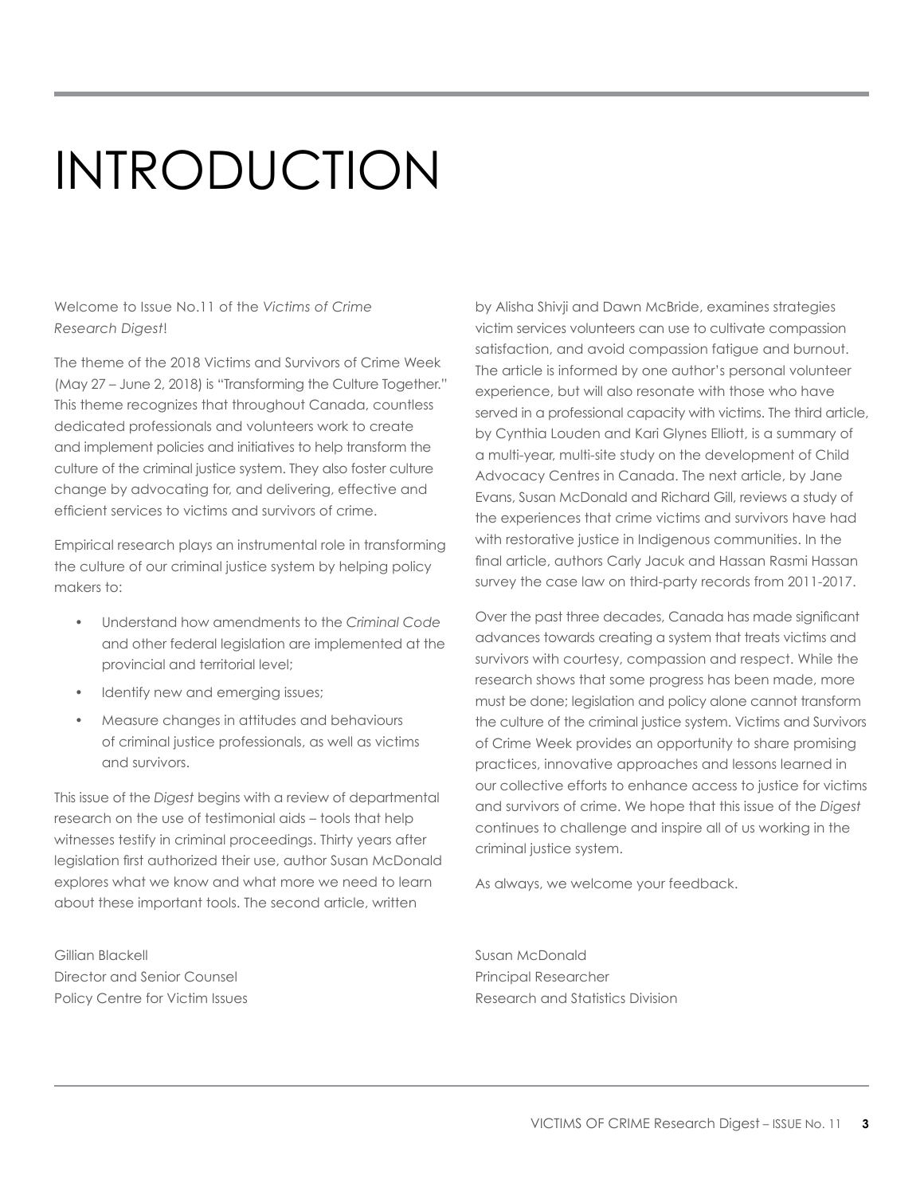# INTRODUCTION

Welcome to Issue No.11 of the *Victims of Crime Research Digest*!

The theme of the 2018 Victims and Survivors of Crime Week (May 27 – June 2, 2018) is "Transforming the Culture Together." This theme recognizes that throughout Canada, countless dedicated professionals and volunteers work to create and implement policies and initiatives to help transform the culture of the criminal justice system. They also foster culture change by advocating for, and delivering, effective and efficient services to victims and survivors of crime.

Empirical research plays an instrumental role in transforming the culture of our criminal justice system by helping policy makers to:

- Understand how amendments to the *Criminal Code* and other federal legislation are implemented at the provincial and territorial level;
- Identify new and emerging issues;
- Measure changes in attitudes and behaviours of criminal justice professionals, as well as victims and survivors.

This issue of the *Digest* begins with a review of departmental research on the use of testimonial aids – tools that help witnesses testify in criminal proceedings. Thirty years after legislation first authorized their use, author Susan McDonald explores what we know and what more we need to learn about these important tools. The second article, written by Alisha Shivji and Dawn McBride, examines strategies victim services volunteers can use to cultivate compassion satisfaction, and avoid compassion fatigue and burnout. The article is informed by one author's personal volunteer experience, but will also resonate with those who have served in a professional capacity with victims. The third article, by Cynthia Louden and Kari Glynes Elliott, is a summary of a multi-year, multi-site study on the development of Child Advocacy Centres in Canada. The next article, by Jane Evans, Susan McDonald and Richard Gill, reviews a study of the experiences that crime victims and survivors have had with restorative justice in Indigenous communities. In the final article, authors Carly Jacuk and Hassan Rasmi Hassan survey the case law on third-party records from 2011-2017.

Over the past three decades, Canada has made significant advances towards creating a system that treats victims and survivors with courtesy, compassion and respect. While the research shows that some progress has been made, more must be done; legislation and policy alone cannot transform the culture of the criminal justice system. Victims and Survivors of Crime Week provides an opportunity to share promising practices, innovative approaches and lessons learned in our collective efforts to enhance access to justice for victims and survivors of crime. We hope that this issue of the *Digest* continues to challenge and inspire all of us working in the criminal justice system.

As always, we welcome your feedback.

Gillian Blackell
Director and Senior Counsel
Policy Centre for Victim Issues

Susan McDonald
Principal Researcher
Research and Statistics Division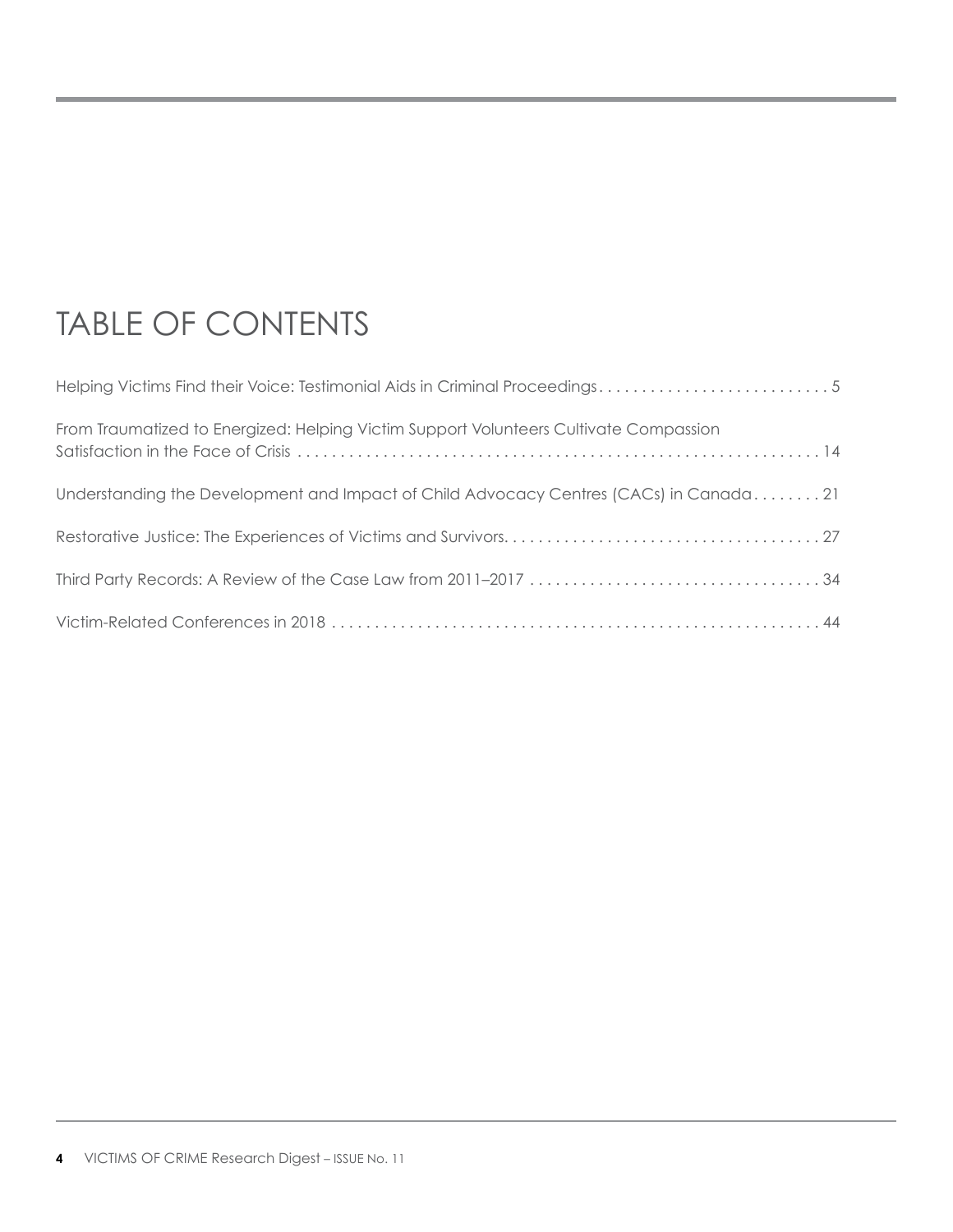# TABLE OF CONTENTS

Helping Victims Find their Voice: Testimonial Aids in Criminal Proceedings . . . . . . . . . . . . . . . . . . . . . . . . . . . . 5

From Traumatized to Energized: Helping Victim Support Volunteers Cultivate Compassion Satisfaction in the Face of Crisis . . . . . . . . . . . . . . . . . . . . . . . . . . . . . . . . . . . . . . . . . . . . . . . . . . . . . . . . . . . . . . . . 14

Understanding the Development and Impact of Child Advocacy Centres (CACs) in Canada . . . . . . . . 21

Restorative Justice: The Experiences of Victims and Survivors. . . . . . . . . . . . . . . . . . . . . . . . . . . . . . . . . . . . . . 27

Third Party Records: A Review of the Case Law from 2011–2017 . . . . . . . . . . . . . . . . . . . . . . . . . . . . . . . . . . 34

Victim-Related Conferences in 2018 . . . . . . . . . . . . . . . . . . . . . . . . . . . . . . . . . . . . . . . . . . . . . . . . . . . . . . . . . . 44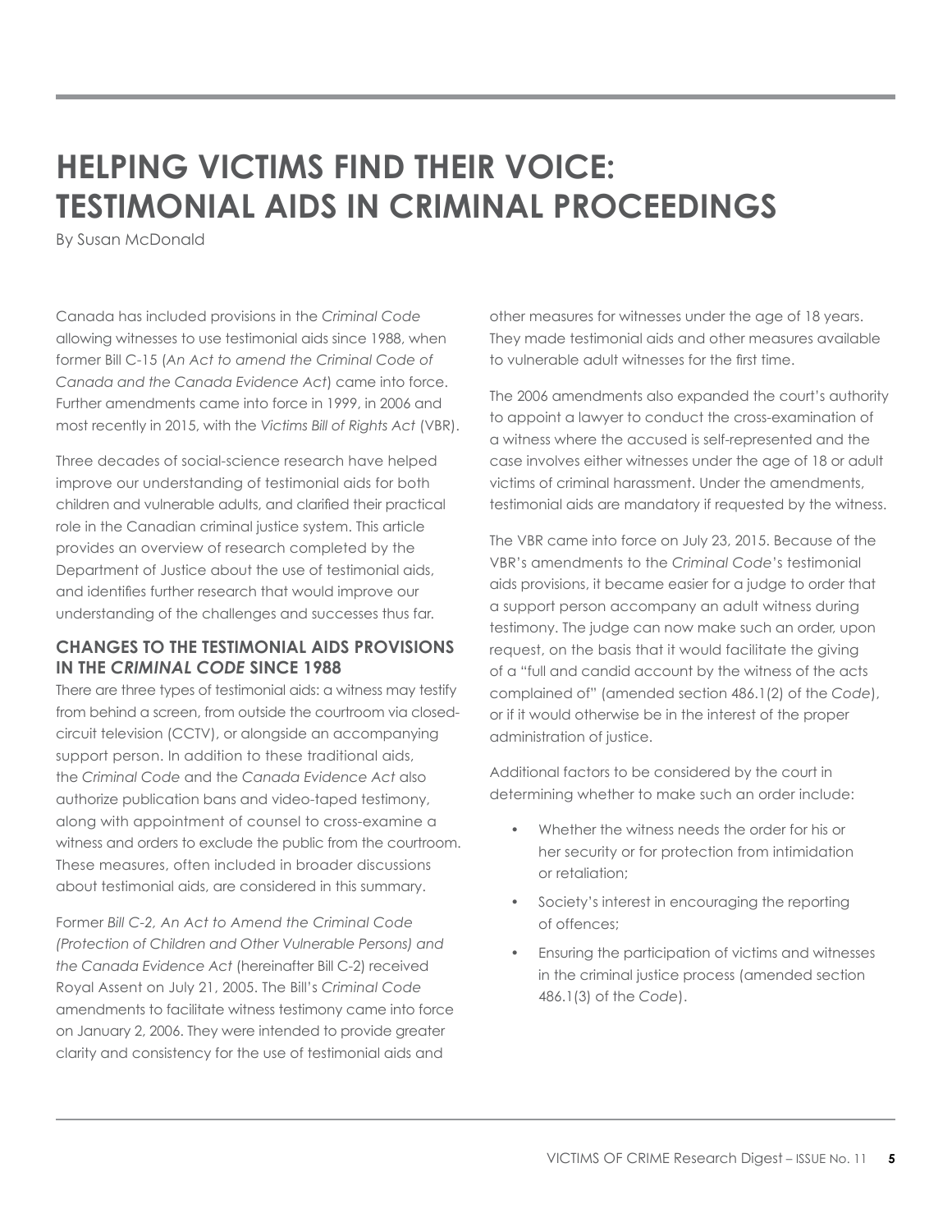# HELPING VICTIMS FIND THEIR VOICE: TESTIMONIAL AIDS IN CRIMINAL PROCEEDINGS

By Susan McDonald

Canada has included provisions in the *Criminal Code* allowing witnesses to use testimonial aids since 1988, when former Bill C-15 (*An Act to amend the Criminal Code of Canada and the Canada Evidence Act*) came into force. Further amendments came into force in 1999, in 2006 and most recently in 2015, with the *Victims Bill of Rights Act* (VBR).

Three decades of social-science research have helped improve our understanding of testimonial aids for both children and vulnerable adults, and clarified their practical role in the Canadian criminal justice system. This article provides an overview of research completed by the Department of Justice about the use of testimonial aids, and identifies further research that would improve our understanding of the challenges and successes thus far.

## CHANGES TO THE TESTIMONIAL AIDS PROVISIONS IN THE *CRIMINAL CODE* SINCE 1988

There are three types of testimonial aids: a witness may testify from behind a screen, from outside the courtroom via closed-circuit television (CCTV), or alongside an accompanying support person. In addition to these traditional aids, the *Criminal Code* and the *Canada Evidence Act* also authorize publication bans and video-taped testimony, along with appointment of counsel to cross-examine a witness and orders to exclude the public from the courtroom. These measures, often included in broader discussions about testimonial aids, are considered in this summary.

Former *Bill C-2, An Act to Amend the Criminal Code (Protection of Children and Other Vulnerable Persons) and the Canada Evidence Act* (hereinafter Bill C-2) received Royal Assent on July 21, 2005. The Bill's *Criminal Code* amendments to facilitate witness testimony came into force on January 2, 2006. They were intended to provide greater clarity and consistency for the use of testimonial aids and other measures for witnesses under the age of 18 years. They made testimonial aids and other measures available to vulnerable adult witnesses for the first time.

The 2006 amendments also expanded the court's authority to appoint a lawyer to conduct the cross-examination of a witness where the accused is self-represented and the case involves either witnesses under the age of 18 or adult victims of criminal harassment. Under the amendments, testimonial aids are mandatory if requested by the witness.

The VBR came into force on July 23, 2015. Because of the VBR's amendments to the *Criminal Code*'s testimonial aids provisions, it became easier for a judge to order that a support person accompany an adult witness during testimony. The judge can now make such an order, upon request, on the basis that it would facilitate the giving of a "full and candid account by the witness of the acts complained of" (amended section 486.1(2) of the *Code*), or if it would otherwise be in the interest of the proper administration of justice.

Additional factors to be considered by the court in determining whether to make such an order include:

- Whether the witness needs the order for his or her security or for protection from intimidation or retaliation;
- Society's interest in encouraging the reporting of offences;
- Ensuring the participation of victims and witnesses in the criminal justice process (amended section 486.1(3) of the *Code*).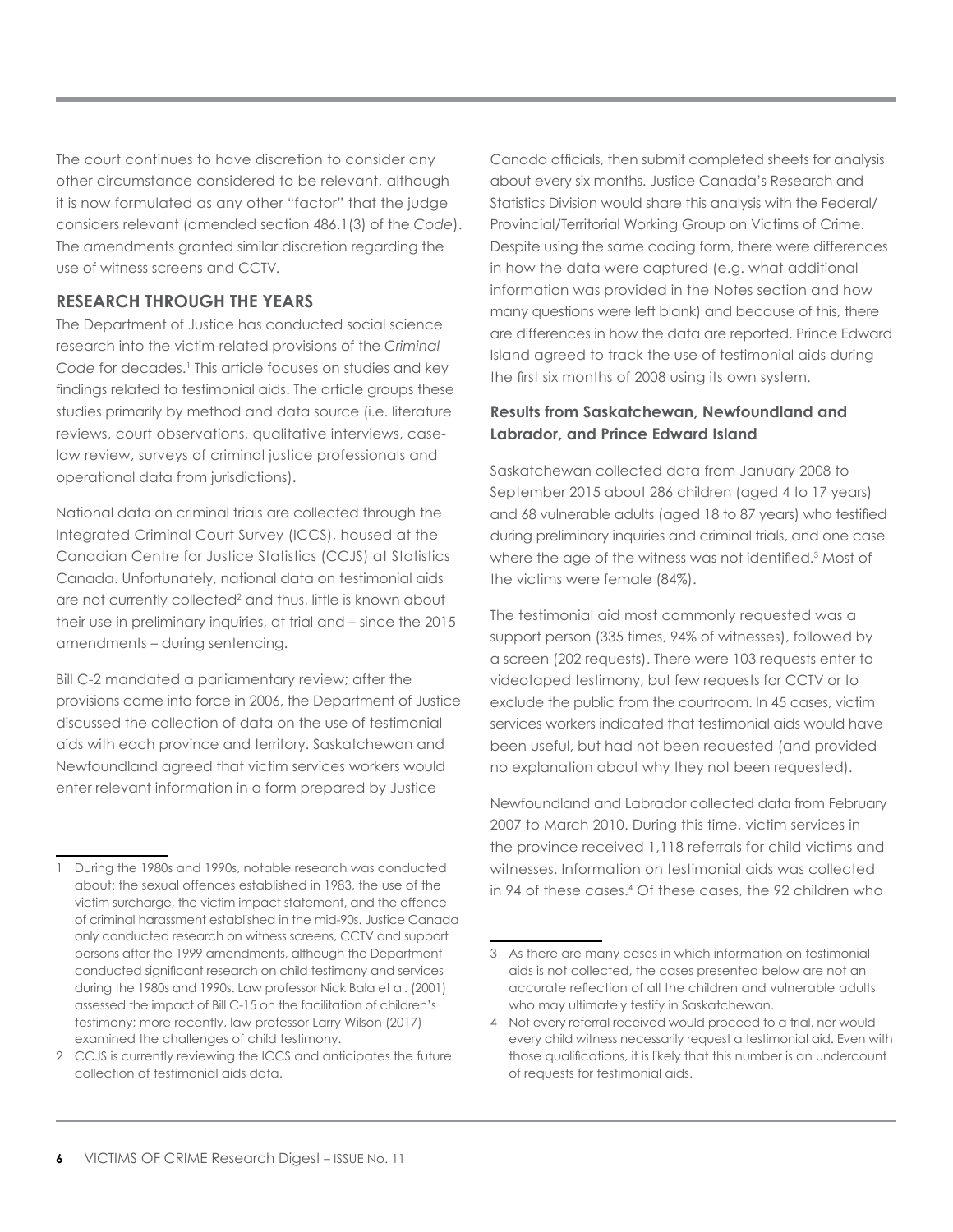The court continues to have discretion to consider any other circumstance considered to be relevant, although it is now formulated as any other "factor" that the judge considers relevant (amended section 486.1(3) of the *Code*). The amendments granted similar discretion regarding the use of witness screens and CCTV.

## RESEARCH THROUGH THE YEARS

The Department of Justice has conducted social science research into the victim-related provisions of the *Criminal Code* for decades.[1] This article focuses on studies and key findings related to testimonial aids. The article groups these studies primarily by method and data source (i.e. literature reviews, court observations, qualitative interviews, case-law review, surveys of criminal justice professionals and operational data from jurisdictions).

National data on criminal trials are collected through the Integrated Criminal Court Survey (ICCS), housed at the Canadian Centre for Justice Statistics (CCJS) at Statistics Canada. Unfortunately, national data on testimonial aids are not currently collected[2] and thus, little is known about their use in preliminary inquiries, at trial and – since the 2015 amendments – during sentencing.

Bill C-2 mandated a parliamentary review; after the provisions came into force in 2006, the Department of Justice discussed the collection of data on the use of testimonial aids with each province and territory. Saskatchewan and Newfoundland agreed that victim services workers would enter relevant information in a form prepared by Justice Canada officials, then submit completed sheets for analysis about every six months. Justice Canada's Research and Statistics Division would share this analysis with the Federal/Provincial/Territorial Working Group on Victims of Crime. Despite using the same coding form, there were differences in how the data were captured (e.g. what additional information was provided in the Notes section and how many questions were left blank) and because of this, there are differences in how the data are reported. Prince Edward Island agreed to track the use of testimonial aids during the first six months of 2008 using its own system.

### Results from Saskatchewan, Newfoundland and Labrador, and Prince Edward Island

Saskatchewan collected data from January 2008 to September 2015 about 286 children (aged 4 to 17 years) and 68 vulnerable adults (aged 18 to 87 years) who testified during preliminary inquiries and criminal trials, and one case where the age of the witness was not identified.[3] Most of the victims were female (84%).

The testimonial aid most commonly requested was a support person (335 times, 94% of witnesses), followed by a screen (202 requests). There were 103 requests enter to videotaped testimony, but few requests for CCTV or to exclude the public from the courtroom. In 45 cases, victim services workers indicated that testimonial aids would have been useful, but had not been requested (and provided no explanation about why they not been requested).

Newfoundland and Labrador collected data from February 2007 to March 2010. During this time, victim services in the province received 1,118 referrals for child victims and witnesses. Information on testimonial aids was collected in 94 of these cases.[4] Of these cases, the 92 children who

---

1 During the 1980s and 1990s, notable research was conducted about: the sexual offences established in 1983, the use of the victim surcharge, the victim impact statement, and the offence of criminal harassment established in the mid-90s. Justice Canada only conducted research on witness screens, CCTV and support persons after the 1999 amendments, although the Department conducted significant research on child testimony and services during the 1980s and 1990s. Law professor Nick Bala et al. (2001) assessed the impact of Bill C-15 on the facilitation of children's testimony; more recently, law professor Larry Wilson (2017) examined the challenges of child testimony.

2 CCJS is currently reviewing the ICCS and anticipates the future collection of testimonial aids data.

3 As there are many cases in which information on testimonial aids is not collected, the cases presented below are not an accurate reflection of all the children and vulnerable adults who may ultimately testify in Saskatchewan.

4 Not every referral received would proceed to a trial, nor would every child witness necessarily request a testimonial aid. Even with those qualifications, it is likely that this number is an undercount of requests for testimonial aids.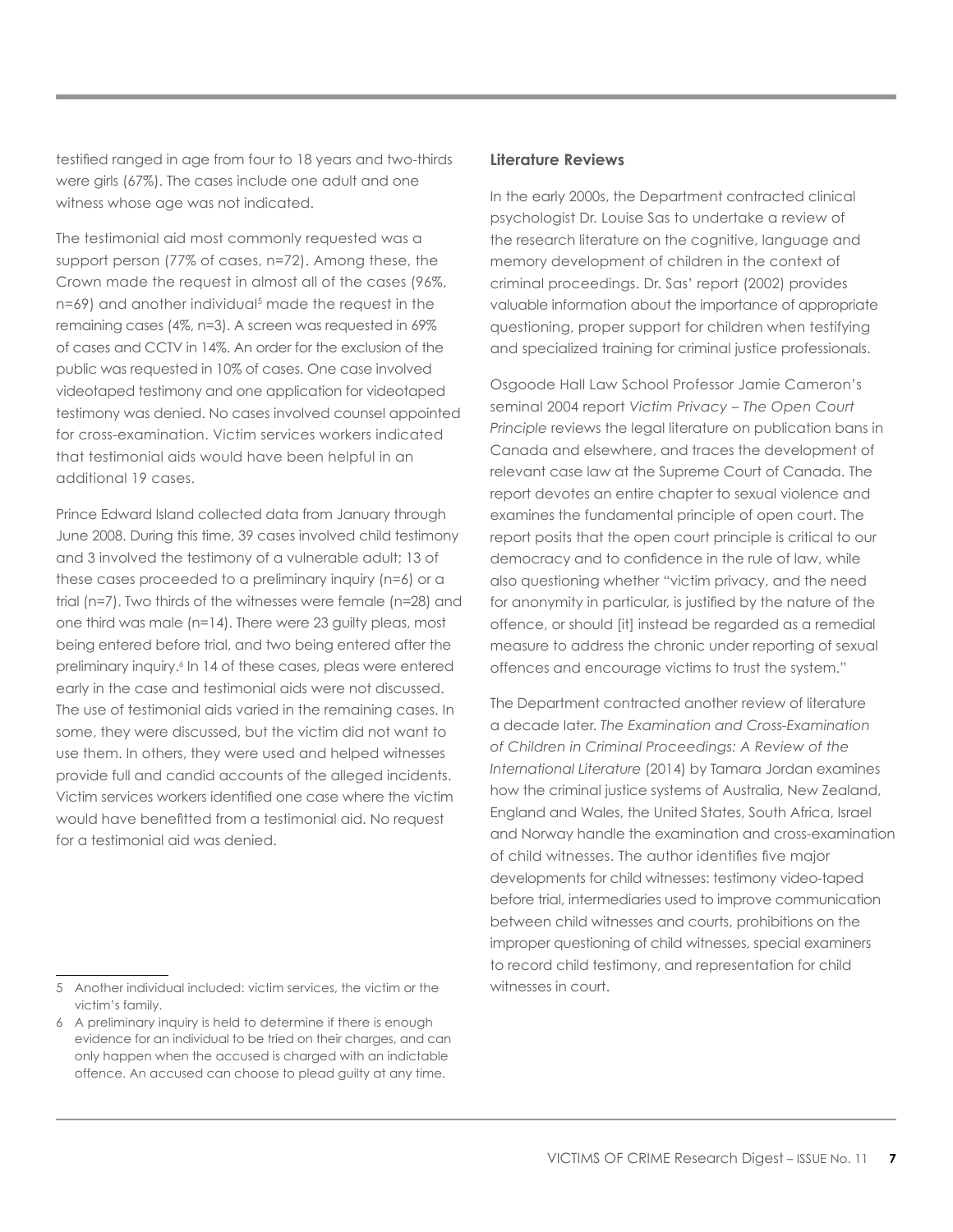testified ranged in age from four to 18 years and two-thirds were girls (67%). The cases include one adult and one witness whose age was not indicated.

The testimonial aid most commonly requested was a support person (77% of cases, n=72). Among these, the Crown made the request in almost all of the cases (96%, n=69) and another individual[5] made the request in the remaining cases (4%, n=3). A screen was requested in 69% of cases and CCTV in 14%. An order for the exclusion of the public was requested in 10% of cases. One case involved videotaped testimony and one application for videotaped testimony was denied. No cases involved counsel appointed for cross-examination. Victim services workers indicated that testimonial aids would have been helpful in an additional 19 cases.

Prince Edward Island collected data from January through June 2008. During this time, 39 cases involved child testimony and 3 involved the testimony of a vulnerable adult; 13 of these cases proceeded to a preliminary inquiry (n=6) or a trial (n=7). Two thirds of the witnesses were female (n=28) and one third was male (n=14). There were 23 guilty pleas, most being entered before trial, and two being entered after the preliminary inquiry.[6] In 14 of these cases, pleas were entered early in the case and testimonial aids were not discussed. The use of testimonial aids varied in the remaining cases. In some, they were discussed, but the victim did not want to use them. In others, they were used and helped witnesses provide full and candid accounts of the alleged incidents. Victim services workers identified one case where the victim would have benefitted from a testimonial aid. No request for a testimonial aid was denied.

5 Another individual included: victim services, the victim or the victim's family.

6 A preliminary inquiry is held to determine if there is enough evidence for an individual to be tried on their charges, and can only happen when the accused is charged with an indictable offence. An accused can choose to plead guilty at any time.

### Literature Reviews

In the early 2000s, the Department contracted clinical psychologist Dr. Louise Sas to undertake a review of the research literature on the cognitive, language and memory development of children in the context of criminal proceedings. Dr. Sas' report (2002) provides valuable information about the importance of appropriate questioning, proper support for children when testifying and specialized training for criminal justice professionals.

Osgoode Hall Law School Professor Jamie Cameron's seminal 2004 report *Victim Privacy – The Open Court Principle* reviews the legal literature on publication bans in Canada and elsewhere, and traces the development of relevant case law at the Supreme Court of Canada. The report devotes an entire chapter to sexual violence and examines the fundamental principle of open court. The report posits that the open court principle is critical to our democracy and to confidence in the rule of law, while also questioning whether "victim privacy, and the need for anonymity in particular, is justified by the nature of the offence, or should [it] instead be regarded as a remedial measure to address the chronic under reporting of sexual offences and encourage victims to trust the system."

The Department contracted another review of literature a decade later. *The Examination and Cross-Examination of Children in Criminal Proceedings: A Review of the International Literature* (2014) by Tamara Jordan examines how the criminal justice systems of Australia, New Zealand, England and Wales, the United States, South Africa, Israel and Norway handle the examination and cross-examination of child witnesses. The author identifies five major developments for child witnesses: testimony video-taped before trial, intermediaries used to improve communication between child witnesses and courts, prohibitions on the improper questioning of child witnesses, special examiners to record child testimony, and representation for child witnesses in court.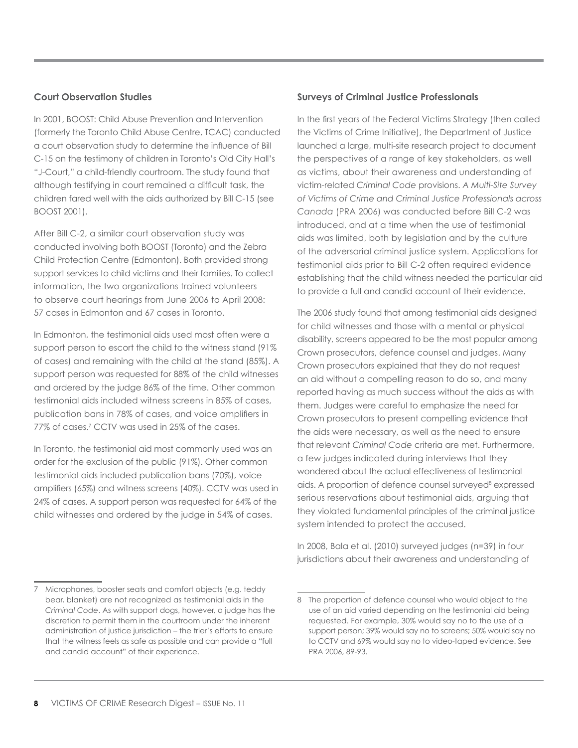## Court Observation Studies

In 2001, BOOST: Child Abuse Prevention and Intervention (formerly the Toronto Child Abuse Centre, TCAC) conducted a court observation study to determine the influence of Bill C-15 on the testimony of children in Toronto's Old City Hall's "J-Court," a child-friendly courtroom. The study found that although testifying in court remained a difficult task, the children fared well with the aids authorized by Bill C-15 (see BOOST 2001).

After Bill C-2, a similar court observation study was conducted involving both BOOST (Toronto) and the Zebra Child Protection Centre (Edmonton). Both provided strong support services to child victims and their families. To collect information, the two organizations trained volunteers to observe court hearings from June 2006 to April 2008: 57 cases in Edmonton and 67 cases in Toronto.

In Edmonton, the testimonial aids used most often were a support person to escort the child to the witness stand (91% of cases) and remaining with the child at the stand (85%). A support person was requested for 88% of the child witnesses and ordered by the judge 86% of the time. Other common testimonial aids included witness screens in 85% of cases, publication bans in 78% of cases, and voice amplifiers in 77% of cases.[7] CCTV was used in 25% of the cases.

In Toronto, the testimonial aid most commonly used was an order for the exclusion of the public (91%). Other common testimonial aids included publication bans (70%), voice amplifiers (65%) and witness screens (40%). CCTV was used in 24% of cases. A support person was requested for 64% of the child witnesses and ordered by the judge in 54% of cases.

## Surveys of Criminal Justice Professionals

In the first years of the Federal Victims Strategy (then called the Victims of Crime Initiative), the Department of Justice launched a large, multi-site research project to document the perspectives of a range of key stakeholders, as well as victims, about their awareness and understanding of victim-related *Criminal Code* provisions. *A Multi-Site Survey of Victims of Crime and Criminal Justice Professionals across Canada* (PRA 2006) was conducted before Bill C-2 was introduced, and at a time when the use of testimonial aids was limited, both by legislation and by the culture of the adversarial criminal justice system. Applications for testimonial aids prior to Bill C-2 often required evidence establishing that the child witness needed the particular aid to provide a full and candid account of their evidence.

The 2006 study found that among testimonial aids designed for child witnesses and those with a mental or physical disability, screens appeared to be the most popular among Crown prosecutors, defence counsel and judges. Many Crown prosecutors explained that they do not request an aid without a compelling reason to do so, and many reported having as much success without the aids as with them. Judges were careful to emphasize the need for Crown prosecutors to present compelling evidence that the aids were necessary, as well as the need to ensure that relevant *Criminal Code* criteria are met. Furthermore, a few judges indicated during interviews that they wondered about the actual effectiveness of testimonial aids. A proportion of defence counsel surveyed[8] expressed serious reservations about testimonial aids, arguing that they violated fundamental principles of the criminal justice system intended to protect the accused.

In 2008, Bala et al. (2010) surveyed judges (n=39) in four jurisdictions about their awareness and understanding of

---

7 Microphones, booster seats and comfort objects (e.g. teddy bear, blanket) are not recognized as testimonial aids in the *Criminal Code*. As with support dogs, however, a judge has the discretion to permit them in the courtroom under the inherent administration of justice jurisdiction – the trier's efforts to ensure that the witness feels as safe as possible and can provide a "full and candid account" of their experience.

8 The proportion of defence counsel who would object to the use of an aid varied depending on the testimonial aid being requested. For example, 30% would say no to the use of a support person; 39% would say no to screens; 50% would say no to CCTV and 69% would say no to video-taped evidence. See PRA 2006, 89-93.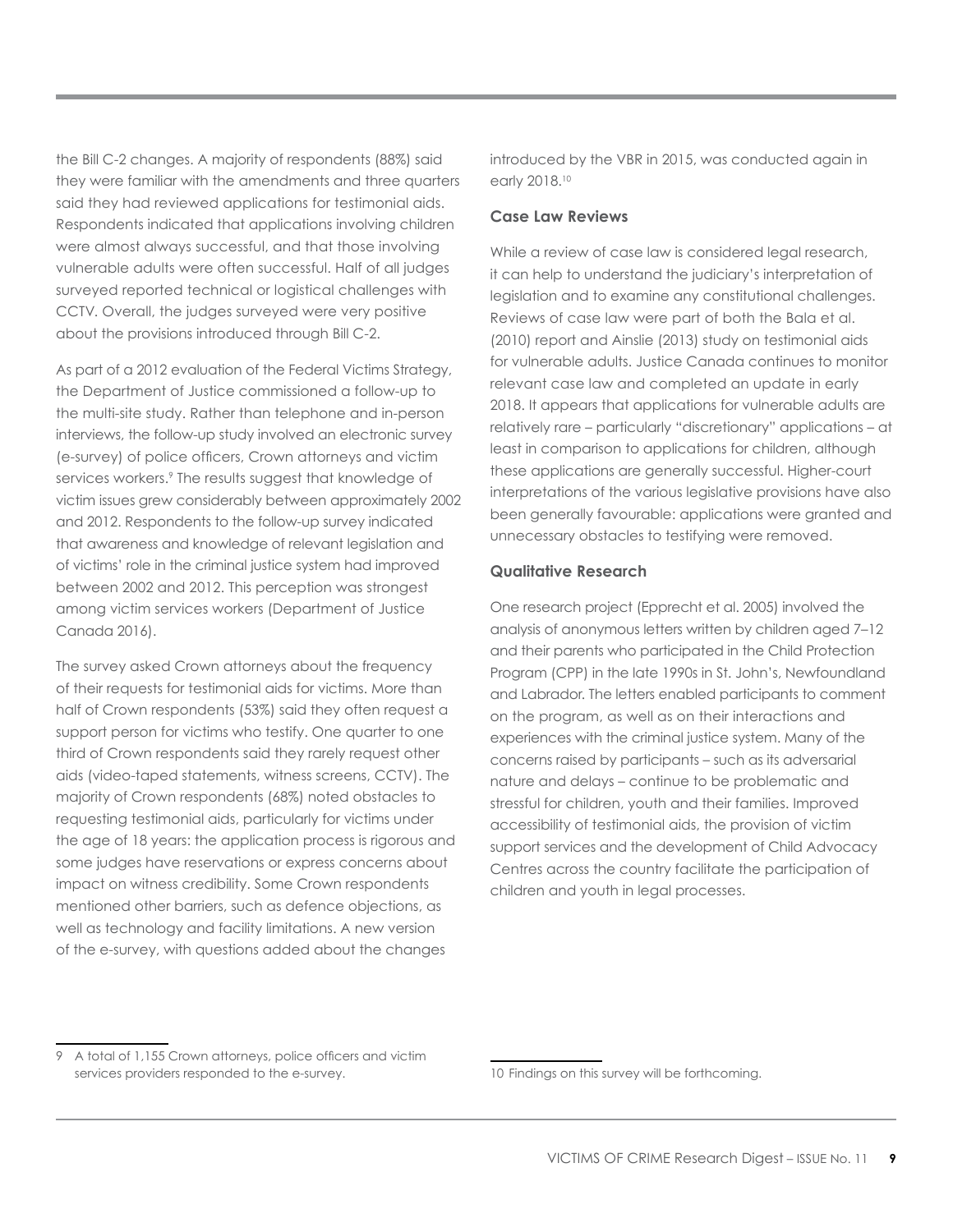the Bill C-2 changes. A majority of respondents (88%) said they were familiar with the amendments and three quarters said they had reviewed applications for testimonial aids. Respondents indicated that applications involving children were almost always successful, and that those involving vulnerable adults were often successful. Half of all judges surveyed reported technical or logistical challenges with CCTV. Overall, the judges surveyed were very positive about the provisions introduced through Bill C-2.

As part of a 2012 evaluation of the Federal Victims Strategy, the Department of Justice commissioned a follow-up to the multi-site study. Rather than telephone and in-person interviews, the follow-up study involved an electronic survey (e-survey) of police officers, Crown attorneys and victim services workers.[9] The results suggest that knowledge of victim issues grew considerably between approximately 2002 and 2012. Respondents to the follow-up survey indicated that awareness and knowledge of relevant legislation and of victims' role in the criminal justice system had improved between 2002 and 2012. This perception was strongest among victim services workers (Department of Justice Canada 2016).

The survey asked Crown attorneys about the frequency of their requests for testimonial aids for victims. More than half of Crown respondents (53%) said they often request a support person for victims who testify. One quarter to one third of Crown respondents said they rarely request other aids (video-taped statements, witness screens, CCTV). The majority of Crown respondents (68%) noted obstacles to requesting testimonial aids, particularly for victims under the age of 18 years: the application process is rigorous and some judges have reservations or express concerns about impact on witness credibility. Some Crown respondents mentioned other barriers, such as defence objections, as well as technology and facility limitations. A new version of the e-survey, with questions added about the changes introduced by the VBR in 2015, was conducted again in early 2018.[10]

### Case Law Reviews

While a review of case law is considered legal research, it can help to understand the judiciary's interpretation of legislation and to examine any constitutional challenges. Reviews of case law were part of both the Bala et al. (2010) report and Ainslie (2013) study on testimonial aids for vulnerable adults. Justice Canada continues to monitor relevant case law and completed an update in early 2018. It appears that applications for vulnerable adults are relatively rare – particularly "discretionary" applications – at least in comparison to applications for children, although these applications are generally successful. Higher-court interpretations of the various legislative provisions have also been generally favourable: applications were granted and unnecessary obstacles to testifying were removed.

### Qualitative Research

One research project (Epprecht et al. 2005) involved the analysis of anonymous letters written by children aged 7–12 and their parents who participated in the Child Protection Program (CPP) in the late 1990s in St. John's, Newfoundland and Labrador. The letters enabled participants to comment on the program, as well as on their interactions and experiences with the criminal justice system. Many of the concerns raised by participants – such as its adversarial nature and delays – continue to be problematic and stressful for children, youth and their families. Improved accessibility of testimonial aids, the provision of victim support services and the development of Child Advocacy Centres across the country facilitate the participation of children and youth in legal processes.

---

9 A total of 1,155 Crown attorneys, police officers and victim services providers responded to the e-survey.

10 Findings on this survey will be forthcoming.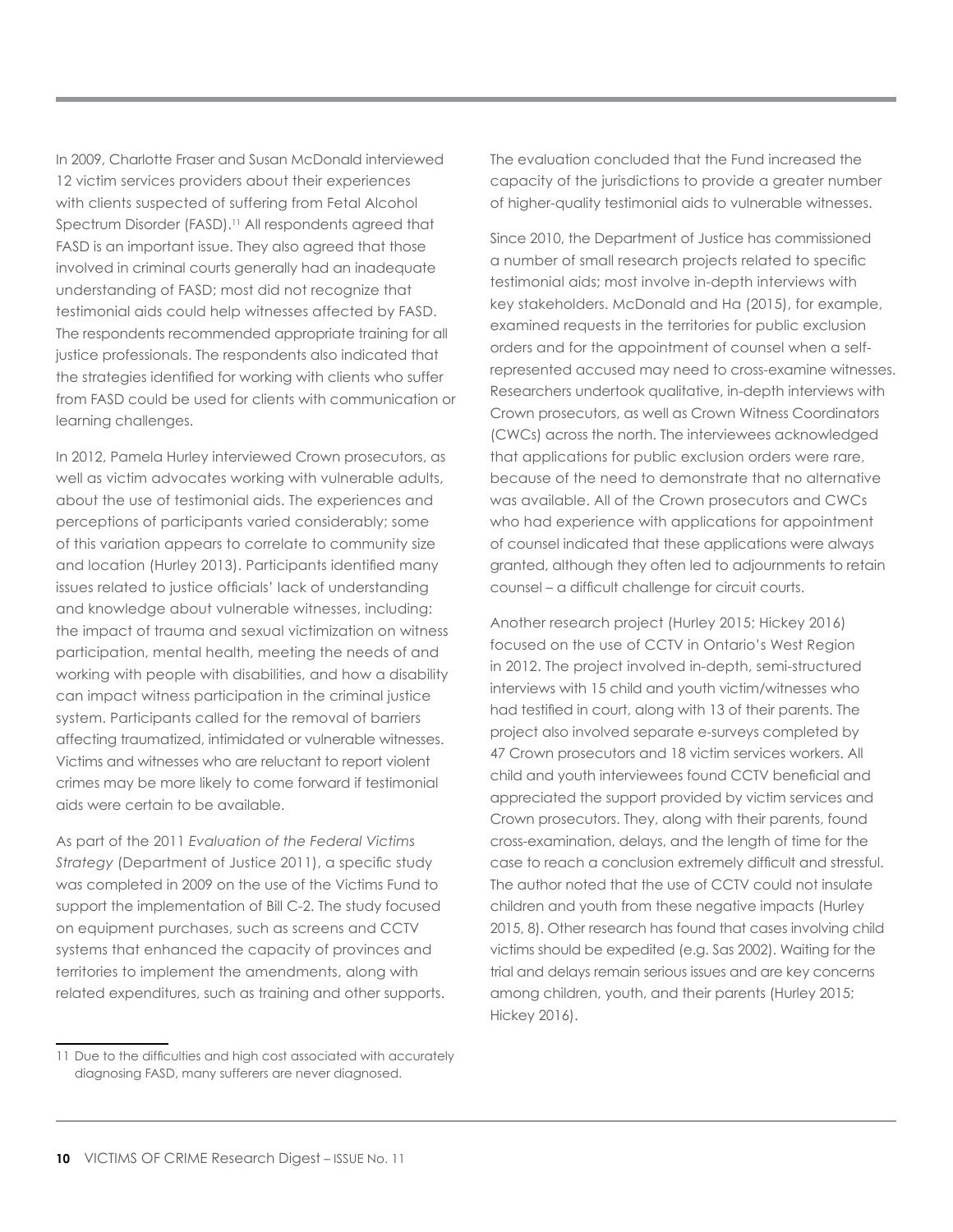In 2009, Charlotte Fraser and Susan McDonald interviewed 12 victim services providers about their experiences with clients suspected of suffering from Fetal Alcohol Spectrum Disorder (FASD).[11] All respondents agreed that FASD is an important issue. They also agreed that those involved in criminal courts generally had an inadequate understanding of FASD; most did not recognize that testimonial aids could help witnesses affected by FASD. The respondents recommended appropriate training for all justice professionals. The respondents also indicated that the strategies identified for working with clients who suffer from FASD could be used for clients with communication or learning challenges.

In 2012, Pamela Hurley interviewed Crown prosecutors, as well as victim advocates working with vulnerable adults, about the use of testimonial aids. The experiences and perceptions of participants varied considerably; some of this variation appears to correlate to community size and location (Hurley 2013). Participants identified many issues related to justice officials' lack of understanding and knowledge about vulnerable witnesses, including: the impact of trauma and sexual victimization on witness participation, mental health, meeting the needs of and working with people with disabilities, and how a disability can impact witness participation in the criminal justice system. Participants called for the removal of barriers affecting traumatized, intimidated or vulnerable witnesses. Victims and witnesses who are reluctant to report violent crimes may be more likely to come forward if testimonial aids were certain to be available.

As part of the 2011 *Evaluation of the Federal Victims Strategy* (Department of Justice 2011), a specific study was completed in 2009 on the use of the Victims Fund to support the implementation of Bill C-2. The study focused on equipment purchases, such as screens and CCTV systems that enhanced the capacity of provinces and territories to implement the amendments, along with related expenditures, such as training and other supports. The evaluation concluded that the Fund increased the capacity of the jurisdictions to provide a greater number of higher-quality testimonial aids to vulnerable witnesses.

Since 2010, the Department of Justice has commissioned a number of small research projects related to specific testimonial aids; most involve in-depth interviews with key stakeholders. McDonald and Ha (2015), for example, examined requests in the territories for public exclusion orders and for the appointment of counsel when a self-represented accused may need to cross-examine witnesses. Researchers undertook qualitative, in-depth interviews with Crown prosecutors, as well as Crown Witness Coordinators (CWCs) across the north. The interviewees acknowledged that applications for public exclusion orders were rare, because of the need to demonstrate that no alternative was available. All of the Crown prosecutors and CWCs who had experience with applications for appointment of counsel indicated that these applications were always granted, although they often led to adjournments to retain counsel – a difficult challenge for circuit courts.

Another research project (Hurley 2015; Hickey 2016) focused on the use of CCTV in Ontario's West Region in 2012. The project involved in-depth, semi-structured interviews with 15 child and youth victim/witnesses who had testified in court, along with 13 of their parents. The project also involved separate e-surveys completed by 47 Crown prosecutors and 18 victim services workers. All child and youth interviewees found CCTV beneficial and appreciated the support provided by victim services and Crown prosecutors. They, along with their parents, found cross-examination, delays, and the length of time for the case to reach a conclusion extremely difficult and stressful. The author noted that the use of CCTV could not insulate children and youth from these negative impacts (Hurley 2015, 8). Other research has found that cases involving child victims should be expedited (e.g. Sas 2002). Waiting for the trial and delays remain serious issues and are key concerns among children, youth, and their parents (Hurley 2015; Hickey 2016).

[11] Due to the difficulties and high cost associated with accurately diagnosing FASD, many sufferers are never diagnosed.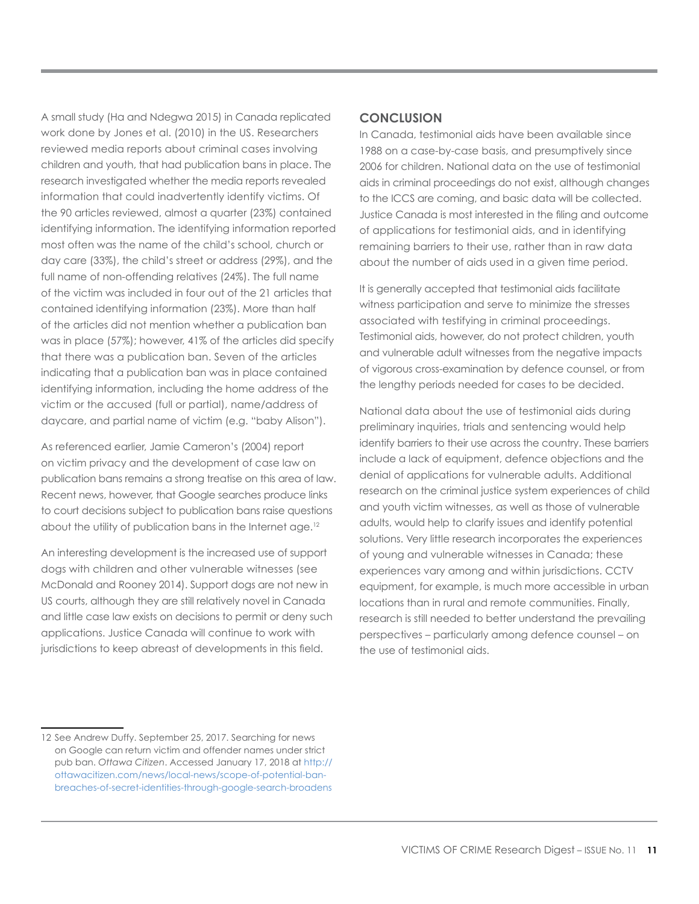A small study (Ha and Ndegwa 2015) in Canada replicated work done by Jones et al. (2010) in the US. Researchers reviewed media reports about criminal cases involving children and youth, that had publication bans in place. The research investigated whether the media reports revealed information that could inadvertently identify victims. Of the 90 articles reviewed, almost a quarter (23%) contained identifying information. The identifying information reported most often was the name of the child's school, church or day care (33%), the child's street or address (29%), and the full name of non-offending relatives (24%). The full name of the victim was included in four out of the 21 articles that contained identifying information (23%). More than half of the articles did not mention whether a publication ban was in place (57%); however, 41% of the articles did specify that there was a publication ban. Seven of the articles indicating that a publication ban was in place contained identifying information, including the home address of the victim or the accused (full or partial), name/address of daycare, and partial name of victim (e.g. "baby Alison").

As referenced earlier, Jamie Cameron's (2004) report on victim privacy and the development of case law on publication bans remains a strong treatise on this area of law. Recent news, however, that Google searches produce links to court decisions subject to publication bans raise questions about the utility of publication bans in the Internet age.[12]

An interesting development is the increased use of support dogs with children and other vulnerable witnesses (see McDonald and Rooney 2014). Support dogs are not new in US courts, although they are still relatively novel in Canada and little case law exists on decisions to permit or deny such applications. Justice Canada will continue to work with jurisdictions to keep abreast of developments in this field.

## CONCLUSION

In Canada, testimonial aids have been available since 1988 on a case-by-case basis, and presumptively since 2006 for children. National data on the use of testimonial aids in criminal proceedings do not exist, although changes to the ICCS are coming, and basic data will be collected. Justice Canada is most interested in the filing and outcome of applications for testimonial aids, and in identifying remaining barriers to their use, rather than in raw data about the number of aids used in a given time period.

It is generally accepted that testimonial aids facilitate witness participation and serve to minimize the stresses associated with testifying in criminal proceedings. Testimonial aids, however, do not protect children, youth and vulnerable adult witnesses from the negative impacts of vigorous cross-examination by defence counsel, or from the lengthy periods needed for cases to be decided.

National data about the use of testimonial aids during preliminary inquiries, trials and sentencing would help identify barriers to their use across the country. These barriers include a lack of equipment, defence objections and the denial of applications for vulnerable adults. Additional research on the criminal justice system experiences of child and youth victim witnesses, as well as those of vulnerable adults, would help to clarify issues and identify potential solutions. Very little research incorporates the experiences of young and vulnerable witnesses in Canada; these experiences vary among and within jurisdictions. CCTV equipment, for example, is much more accessible in urban locations than in rural and remote communities. Finally, research is still needed to better understand the prevailing perspectives – particularly among defence counsel – on the use of testimonial aids.

---

12 See Andrew Duffy. September 25, 2017. Searching for news on Google can return victim and offender names under strict pub ban. *Ottawa Citizen*. Accessed January 17, 2018 at http://ottawacitizen.com/news/local-news/scope-of-potential-ban-breaches-of-secret-identities-through-google-search-broadens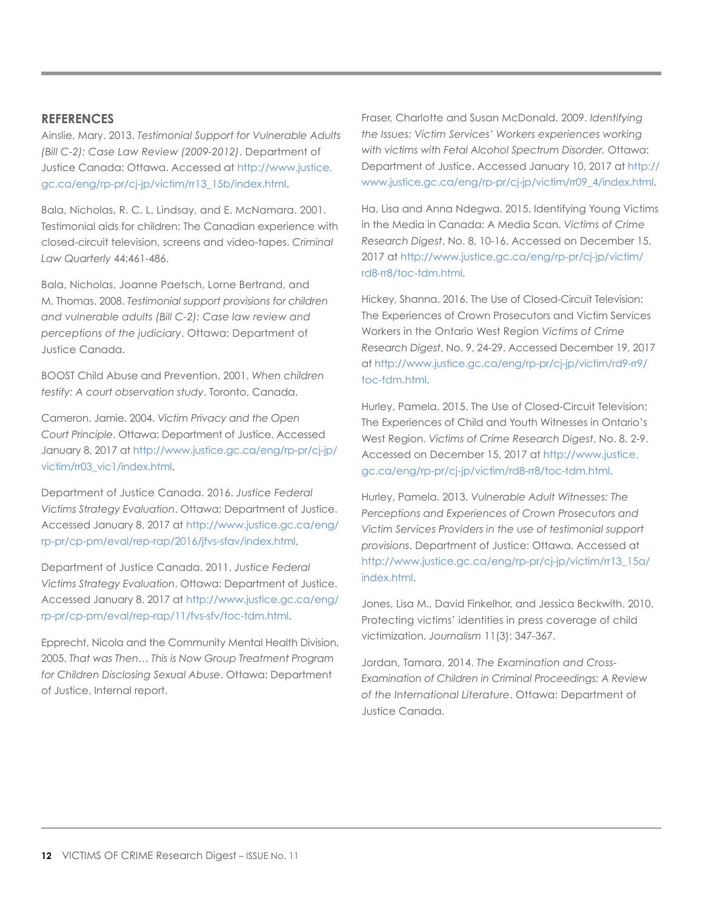## REFERENCES

Ainslie, Mary. 2013. *Testimonial Support for Vulnerable Adults (Bill C-2): Case Law Review (2009-2012)*. Department of Justice Canada: Ottawa. Accessed at http://www.justice.gc.ca/eng/rp-pr/cj-jp/victim/rr13_15b/index.html.

Bala, Nicholas, R. C. L. Lindsay, and E. McNamara. 2001. Testimonial aids for children: The Canadian experience with closed-circuit television, screens and video-tapes. *Criminal Law Quarterly* 44:461-486.

Bala, Nicholas, Joanne Paetsch, Lorne Bertrand, and M. Thomas. 2008. *Testimonial support provisions for children and vulnerable adults (Bill C-2): Case law review and perceptions of the judiciary*. Ottawa: Department of Justice Canada.

BOOST Child Abuse and Prevention. 2001. *When children testify: A court observation study*. Toronto, Canada.

Cameron, Jamie. 2004. *Victim Privacy and the Open Court Principle*. Ottawa: Department of Justice. Accessed January 8, 2017 at http://www.justice.gc.ca/eng/rp-pr/cj-jp/victim/rr03_vic1/index.html.

Department of Justice Canada. 2016. *Justice Federal Victims Strategy Evaluation*. Ottawa: Department of Justice. Accessed January 8, 2017 at http://www.justice.gc.ca/eng/rp-pr/cp-pm/eval/rep-rap/2016/jfvs-sfav/index.html.

Department of Justice Canada. 2011. *Justice Federal Victims Strategy Evaluation*. Ottawa: Department of Justice. Accessed January 8, 2017 at http://www.justice.gc.ca/eng/rp-pr/cp-pm/eval/rep-rap/11/fvs-sfv/toc-tdm.html.

Epprecht, Nicola and the Community Mental Health Division. 2005. *That was Then… This is Now Group Treatment Program for Children Disclosing Sexual Abuse*. Ottawa: Department of Justice. Internal report.

Fraser, Charlotte and Susan McDonald. 2009. *Identifying the Issues: Victim Services' Workers experiences working with victims with Fetal Alcohol Spectrum Disorder.* Ottawa: Department of Justice. Accessed January 10, 2017 at http://www.justice.gc.ca/eng/rp-pr/cj-jp/victim/rr09_4/index.html.

Ha, Lisa and Anna Ndegwa. 2015. Identifying Young Victims in the Media in Canada: A Media Scan. *Victims of Crime Research Digest*, No. 8, 10-16. Accessed on December 15, 2017 at http://www.justice.gc.ca/eng/rp-pr/cj-jp/victim/rd8-rr8/toc-tdm.html.

Hickey, Shanna. 2016. The Use of Closed-Circuit Television: The Experiences of Crown Prosecutors and Victim Services Workers in the Ontario West Region *Victims of Crime Research Digest*, No. 9, 24-29. Accessed December 19, 2017 at http://www.justice.gc.ca/eng/rp-pr/cj-jp/victim/rd9-rr9/toc-tdm.html.

Hurley, Pamela. 2015. The Use of Closed-Circuit Television: The Experiences of Child and Youth Witnesses in Ontario's West Region. *Victims of Crime Research Digest*, No. 8, 2-9. Accessed on December 15, 2017 at http://www.justice.gc.ca/eng/rp-pr/cj-jp/victim/rd8-rr8/toc-tdm.html.

Hurley, Pamela. 2013. *Vulnerable Adult Witnesses: The Perceptions and Experiences of Crown Prosecutors and Victim Services Providers in the use of testimonial support provisions*. Department of Justice: Ottawa. Accessed at http://www.justice.gc.ca/eng/rp-pr/cj-jp/victim/rr13_15a/index.html.

Jones, Lisa M., David Finkelhor, and Jessica Beckwith. 2010. Protecting victims' identities in press coverage of child victimization. *Journalism* 11(3): 347-367.

Jordan, Tamara. 2014. *The Examination and Cross-Examination of Children in Criminal Proceedings: A Review of the International Literature*. Ottawa: Department of Justice Canada.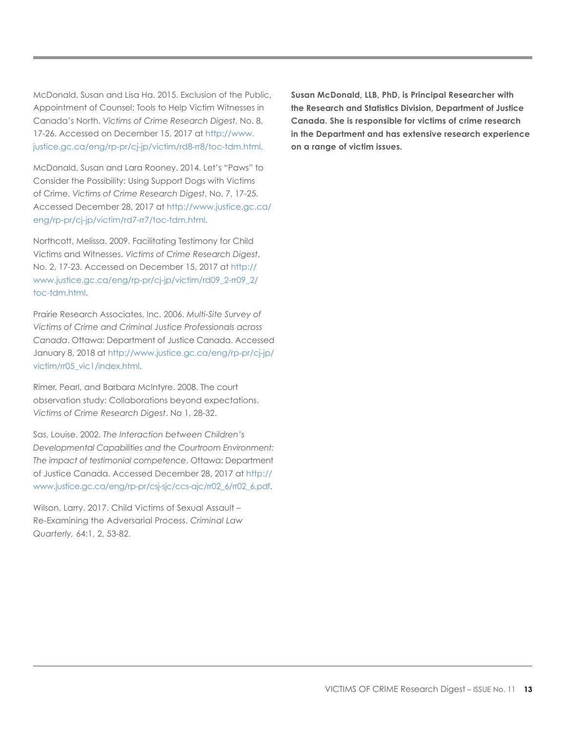McDonald, Susan and Lisa Ha. 2015. Exclusion of the Public, Appointment of Counsel: Tools to Help Victim Witnesses in Canada's North. *Victims of Crime Research Digest*, No. 8, 17-26. Accessed on December 15, 2017 at http://www.justice.gc.ca/eng/rp-pr/cj-jp/victim/rd8-rr8/toc-tdm.html.

McDonald, Susan and Lara Rooney. 2014. Let's "Paws" to Consider the Possibility: Using Support Dogs with Victims of Crime. *Victims of Crime Research Digest*, No. 7, 17-25. Accessed December 28, 2017 at http://www.justice.gc.ca/eng/rp-pr/cj-jp/victim/rd7-rr7/toc-tdm.html.

Northcott, Melissa. 2009. Facilitating Testimony for Child Victims and Witnesses. *Victims of Crime Research Digest*, No. 2, 17-23. Accessed on December 15, 2017 at http://www.justice.gc.ca/eng/rp-pr/cj-jp/victim/rd09_2-rr09_2/toc-tdm.html.

Prairie Research Associates, Inc. 2006. *Multi-Site Survey of Victims of Crime and Criminal Justice Professionals across Canada*. Ottawa: Department of Justice Canada. Accessed January 8, 2018 at http://www.justice.gc.ca/eng/rp-pr/cj-jp/victim/rr05_vic1/index.html.

Rimer, Pearl, and Barbara McIntyre. 2008. The court observation study: Collaborations beyond expectations. *Victims of Crime Research Digest*. No 1, 28-32.

Sas, Louise. 2002. *The Interaction between Children's Developmental Capabilities and the Courtroom Environment: The impact of testimonial competence*. Ottawa: Department of Justice Canada. Accessed December 28, 2017 at http://www.justice.gc.ca/eng/rp-pr/csj-sjc/ccs-ajc/rr02_6/rr02_6.pdf.

Wilson, Larry. 2017. Child Victims of Sexual Assault – Re-Examining the Adversarial Process. *Criminal Law Quarterly,* 64:1, 2, 53-82.

**Susan McDonald, LLB, PhD, is Principal Researcher with the Research and Statistics Division, Department of Justice Canada. She is responsible for victims of crime research in the Department and has extensive research experience on a range of victim issues.**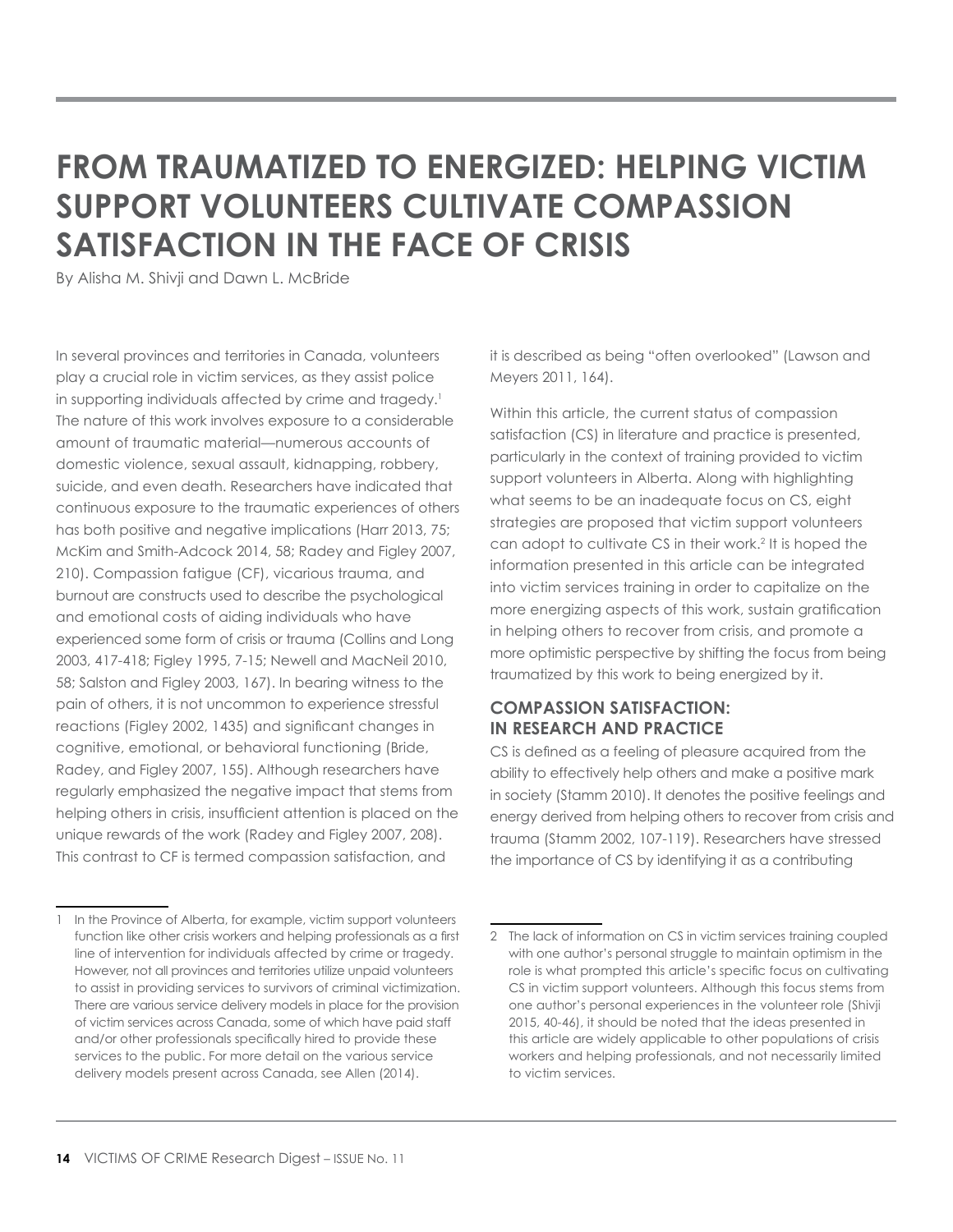# FROM TRAUMATIZED TO ENERGIZED: HELPING VICTIM SUPPORT VOLUNTEERS CULTIVATE COMPASSION SATISFACTION IN THE FACE OF CRISIS

By Alisha M. Shivji and Dawn L. McBride

In several provinces and territories in Canada, volunteers play a crucial role in victim services, as they assist police in supporting individuals affected by crime and tragedy.[1] The nature of this work involves exposure to a considerable amount of traumatic material—numerous accounts of domestic violence, sexual assault, kidnapping, robbery, suicide, and even death. Researchers have indicated that continuous exposure to the traumatic experiences of others has both positive and negative implications (Harr 2013, 75; McKim and Smith-Adcock 2014, 58; Radey and Figley 2007, 210). Compassion fatigue (CF), vicarious trauma, and burnout are constructs used to describe the psychological and emotional costs of aiding individuals who have experienced some form of crisis or trauma (Collins and Long 2003, 417-418; Figley 1995, 7-15; Newell and MacNeil 2010, 58; Salston and Figley 2003, 167). In bearing witness to the pain of others, it is not uncommon to experience stressful reactions (Figley 2002, 1435) and significant changes in cognitive, emotional, or behavioral functioning (Bride, Radey, and Figley 2007, 155). Although researchers have regularly emphasized the negative impact that stems from helping others in crisis, insufficient attention is placed on the unique rewards of the work (Radey and Figley 2007, 208). This contrast to CF is termed compassion satisfaction, and it is described as being "often overlooked" (Lawson and Meyers 2011, 164).

Within this article, the current status of compassion satisfaction (CS) in literature and practice is presented, particularly in the context of training provided to victim support volunteers in Alberta. Along with highlighting what seems to be an inadequate focus on CS, eight strategies are proposed that victim support volunteers can adopt to cultivate CS in their work.[2] It is hoped the information presented in this article can be integrated into victim services training in order to capitalize on the more energizing aspects of this work, sustain gratification in helping others to recover from crisis, and promote a more optimistic perspective by shifting the focus from being traumatized by this work to being energized by it.

## COMPASSION SATISFACTION: IN RESEARCH AND PRACTICE

CS is defined as a feeling of pleasure acquired from the ability to effectively help others and make a positive mark in society (Stamm 2010). It denotes the positive feelings and energy derived from helping others to recover from crisis and trauma (Stamm 2002, 107-119). Researchers have stressed the importance of CS by identifying it as a contributing

---

1 In the Province of Alberta, for example, victim support volunteers function like other crisis workers and helping professionals as a first line of intervention for individuals affected by crime or tragedy. However, not all provinces and territories utilize unpaid volunteers to assist in providing services to survivors of criminal victimization. There are various service delivery models in place for the provision of victim services across Canada, some of which have paid staff and/or other professionals specifically hired to provide these services to the public. For more detail on the various service delivery models present across Canada, see Allen (2014).

2 The lack of information on CS in victim services training coupled with one author's personal struggle to maintain optimism in the role is what prompted this article's specific focus on cultivating CS in victim support volunteers. Although this focus stems from one author's personal experiences in the volunteer role (Shivji 2015, 40-46), it should be noted that the ideas presented in this article are widely applicable to other populations of crisis workers and helping professionals, and not necessarily limited to victim services.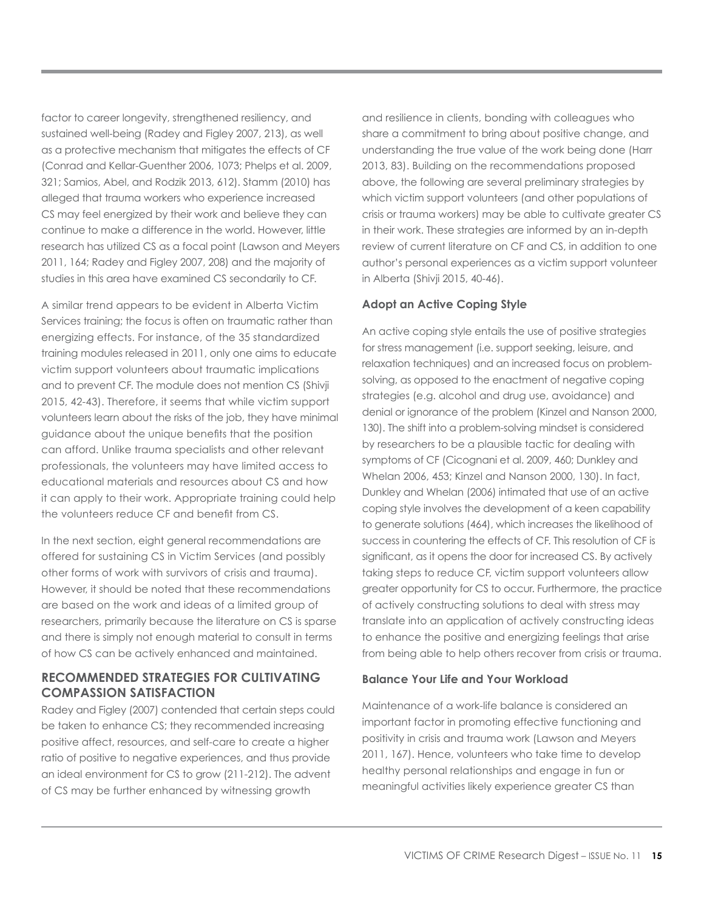factor to career longevity, strengthened resiliency, and sustained well-being (Radey and Figley 2007, 213), as well as a protective mechanism that mitigates the effects of CF (Conrad and Kellar-Guenther 2006, 1073; Phelps et al. 2009, 321; Samios, Abel, and Rodzik 2013, 612). Stamm (2010) has alleged that trauma workers who experience increased CS may feel energized by their work and believe they can continue to make a difference in the world. However, little research has utilized CS as a focal point (Lawson and Meyers 2011, 164; Radey and Figley 2007, 208) and the majority of studies in this area have examined CS secondarily to CF.

A similar trend appears to be evident in Alberta Victim Services training; the focus is often on traumatic rather than energizing effects. For instance, of the 35 standardized training modules released in 2011, only one aims to educate victim support volunteers about traumatic implications and to prevent CF. The module does not mention CS (Shivji 2015, 42-43). Therefore, it seems that while victim support volunteers learn about the risks of the job, they have minimal guidance about the unique benefits that the position can afford. Unlike trauma specialists and other relevant professionals, the volunteers may have limited access to educational materials and resources about CS and how it can apply to their work. Appropriate training could help the volunteers reduce CF and benefit from CS.

In the next section, eight general recommendations are offered for sustaining CS in Victim Services (and possibly other forms of work with survivors of crisis and trauma). However, it should be noted that these recommendations are based on the work and ideas of a limited group of researchers, primarily because the literature on CS is sparse and there is simply not enough material to consult in terms of how CS can be actively enhanced and maintained.

## RECOMMENDED STRATEGIES FOR CULTIVATING COMPASSION SATISFACTION

Radey and Figley (2007) contended that certain steps could be taken to enhance CS; they recommended increasing positive affect, resources, and self-care to create a higher ratio of positive to negative experiences, and thus provide an ideal environment for CS to grow (211-212). The advent of CS may be further enhanced by witnessing growth and resilience in clients, bonding with colleagues who share a commitment to bring about positive change, and understanding the true value of the work being done (Harr 2013, 83). Building on the recommendations proposed above, the following are several preliminary strategies by which victim support volunteers (and other populations of crisis or trauma workers) may be able to cultivate greater CS in their work. These strategies are informed by an in-depth review of current literature on CF and CS, in addition to one author's personal experiences as a victim support volunteer in Alberta (Shivji 2015, 40-46).

### Adopt an Active Coping Style

An active coping style entails the use of positive strategies for stress management (i.e. support seeking, leisure, and relaxation techniques) and an increased focus on problem-solving, as opposed to the enactment of negative coping strategies (e.g. alcohol and drug use, avoidance) and denial or ignorance of the problem (Kinzel and Nanson 2000, 130). The shift into a problem-solving mindset is considered by researchers to be a plausible tactic for dealing with symptoms of CF (Cicognani et al. 2009, 460; Dunkley and Whelan 2006, 453; Kinzel and Nanson 2000, 130). In fact, Dunkley and Whelan (2006) intimated that use of an active coping style involves the development of a keen capability to generate solutions (464), which increases the likelihood of success in countering the effects of CF. This resolution of CF is significant, as it opens the door for increased CS. By actively taking steps to reduce CF, victim support volunteers allow greater opportunity for CS to occur. Furthermore, the practice of actively constructing solutions to deal with stress may translate into an application of actively constructing ideas to enhance the positive and energizing feelings that arise from being able to help others recover from crisis or trauma.

### Balance Your Life and Your Workload

Maintenance of a work-life balance is considered an important factor in promoting effective functioning and positivity in crisis and trauma work (Lawson and Meyers 2011, 167). Hence, volunteers who take time to develop healthy personal relationships and engage in fun or meaningful activities likely experience greater CS than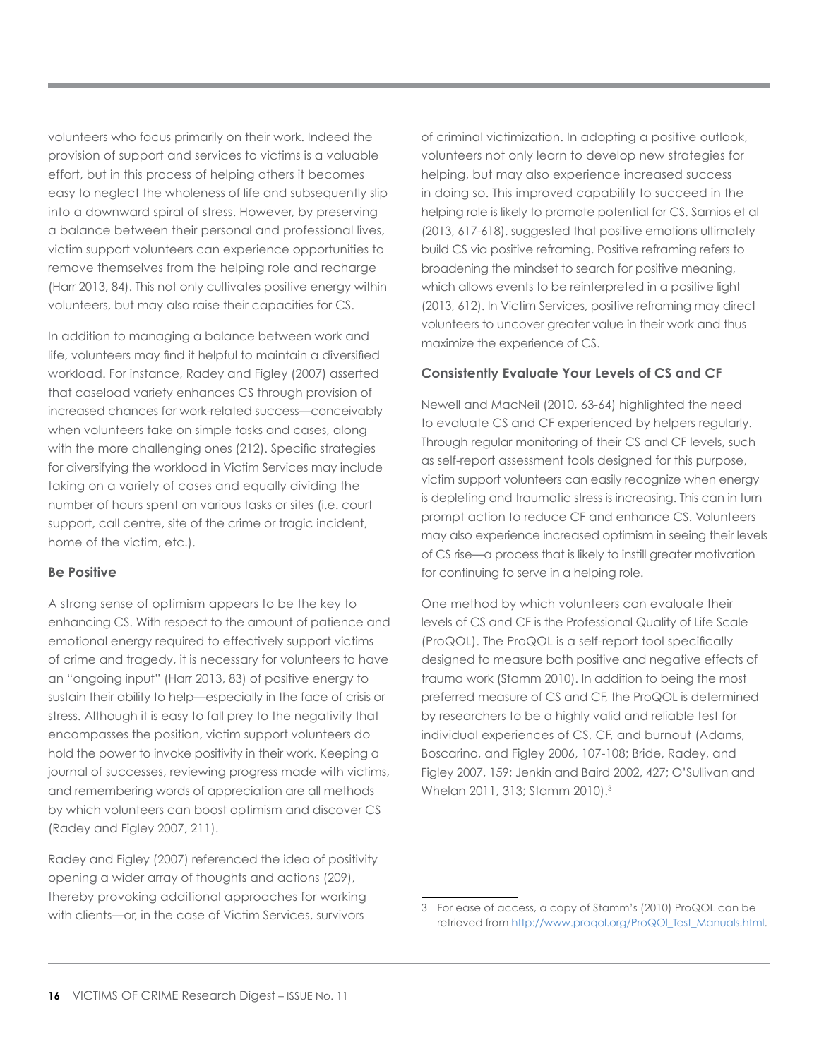volunteers who focus primarily on their work. Indeed the provision of support and services to victims is a valuable effort, but in this process of helping others it becomes easy to neglect the wholeness of life and subsequently slip into a downward spiral of stress. However, by preserving a balance between their personal and professional lives, victim support volunteers can experience opportunities to remove themselves from the helping role and recharge (Harr 2013, 84). This not only cultivates positive energy within volunteers, but may also raise their capacities for CS.

In addition to managing a balance between work and life, volunteers may find it helpful to maintain a diversified workload. For instance, Radey and Figley (2007) asserted that caseload variety enhances CS through provision of increased chances for work-related success—conceivably when volunteers take on simple tasks and cases, along with the more challenging ones (212). Specific strategies for diversifying the workload in Victim Services may include taking on a variety of cases and equally dividing the number of hours spent on various tasks or sites (i.e. court support, call centre, site of the crime or tragic incident, home of the victim, etc.).

### Be Positive

A strong sense of optimism appears to be the key to enhancing CS. With respect to the amount of patience and emotional energy required to effectively support victims of crime and tragedy, it is necessary for volunteers to have an "ongoing input" (Harr 2013, 83) of positive energy to sustain their ability to help—especially in the face of crisis or stress. Although it is easy to fall prey to the negativity that encompasses the position, victim support volunteers do hold the power to invoke positivity in their work. Keeping a journal of successes, reviewing progress made with victims, and remembering words of appreciation are all methods by which volunteers can boost optimism and discover CS (Radey and Figley 2007, 211).

Radey and Figley (2007) referenced the idea of positivity opening a wider array of thoughts and actions (209), thereby provoking additional approaches for working with clients—or, in the case of Victim Services, survivors of criminal victimization. In adopting a positive outlook, volunteers not only learn to develop new strategies for helping, but may also experience increased success in doing so. This improved capability to succeed in the helping role is likely to promote potential for CS. Samios et al (2013, 617-618). suggested that positive emotions ultimately build CS via positive reframing. Positive reframing refers to broadening the mindset to search for positive meaning, which allows events to be reinterpreted in a positive light (2013, 612). In Victim Services, positive reframing may direct volunteers to uncover greater value in their work and thus maximize the experience of CS.

### Consistently Evaluate Your Levels of CS and CF

Newell and MacNeil (2010, 63-64) highlighted the need to evaluate CS and CF experienced by helpers regularly. Through regular monitoring of their CS and CF levels, such as self-report assessment tools designed for this purpose, victim support volunteers can easily recognize when energy is depleting and traumatic stress is increasing. This can in turn prompt action to reduce CF and enhance CS. Volunteers may also experience increased optimism in seeing their levels of CS rise—a process that is likely to instill greater motivation for continuing to serve in a helping role.

One method by which volunteers can evaluate their levels of CS and CF is the Professional Quality of Life Scale (ProQOL). The ProQOL is a self-report tool specifically designed to measure both positive and negative effects of trauma work (Stamm 2010). In addition to being the most preferred measure of CS and CF, the ProQOL is determined by researchers to be a highly valid and reliable test for individual experiences of CS, CF, and burnout (Adams, Boscarino, and Figley 2006, 107-108; Bride, Radey, and Figley 2007, 159; Jenkin and Baird 2002, 427; O'Sullivan and Whelan 2011, 313; Stamm 2010).[3]

---

3 For ease of access, a copy of Stamm's (2010) ProQOL can be retrieved from http://www.proqol.org/ProQOl_Test_Manuals.html.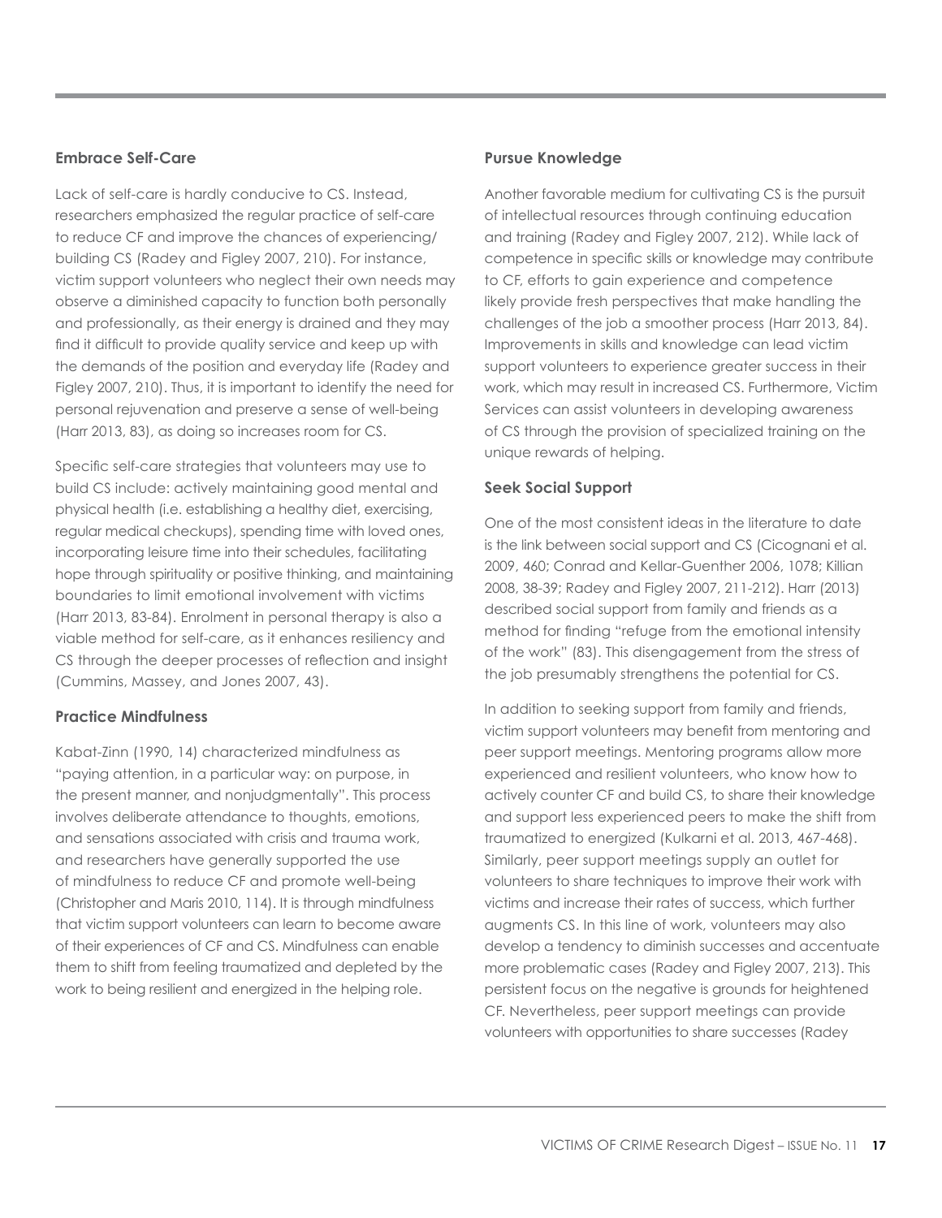### Embrace Self-Care

Lack of self-care is hardly conducive to CS. Instead, researchers emphasized the regular practice of self-care to reduce CF and improve the chances of experiencing/ building CS (Radey and Figley 2007, 210). For instance, victim support volunteers who neglect their own needs may observe a diminished capacity to function both personally and professionally, as their energy is drained and they may find it difficult to provide quality service and keep up with the demands of the position and everyday life (Radey and Figley 2007, 210). Thus, it is important to identify the need for personal rejuvenation and preserve a sense of well-being (Harr 2013, 83), as doing so increases room for CS.

Specific self-care strategies that volunteers may use to build CS include: actively maintaining good mental and physical health (i.e. establishing a healthy diet, exercising, regular medical checkups), spending time with loved ones, incorporating leisure time into their schedules, facilitating hope through spirituality or positive thinking, and maintaining boundaries to limit emotional involvement with victims (Harr 2013, 83-84). Enrolment in personal therapy is also a viable method for self-care, as it enhances resiliency and CS through the deeper processes of reflection and insight (Cummins, Massey, and Jones 2007, 43).

### Practice Mindfulness

Kabat-Zinn (1990, 14) characterized mindfulness as "paying attention, in a particular way: on purpose, in the present manner, and nonjudgmentally". This process involves deliberate attendance to thoughts, emotions, and sensations associated with crisis and trauma work, and researchers have generally supported the use of mindfulness to reduce CF and promote well-being (Christopher and Maris 2010, 114). It is through mindfulness that victim support volunteers can learn to become aware of their experiences of CF and CS. Mindfulness can enable them to shift from feeling traumatized and depleted by the work to being resilient and energized in the helping role.

### Pursue Knowledge

Another favorable medium for cultivating CS is the pursuit of intellectual resources through continuing education and training (Radey and Figley 2007, 212). While lack of competence in specific skills or knowledge may contribute to CF, efforts to gain experience and competence likely provide fresh perspectives that make handling the challenges of the job a smoother process (Harr 2013, 84). Improvements in skills and knowledge can lead victim support volunteers to experience greater success in their work, which may result in increased CS. Furthermore, Victim Services can assist volunteers in developing awareness of CS through the provision of specialized training on the unique rewards of helping.

### Seek Social Support

One of the most consistent ideas in the literature to date is the link between social support and CS (Cicognani et al. 2009, 460; Conrad and Kellar-Guenther 2006, 1078; Killian 2008, 38-39; Radey and Figley 2007, 211-212). Harr (2013) described social support from family and friends as a method for finding "refuge from the emotional intensity of the work" (83). This disengagement from the stress of the job presumably strengthens the potential for CS.

In addition to seeking support from family and friends, victim support volunteers may benefit from mentoring and peer support meetings. Mentoring programs allow more experienced and resilient volunteers, who know how to actively counter CF and build CS, to share their knowledge and support less experienced peers to make the shift from traumatized to energized (Kulkarni et al. 2013, 467-468). Similarly, peer support meetings supply an outlet for volunteers to share techniques to improve their work with victims and increase their rates of success, which further augments CS. In this line of work, volunteers may also develop a tendency to diminish successes and accentuate more problematic cases (Radey and Figley 2007, 213). This persistent focus on the negative is grounds for heightened CF. Nevertheless, peer support meetings can provide volunteers with opportunities to share successes (Radey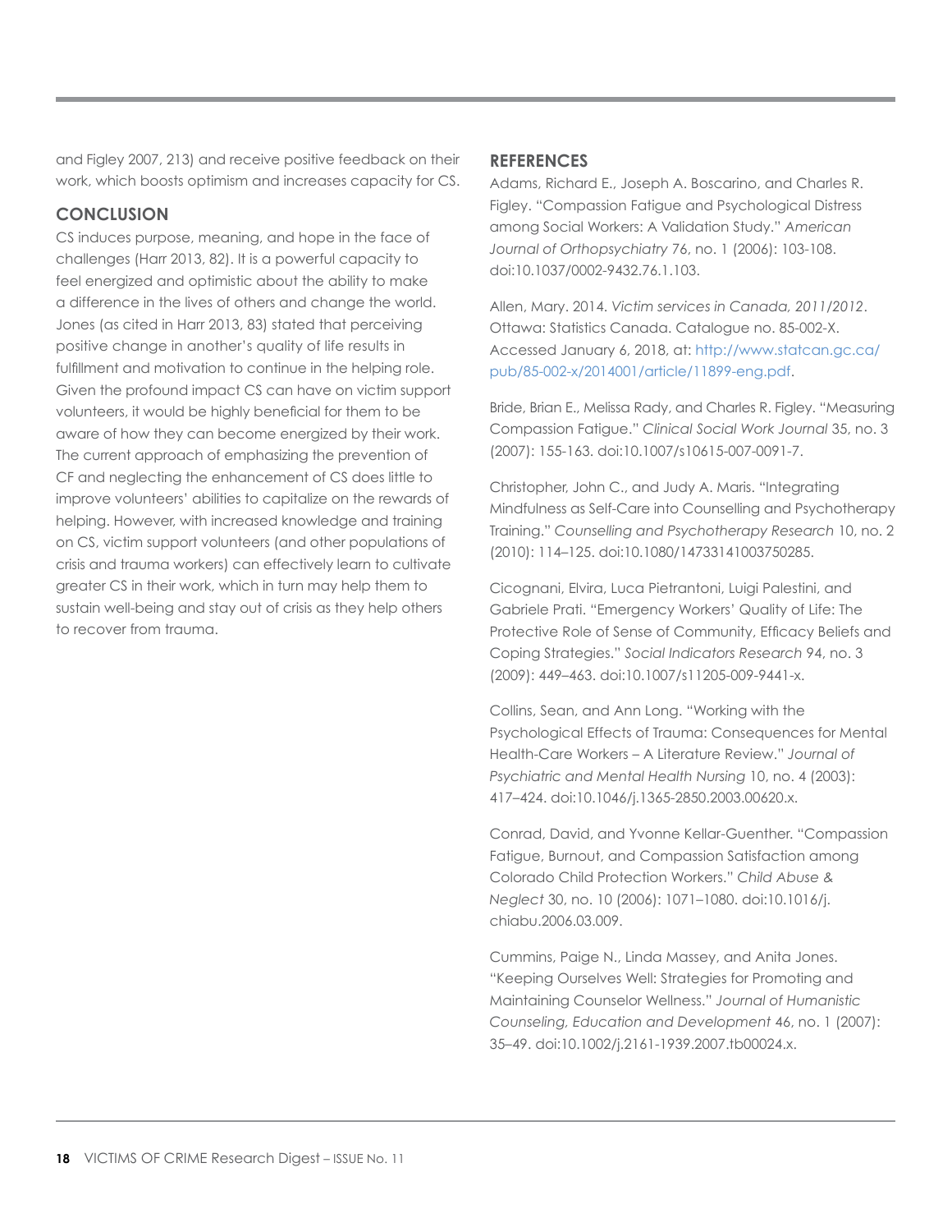and Figley 2007, 213) and receive positive feedback on their work, which boosts optimism and increases capacity for CS.

## CONCLUSION

CS induces purpose, meaning, and hope in the face of challenges (Harr 2013, 82). It is a powerful capacity to feel energized and optimistic about the ability to make a difference in the lives of others and change the world. Jones (as cited in Harr 2013, 83) stated that perceiving positive change in another's quality of life results in fulfillment and motivation to continue in the helping role. Given the profound impact CS can have on victim support volunteers, it would be highly beneficial for them to be aware of how they can become energized by their work. The current approach of emphasizing the prevention of CF and neglecting the enhancement of CS does little to improve volunteers' abilities to capitalize on the rewards of helping. However, with increased knowledge and training on CS, victim support volunteers (and other populations of crisis and trauma workers) can effectively learn to cultivate greater CS in their work, which in turn may help them to sustain well-being and stay out of crisis as they help others to recover from trauma.

## REFERENCES

Adams, Richard E., Joseph A. Boscarino, and Charles R. Figley. "Compassion Fatigue and Psychological Distress among Social Workers: A Validation Study." *American Journal of Orthopsychiatry* 76, no. 1 (2006): 103-108. doi:10.1037/0002-9432.76.1.103.

Allen, Mary. 2014. *Victim services in Canada, 2011/2012*. Ottawa: Statistics Canada. Catalogue no. 85-002-X. Accessed January 6, 2018, at: http://www.statcan.gc.ca/pub/85-002-x/2014001/article/11899-eng.pdf.

Bride, Brian E., Melissa Rady, and Charles R. Figley. "Measuring Compassion Fatigue." *Clinical Social Work Journal* 35, no. 3 (2007): 155-163. doi:10.1007/s10615-007-0091-7.

Christopher, John C., and Judy A. Maris. "Integrating Mindfulness as Self-Care into Counselling and Psychotherapy Training." *Counselling and Psychotherapy Research* 10, no. 2 (2010): 114–125. doi:10.1080/14733141003750285.

Cicognani, Elvira, Luca Pietrantoni, Luigi Palestini, and Gabriele Prati. "Emergency Workers' Quality of Life: The Protective Role of Sense of Community, Efficacy Beliefs and Coping Strategies." *Social Indicators Research* 94, no. 3 (2009): 449–463. doi:10.1007/s11205-009-9441-x.

Collins, Sean, and Ann Long. "Working with the Psychological Effects of Trauma: Consequences for Mental Health-Care Workers – A Literature Review." *Journal of Psychiatric and Mental Health Nursing* 10, no. 4 (2003): 417–424. doi:10.1046/j.1365-2850.2003.00620.x.

Conrad, David, and Yvonne Kellar-Guenther. "Compassion Fatigue, Burnout, and Compassion Satisfaction among Colorado Child Protection Workers." *Child Abuse & Neglect* 30, no. 10 (2006): 1071–1080. doi:10.1016/j.chiabu.2006.03.009.

Cummins, Paige N., Linda Massey, and Anita Jones. "Keeping Ourselves Well: Strategies for Promoting and Maintaining Counselor Wellness." *Journal of Humanistic Counseling, Education and Development* 46, no. 1 (2007): 35–49. doi:10.1002/j.2161-1939.2007.tb00024.x.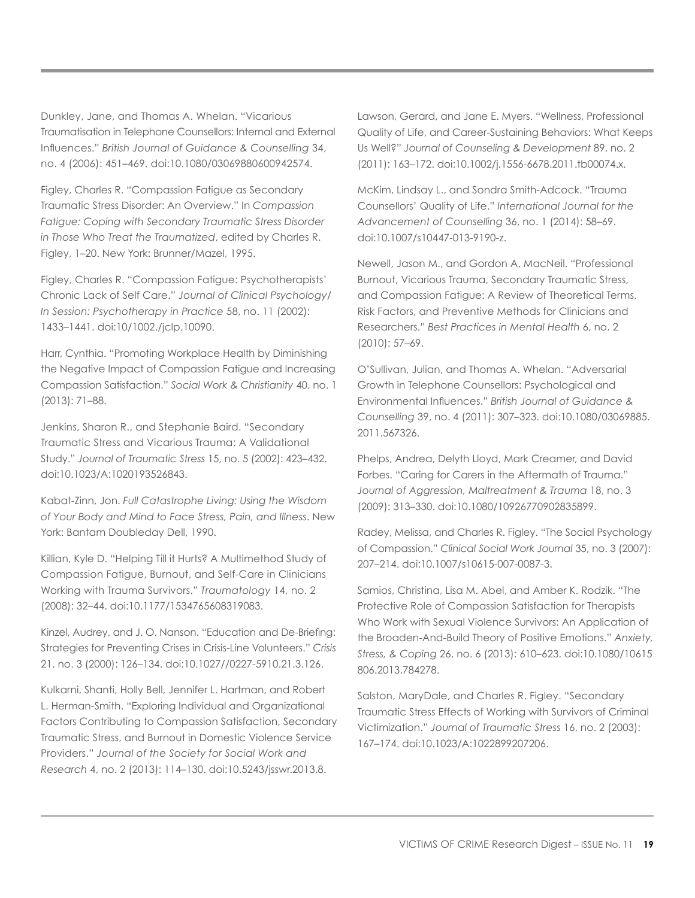Dunkley, Jane, and Thomas A. Whelan. "Vicarious Traumatisation in Telephone Counsellors: Internal and External Influences." *British Journal of Guidance & Counselling* 34, no. 4 (2006): 451–469. doi:10.1080/03069880600942574.

Figley, Charles R. "Compassion Fatigue as Secondary Traumatic Stress Disorder: An Overview." In *Compassion Fatigue: Coping with Secondary Traumatic Stress Disorder in Those Who Treat the Traumatized*, edited by Charles R. Figley, 1–20. New York: Brunner/Mazel, 1995.

Figley, Charles R. "Compassion Fatigue: Psychotherapists' Chronic Lack of Self Care." *Journal of Clinical Psychology/ In Session: Psychotherapy in Practice* 58, no. 11 (2002): 1433–1441. doi:10/1002./jclp.10090.

Harr, Cynthia. "Promoting Workplace Health by Diminishing the Negative Impact of Compassion Fatigue and Increasing Compassion Satisfaction." *Social Work & Christianity* 40, no. 1 (2013): 71–88.

Jenkins, Sharon R., and Stephanie Baird. "Secondary Traumatic Stress and Vicarious Trauma: A Validational Study." *Journal of Traumatic Stress* 15, no. 5 (2002): 423–432. doi:10.1023/A:1020193526843.

Kabat-Zinn, Jon. *Full Catastrophe Living: Using the Wisdom of Your Body and Mind to Face Stress, Pain, and Illness*. New York: Bantam Doubleday Dell, 1990.

Killian, Kyle D. "Helping Till it Hurts? A Multimethod Study of Compassion Fatigue, Burnout, and Self-Care in Clinicians Working with Trauma Survivors." *Traumatology* 14, no. 2 (2008): 32–44. doi:10.1177/1534765608319083.

Kinzel, Audrey, and J. O. Nanson. "Education and De-Briefing: Strategies for Preventing Crises in Crisis-Line Volunteers." *Crisis* 21, no. 3 (2000): 126–134. doi:10.1027//0227-5910.21.3.126.

Kulkarni, Shanti, Holly Bell, Jennifer L. Hartman, and Robert L. Herman-Smith. "Exploring Individual and Organizational Factors Contributing to Compassion Satisfaction, Secondary Traumatic Stress, and Burnout in Domestic Violence Service Providers." *Journal of the Society for Social Work and Research* 4, no. 2 (2013): 114–130. doi:10.5243/jsswr.2013.8.

Lawson, Gerard, and Jane E. Myers. "Wellness, Professional Quality of Life, and Career-Sustaining Behaviors: What Keeps Us Well?" *Journal of Counseling & Development* 89, no. 2 (2011): 163–172. doi:10.1002/j.1556-6678.2011.tb00074.x.

McKim, Lindsay L., and Sondra Smith-Adcock. "Trauma Counsellors' Quality of Life." *International Journal for the Advancement of Counselling* 36, no. 1 (2014): 58–69. doi:10.1007/s10447-013-9190-z.

Newell, Jason M., and Gordon A. MacNeil. "Professional Burnout, Vicarious Trauma, Secondary Traumatic Stress, and Compassion Fatigue: A Review of Theoretical Terms, Risk Factors, and Preventive Methods for Clinicians and Researchers." *Best Practices in Mental Health* 6, no. 2 (2010): 57–69.

O'Sullivan, Julian, and Thomas A. Whelan. "Adversarial Growth in Telephone Counsellors: Psychological and Environmental Influences." *British Journal of Guidance & Counselling* 39, no. 4 (2011): 307–323. doi:10.1080/03069885.2011.567326.

Phelps, Andrea, Delyth Lloyd, Mark Creamer, and David Forbes. "Caring for Carers in the Aftermath of Trauma." *Journal of Aggression, Maltreatment & Trauma* 18, no. 3 (2009): 313–330. doi:10.1080/10926770902835899.

Radey, Melissa, and Charles R. Figley. "The Social Psychology of Compassion." *Clinical Social Work Journal* 35, no. 3 (2007): 207–214. doi:10.1007/s10615-007-0087-3.

Samios, Christina, Lisa M. Abel, and Amber K. Rodzik. "The Protective Role of Compassion Satisfaction for Therapists Who Work with Sexual Violence Survivors: An Application of the Broaden-And-Build Theory of Positive Emotions." *Anxiety, Stress, & Coping* 26, no. 6 (2013): 610–623. doi:10.1080/10615806.2013.784278.

Salston, MaryDale, and Charles R. Figley. "Secondary Traumatic Stress Effects of Working with Survivors of Criminal Victimization." *Journal of Traumatic Stress* 16, no. 2 (2003): 167–174. doi:10.1023/A:1022899207206.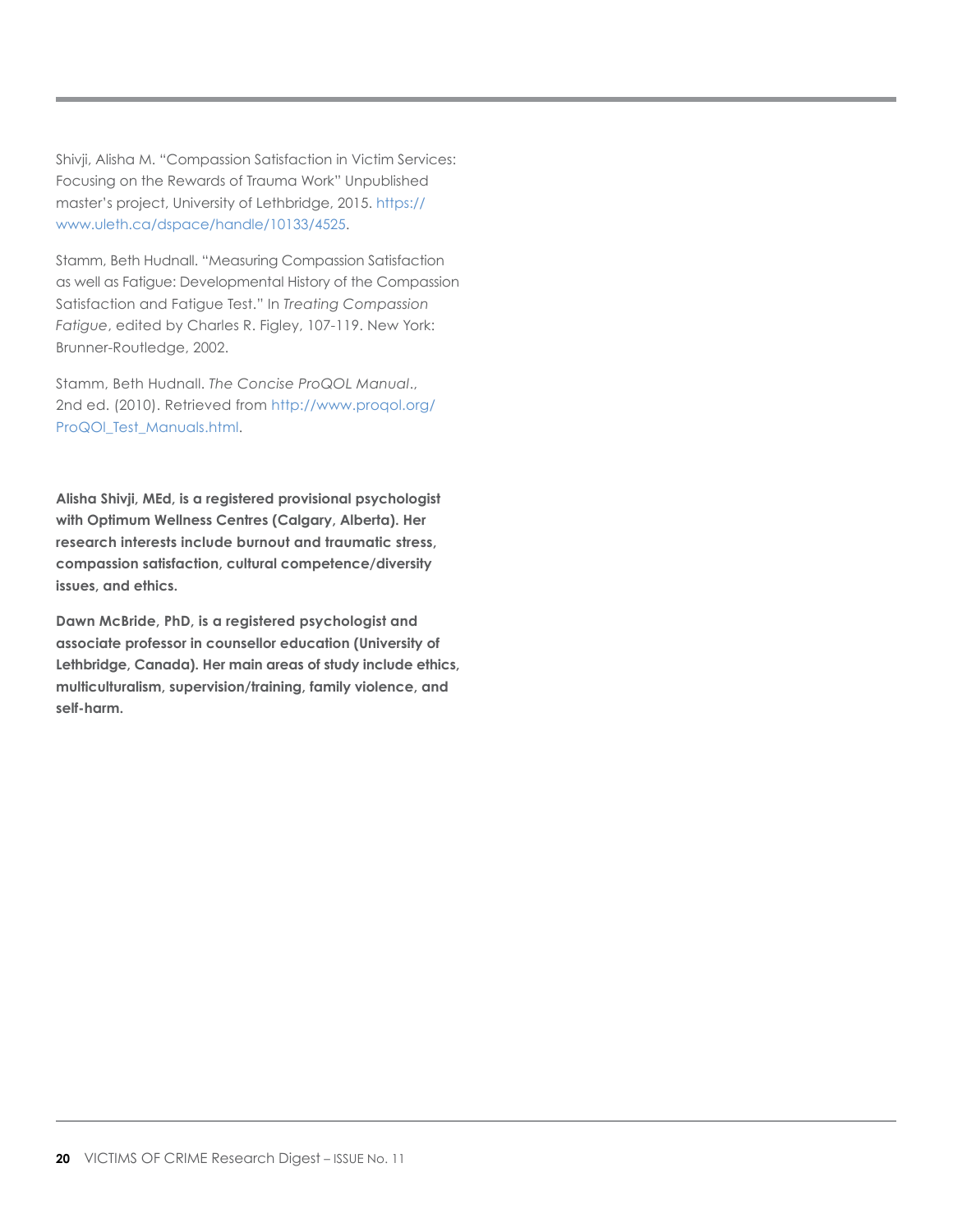Shivji, Alisha M. "Compassion Satisfaction in Victim Services: Focusing on the Rewards of Trauma Work" Unpublished master's project, University of Lethbridge, 2015. https://www.uleth.ca/dspace/handle/10133/4525.

Stamm, Beth Hudnall. "Measuring Compassion Satisfaction as well as Fatigue: Developmental History of the Compassion Satisfaction and Fatigue Test." In *Treating Compassion Fatigue*, edited by Charles R. Figley, 107-119. New York: Brunner-Routledge, 2002.

Stamm, Beth Hudnall. *The Concise ProQOL Manual*., 2nd ed. (2010). Retrieved from http://www.proqol.org/ProQOl_Test_Manuals.html.

**Alisha Shivji, MEd, is a registered provisional psychologist with Optimum Wellness Centres (Calgary, Alberta). Her research interests include burnout and traumatic stress, compassion satisfaction, cultural competence/diversity issues, and ethics.**

**Dawn McBride, PhD, is a registered psychologist and associate professor in counsellor education (University of Lethbridge, Canada). Her main areas of study include ethics, multiculturalism, supervision/training, family violence, and self-harm.**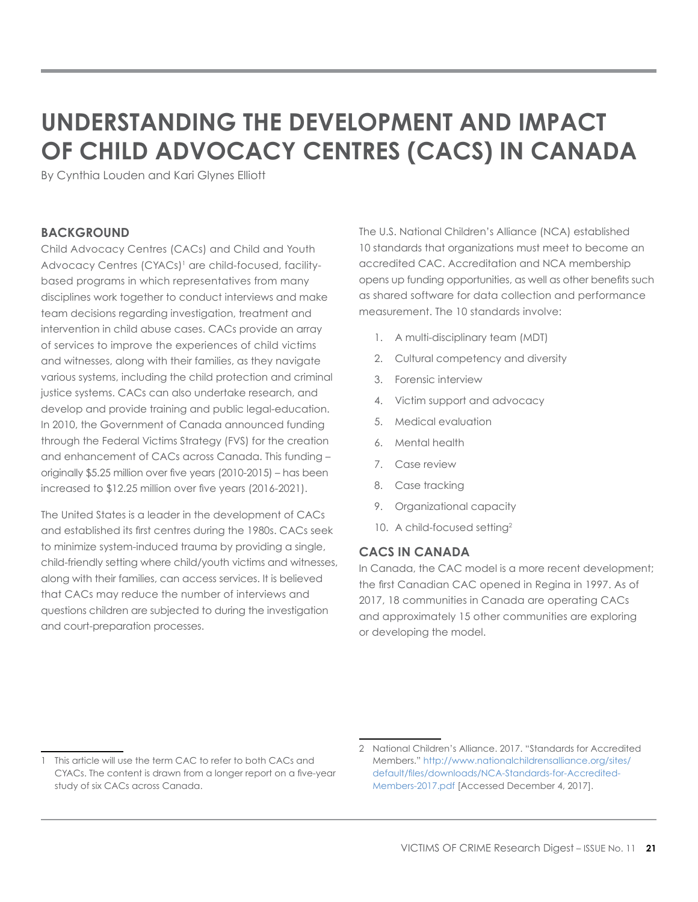# UNDERSTANDING THE DEVELOPMENT AND IMPACT OF CHILD ADVOCACY CENTRES (CACS) IN CANADA

By Cynthia Louden and Kari Glynes Elliott

## BACKGROUND

Child Advocacy Centres (CACs) and Child and Youth Advocacy Centres (CYACs)[1] are child-focused, facility-based programs in which representatives from many disciplines work together to conduct interviews and make team decisions regarding investigation, treatment and intervention in child abuse cases. CACs provide an array of services to improve the experiences of child victims and witnesses, along with their families, as they navigate various systems, including the child protection and criminal justice systems. CACs can also undertake research, and develop and provide training and public legal-education. In 2010, the Government of Canada announced funding through the Federal Victims Strategy (FVS) for the creation and enhancement of CACs across Canada. This funding – originally $5.25 million over five years (2010-2015) – has been increased to $12.25 million over five years (2016-2021).

The United States is a leader in the development of CACs and established its first centres during the 1980s. CACs seek to minimize system-induced trauma by providing a single, child-friendly setting where child/youth victims and witnesses, along with their families, can access services. It is believed that CACs may reduce the number of interviews and questions children are subjected to during the investigation and court-preparation processes.

The U.S. National Children's Alliance (NCA) established 10 standards that organizations must meet to become an accredited CAC. Accreditation and NCA membership opens up funding opportunities, as well as other benefits such as shared software for data collection and performance measurement. The 10 standards involve:

1. A multi-disciplinary team (MDT)
2. Cultural competency and diversity
3. Forensic interview
4. Victim support and advocacy
5. Medical evaluation
6. Mental health
7. Case review
8. Case tracking
9. Organizational capacity
10. A child-focused setting[2]

## CACS IN CANADA

In Canada, the CAC model is a more recent development; the first Canadian CAC opened in Regina in 1997. As of 2017, 18 communities in Canada are operating CACs and approximately 15 other communities are exploring or developing the model.

1 This article will use the term CAC to refer to both CACs and CYACs. The content is drawn from a longer report on a five-year study of six CACs across Canada.

2 National Children's Alliance. 2017. "Standards for Accredited Members." http://www.nationalchildrensalliance.org/sites/default/files/downloads/NCA-Standards-for-Accredited-Members-2017.pdf [Accessed December 4, 2017].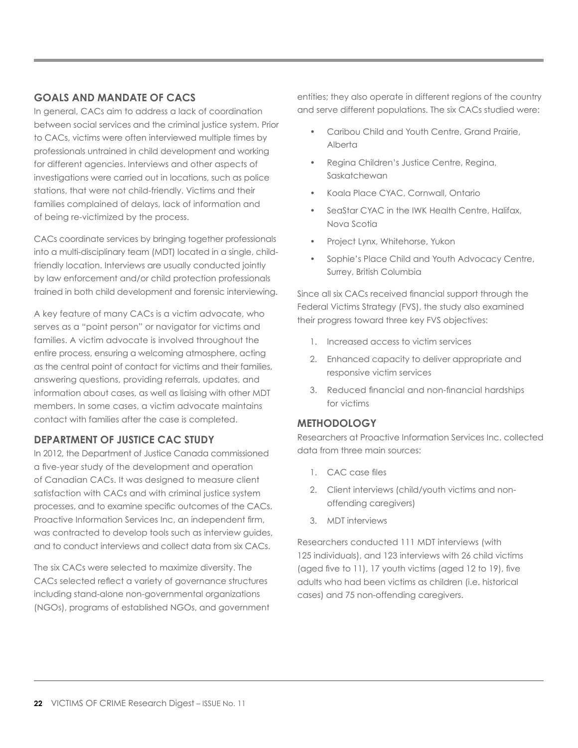## GOALS AND MANDATE OF CACS

In general, CACs aim to address a lack of coordination between social services and the criminal justice system. Prior to CACs, victims were often interviewed multiple times by professionals untrained in child development and working for different agencies. Interviews and other aspects of investigations were carried out in locations, such as police stations, that were not child-friendly. Victims and their families complained of delays, lack of information and of being re-victimized by the process.

CACs coordinate services by bringing together professionals into a multi-disciplinary team (MDT) located in a single, child-friendly location. Interviews are usually conducted jointly by law enforcement and/or child protection professionals trained in both child development and forensic interviewing.

A key feature of many CACs is a victim advocate, who serves as a "point person" or navigator for victims and families. A victim advocate is involved throughout the entire process, ensuring a welcoming atmosphere, acting as the central point of contact for victims and their families, answering questions, providing referrals, updates, and information about cases, as well as liaising with other MDT members. In some cases, a victim advocate maintains contact with families after the case is completed.

## DEPARTMENT OF JUSTICE CAC STUDY

In 2012, the Department of Justice Canada commissioned a five-year study of the development and operation of Canadian CACs. It was designed to measure client satisfaction with CACs and with criminal justice system processes, and to examine specific outcomes of the CACs. Proactive Information Services Inc, an independent firm, was contracted to develop tools such as interview guides, and to conduct interviews and collect data from six CACs.

The six CACs were selected to maximize diversity. The CACs selected reflect a variety of governance structures including stand-alone non-governmental organizations (NGOs), programs of established NGOs, and government entities; they also operate in different regions of the country and serve different populations. The six CACs studied were:

- Caribou Child and Youth Centre, Grand Prairie, Alberta
- Regina Children's Justice Centre, Regina, Saskatchewan
- Koala Place CYAC, Cornwall, Ontario
- SeaStar CYAC in the IWK Health Centre, Halifax, Nova Scotia
- Project Lynx, Whitehorse, Yukon
- Sophie's Place Child and Youth Advocacy Centre, Surrey, British Columbia

Since all six CACs received financial support through the Federal Victims Strategy (FVS), the study also examined their progress toward three key FVS objectives:

1. Increased access to victim services
2. Enhanced capacity to deliver appropriate and responsive victim services
3. Reduced financial and non-financial hardships for victims

## METHODOLOGY

Researchers at Proactive Information Services Inc. collected data from three main sources:

1. CAC case files
2. Client interviews (child/youth victims and non-offending caregivers)
3. MDT interviews

Researchers conducted 111 MDT interviews (with 125 individuals), and 123 interviews with 26 child victims (aged five to 11), 17 youth victims (aged 12 to 19), five adults who had been victims as children (i.e. historical cases) and 75 non-offending caregivers.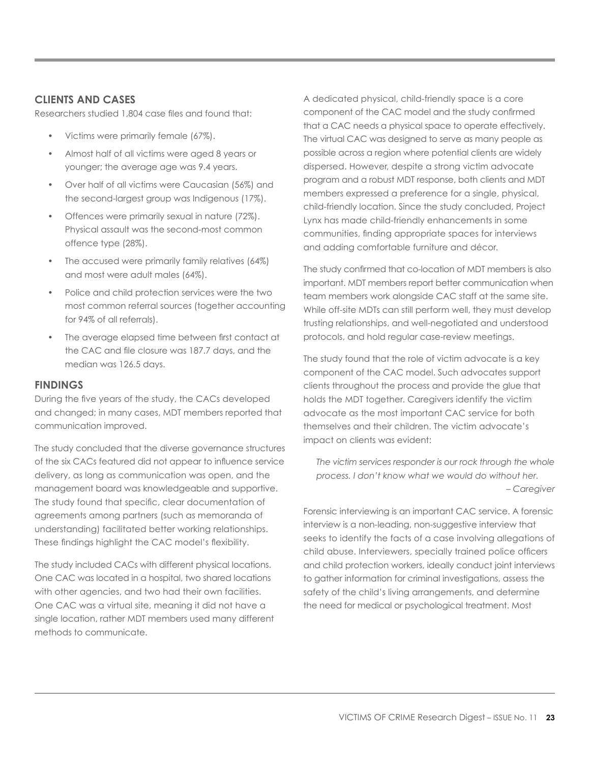## CLIENTS AND CASES

Researchers studied 1,804 case files and found that:

- Victims were primarily female (67%).
- Almost half of all victims were aged 8 years or younger; the average age was 9.4 years.
- Over half of all victims were Caucasian (56%) and the second-largest group was Indigenous (17%).
- Offences were primarily sexual in nature (72%). Physical assault was the second-most common offence type (28%).
- The accused were primarily family relatives (64%) and most were adult males (64%).
- Police and child protection services were the two most common referral sources (together accounting for 94% of all referrals).
- The average elapsed time between first contact at the CAC and file closure was 187.7 days, and the median was 126.5 days.

## FINDINGS

During the five years of the study, the CACs developed and changed; in many cases, MDT members reported that communication improved.

The study concluded that the diverse governance structures of the six CACs featured did not appear to influence service delivery, as long as communication was open, and the management board was knowledgeable and supportive. The study found that specific, clear documentation of agreements among partners (such as memoranda of understanding) facilitated better working relationships. These findings highlight the CAC model's flexibility.

The study included CACs with different physical locations. One CAC was located in a hospital, two shared locations with other agencies, and two had their own facilities. One CAC was a virtual site, meaning it did not have a single location, rather MDT members used many different methods to communicate.

A dedicated physical, child-friendly space is a core component of the CAC model and the study confirmed that a CAC needs a physical space to operate effectively. The virtual CAC was designed to serve as many people as possible across a region where potential clients are widely dispersed. However, despite a strong victim advocate program and a robust MDT response, both clients and MDT members expressed a preference for a single, physical, child-friendly location. Since the study concluded, Project Lynx has made child-friendly enhancements in some communities, finding appropriate spaces for interviews and adding comfortable furniture and décor.

The study confirmed that co-location of MDT members is also important. MDT members report better communication when team members work alongside CAC staff at the same site. While off-site MDTs can still perform well, they must develop trusting relationships, and well-negotiated and understood protocols, and hold regular case-review meetings.

The study found that the role of victim advocate is a key component of the CAC model. Such advocates support clients throughout the process and provide the glue that holds the MDT together. Caregivers identify the victim advocate as the most important CAC service for both themselves and their children. The victim advocate's impact on clients was evident:

> *The victim services responder is our rock through the whole process. I don't know what we would do without her.*
> *– Caregiver*

Forensic interviewing is an important CAC service. A forensic interview is a non-leading, non-suggestive interview that seeks to identify the facts of a case involving allegations of child abuse. Interviewers, specially trained police officers and child protection workers, ideally conduct joint interviews to gather information for criminal investigations, assess the safety of the child's living arrangements, and determine the need for medical or psychological treatment. Most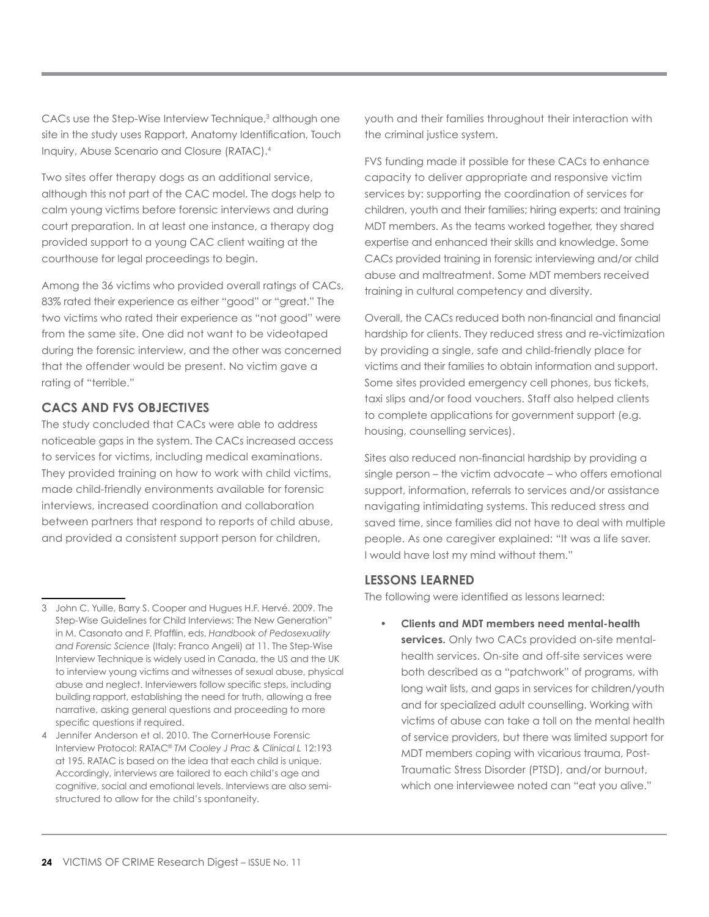CACs use the Step-Wise Interview Technique,[3] although one site in the study uses Rapport, Anatomy Identification, Touch Inquiry, Abuse Scenario and Closure (RATAC).[4]

Two sites offer therapy dogs as an additional service, although this not part of the CAC model. The dogs help to calm young victims before forensic interviews and during court preparation. In at least one instance, a therapy dog provided support to a young CAC client waiting at the courthouse for legal proceedings to begin.

Among the 36 victims who provided overall ratings of CACs, 83% rated their experience as either "good" or "great." The two victims who rated their experience as "not good" were from the same site. One did not want to be videotaped during the forensic interview, and the other was concerned that the offender would be present. No victim gave a rating of "terrible."

## CACS AND FVS OBJECTIVES

The study concluded that CACs were able to address noticeable gaps in the system. The CACs increased access to services for victims, including medical examinations. They provided training on how to work with child victims, made child-friendly environments available for forensic interviews, increased coordination and collaboration between partners that respond to reports of child abuse, and provided a consistent support person for children, youth and their families throughout their interaction with the criminal justice system.

FVS funding made it possible for these CACs to enhance capacity to deliver appropriate and responsive victim services by: supporting the coordination of services for children, youth and their families; hiring experts; and training MDT members. As the teams worked together, they shared expertise and enhanced their skills and knowledge. Some CACs provided training in forensic interviewing and/or child abuse and maltreatment. Some MDT members received training in cultural competency and diversity.

Overall, the CACs reduced both non-financial and financial hardship for clients. They reduced stress and re-victimization by providing a single, safe and child-friendly place for victims and their families to obtain information and support. Some sites provided emergency cell phones, bus tickets, taxi slips and/or food vouchers. Staff also helped clients to complete applications for government support (e.g. housing, counselling services).

Sites also reduced non-financial hardship by providing a single person – the victim advocate – who offers emotional support, information, referrals to services and/or assistance navigating intimidating systems. This reduced stress and saved time, since families did not have to deal with multiple people. As one caregiver explained: "It was a life saver. I would have lost my mind without them."

## LESSONS LEARNED

The following were identified as lessons learned:

- **Clients and MDT members need mental-health services.** Only two CACs provided on-site mental-health services. On-site and off-site services were both described as a "patchwork" of programs, with long wait lists, and gaps in services for children/youth and for specialized adult counselling. Working with victims of abuse can take a toll on the mental health of service providers, but there was limited support for MDT members coping with vicarious trauma, Post-Traumatic Stress Disorder (PTSD), and/or burnout, which one interviewee noted can "eat you alive."

---

3 John C. Yuille, Barry S. Cooper and Hugues H.F. Hervé. 2009. The Step-Wise Guidelines for Child Interviews: The New Generation" in M. Casonato and F. Pfafflin, eds, *Handbook of Pedosexuality and Forensic Science* (Italy: Franco Angeli) at 11. The Step-Wise Interview Technique is widely used in Canada, the US and the UK to interview young victims and witnesses of sexual abuse, physical abuse and neglect. Interviewers follow specific steps, including building rapport, establishing the need for truth, allowing a free narrative, asking general questions and proceeding to more specific questions if required.

4 Jennifer Anderson et al. 2010. The CornerHouse Forensic Interview Protocol: RATAC® *TM Cooley J Prac & Clinical L* 12:193 at 195. RATAC is based on the idea that each child is unique. Accordingly, interviews are tailored to each child's age and cognitive, social and emotional levels. Interviews are also semi-structured to allow for the child's spontaneity.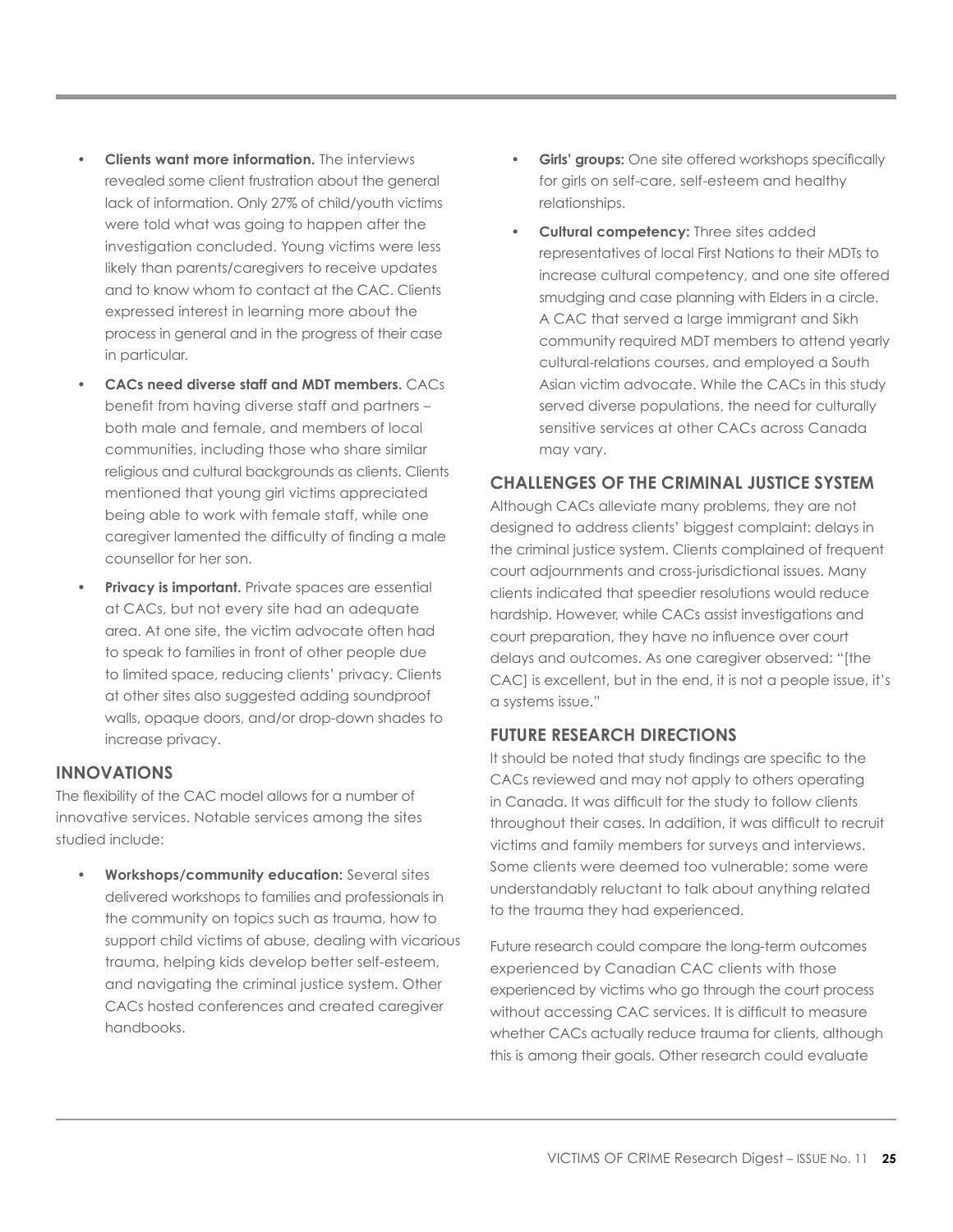- **Clients want more information.** The interviews revealed some client frustration about the general lack of information. Only 27% of child/youth victims were told what was going to happen after the investigation concluded. Young victims were less likely than parents/caregivers to receive updates and to know whom to contact at the CAC. Clients expressed interest in learning more about the process in general and in the progress of their case in particular.
- **CACs need diverse staff and MDT members.** CACs benefit from having diverse staff and partners – both male and female, and members of local communities, including those who share similar religious and cultural backgrounds as clients. Clients mentioned that young girl victims appreciated being able to work with female staff, while one caregiver lamented the difficulty of finding a male counsellor for her son.
- **Privacy is important.** Private spaces are essential at CACs, but not every site had an adequate area. At one site, the victim advocate often had to speak to families in front of other people due to limited space, reducing clients' privacy. Clients at other sites also suggested adding soundproof walls, opaque doors, and/or drop-down shades to increase privacy.

## INNOVATIONS

The flexibility of the CAC model allows for a number of innovative services. Notable services among the sites studied include:

- **Workshops/community education:** Several sites delivered workshops to families and professionals in the community on topics such as trauma, how to support child victims of abuse, dealing with vicarious trauma, helping kids develop better self-esteem, and navigating the criminal justice system. Other CACs hosted conferences and created caregiver handbooks.
- **Girls' groups:** One site offered workshops specifically for girls on self-care, self-esteem and healthy relationships.
- **Cultural competency:** Three sites added representatives of local First Nations to their MDTs to increase cultural competency, and one site offered smudging and case planning with Elders in a circle. A CAC that served a large immigrant and Sikh community required MDT members to attend yearly cultural-relations courses, and employed a South Asian victim advocate. While the CACs in this study served diverse populations, the need for culturally sensitive services at other CACs across Canada may vary.

## CHALLENGES OF THE CRIMINAL JUSTICE SYSTEM

Although CACs alleviate many problems, they are not designed to address clients' biggest complaint: delays in the criminal justice system. Clients complained of frequent court adjournments and cross-jurisdictional issues. Many clients indicated that speedier resolutions would reduce hardship. However, while CACs assist investigations and court preparation, they have no influence over court delays and outcomes. As one caregiver observed: "[the CAC] is excellent, but in the end, it is not a people issue, it's a systems issue."

## FUTURE RESEARCH DIRECTIONS

It should be noted that study findings are specific to the CACs reviewed and may not apply to others operating in Canada. It was difficult for the study to follow clients throughout their cases. In addition, it was difficult to recruit victims and family members for surveys and interviews. Some clients were deemed too vulnerable; some were understandably reluctant to talk about anything related to the trauma they had experienced.

Future research could compare the long-term outcomes experienced by Canadian CAC clients with those experienced by victims who go through the court process without accessing CAC services. It is difficult to measure whether CACs actually reduce trauma for clients, although this is among their goals. Other research could evaluate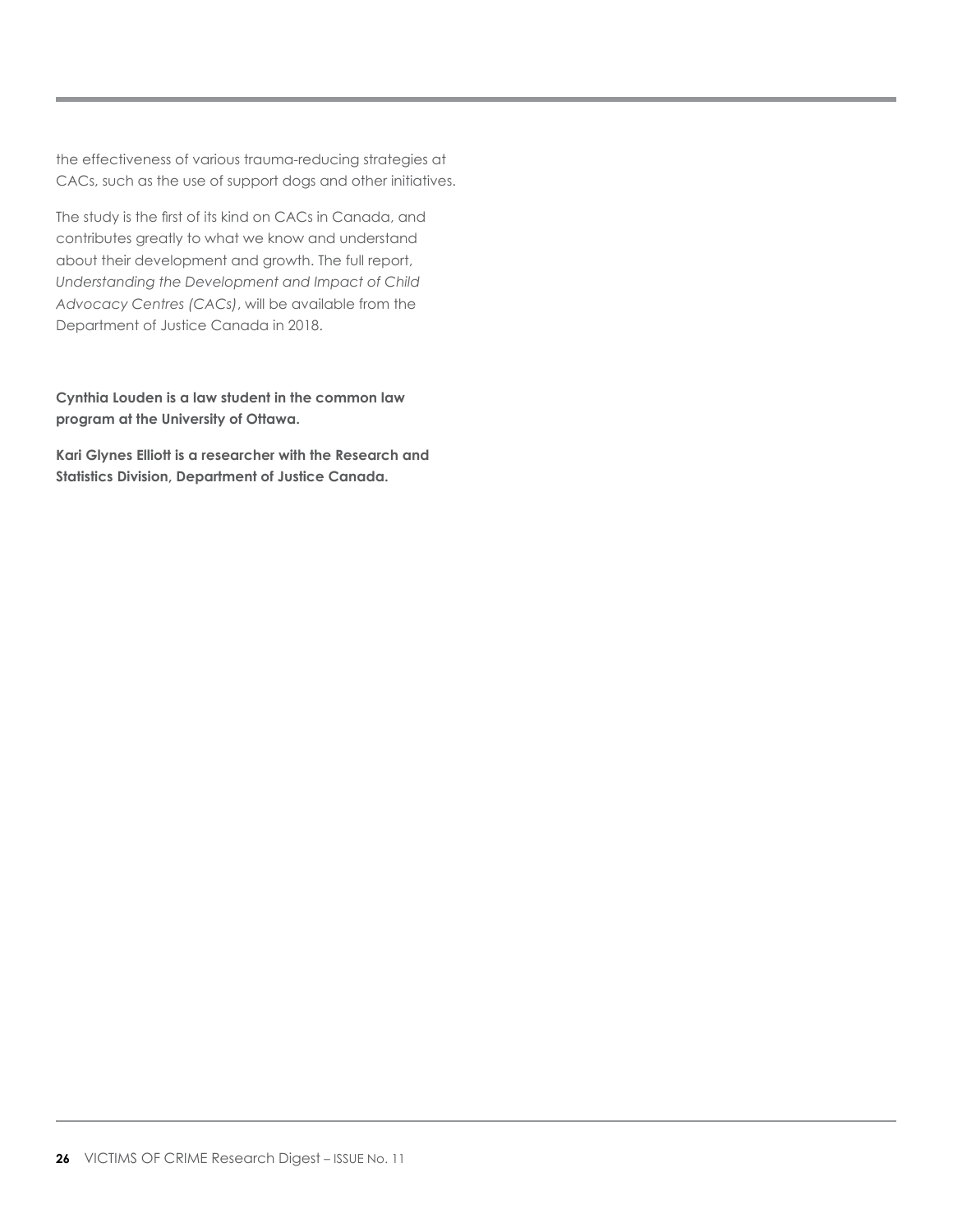the effectiveness of various trauma-reducing strategies at CACs, such as the use of support dogs and other initiatives.

The study is the first of its kind on CACs in Canada, and contributes greatly to what we know and understand about their development and growth. The full report, *Understanding the Development and Impact of Child Advocacy Centres (CACs)*, will be available from the Department of Justice Canada in 2018.

**Cynthia Louden is a law student in the common law program at the University of Ottawa.**

**Kari Glynes Elliott is a researcher with the Research and Statistics Division, Department of Justice Canada.**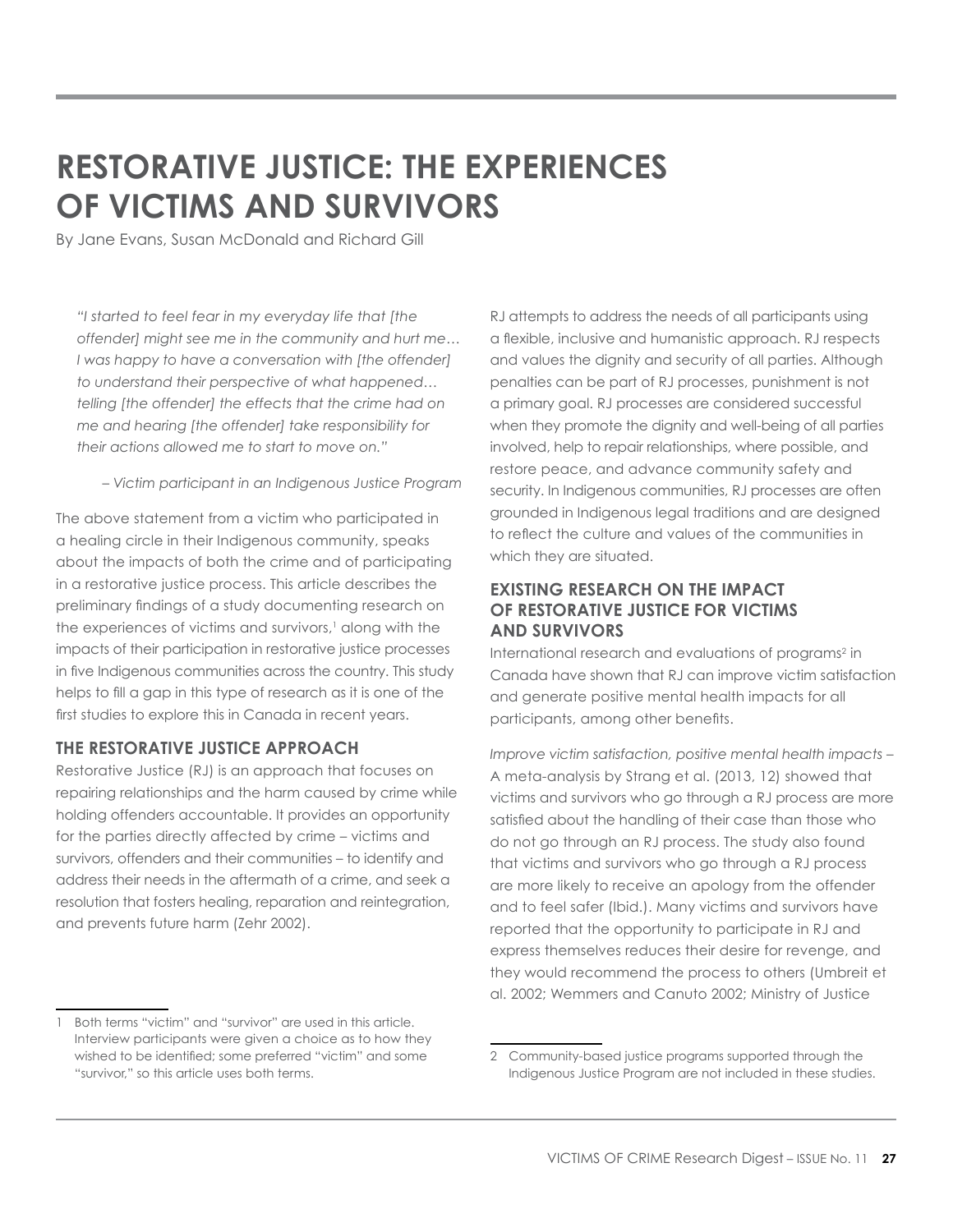# RESTORATIVE JUSTICE: THE EXPERIENCES OF VICTIMS AND SURVIVORS

By Jane Evans, Susan McDonald and Richard Gill

> *"I started to feel fear in my everyday life that [the offender] might see me in the community and hurt me… I was happy to have a conversation with [the offender] to understand their perspective of what happened… telling [the offender] the effects that the crime had on me and hearing [the offender] take responsibility for their actions allowed me to start to move on."*
>
> *– Victim participant in an Indigenous Justice Program*

The above statement from a victim who participated in a healing circle in their Indigenous community, speaks about the impacts of both the crime and of participating in a restorative justice process. This article describes the preliminary findings of a study documenting research on the experiences of victims and survivors,[1] along with the impacts of their participation in restorative justice processes in five Indigenous communities across the country. This study helps to fill a gap in this type of research as it is one of the first studies to explore this in Canada in recent years.

## THE RESTORATIVE JUSTICE APPROACH

Restorative Justice (RJ) is an approach that focuses on repairing relationships and the harm caused by crime while holding offenders accountable. It provides an opportunity for the parties directly affected by crime – victims and survivors, offenders and their communities – to identify and address their needs in the aftermath of a crime, and seek a resolution that fosters healing, reparation and reintegration, and prevents future harm (Zehr 2002).

RJ attempts to address the needs of all participants using a flexible, inclusive and humanistic approach. RJ respects and values the dignity and security of all parties. Although penalties can be part of RJ processes, punishment is not a primary goal. RJ processes are considered successful when they promote the dignity and well-being of all parties involved, help to repair relationships, where possible, and restore peace, and advance community safety and security. In Indigenous communities, RJ processes are often grounded in Indigenous legal traditions and are designed to reflect the culture and values of the communities in which they are situated.

## EXISTING RESEARCH ON THE IMPACT OF RESTORATIVE JUSTICE FOR VICTIMS AND SURVIVORS

International research and evaluations of programs[2] in Canada have shown that RJ can improve victim satisfaction and generate positive mental health impacts for all participants, among other benefits.

*Improve victim satisfaction, positive mental health impacts* – A meta-analysis by Strang et al. (2013, 12) showed that victims and survivors who go through a RJ process are more satisfied about the handling of their case than those who do not go through an RJ process. The study also found that victims and survivors who go through a RJ process are more likely to receive an apology from the offender and to feel safer (Ibid.). Many victims and survivors have reported that the opportunity to participate in RJ and express themselves reduces their desire for revenge, and they would recommend the process to others (Umbreit et al. 2002; Wemmers and Canuto 2002; Ministry of Justice

---

1 Both terms "victim" and "survivor" are used in this article. Interview participants were given a choice as to how they wished to be identified; some preferred "victim" and some "survivor," so this article uses both terms.

2 Community-based justice programs supported through the Indigenous Justice Program are not included in these studies.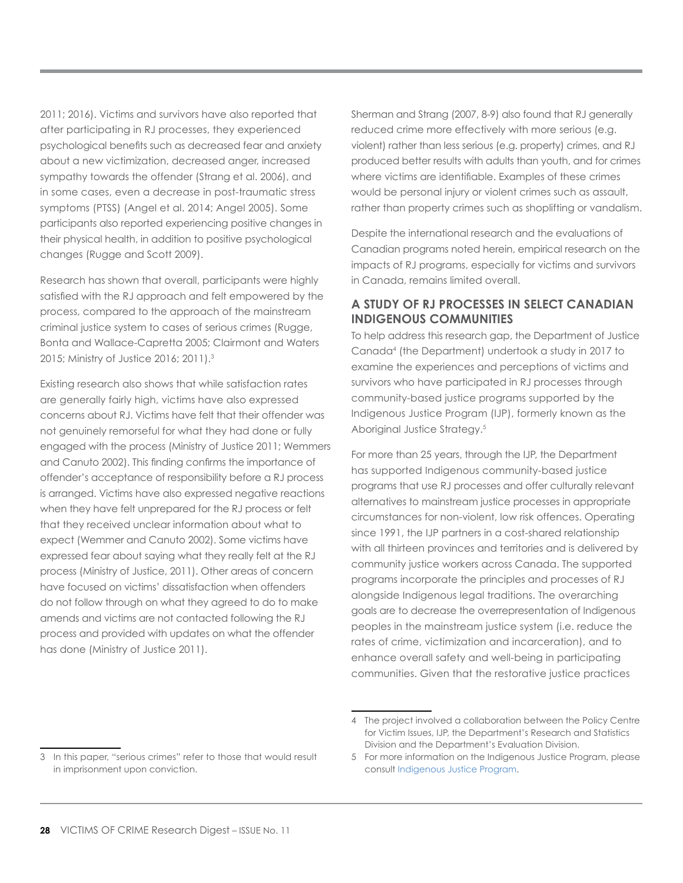2011; 2016). Victims and survivors have also reported that after participating in RJ processes, they experienced psychological benefits such as decreased fear and anxiety about a new victimization, decreased anger, increased sympathy towards the offender (Strang et al. 2006), and in some cases, even a decrease in post-traumatic stress symptoms (PTSS) (Angel et al. 2014; Angel 2005). Some participants also reported experiencing positive changes in their physical health, in addition to positive psychological changes (Rugge and Scott 2009).

Research has shown that overall, participants were highly satisfied with the RJ approach and felt empowered by the process, compared to the approach of the mainstream criminal justice system to cases of serious crimes (Rugge, Bonta and Wallace-Capretta 2005; Clairmont and Waters 2015; Ministry of Justice 2016; 2011).[3]

Existing research also shows that while satisfaction rates are generally fairly high, victims have also expressed concerns about RJ. Victims have felt that their offender was not genuinely remorseful for what they had done or fully engaged with the process (Ministry of Justice 2011; Wemmers and Canuto 2002). This finding confirms the importance of offender's acceptance of responsibility before a RJ process is arranged. Victims have also expressed negative reactions when they have felt unprepared for the RJ process or felt that they received unclear information about what to expect (Wemmer and Canuto 2002). Some victims have expressed fear about saying what they really felt at the RJ process (Ministry of Justice, 2011). Other areas of concern have focused on victims' dissatisfaction when offenders do not follow through on what they agreed to do to make amends and victims are not contacted following the RJ process and provided with updates on what the offender has done (Ministry of Justice 2011).

Sherman and Strang (2007, 8-9) also found that RJ generally reduced crime more effectively with more serious (e.g. violent) rather than less serious (e.g. property) crimes, and RJ produced better results with adults than youth, and for crimes where victims are identifiable. Examples of these crimes would be personal injury or violent crimes such as assault, rather than property crimes such as shoplifting or vandalism.

Despite the international research and the evaluations of Canadian programs noted herein, empirical research on the impacts of RJ programs, especially for victims and survivors in Canada, remains limited overall.

## A STUDY OF RJ PROCESSES IN SELECT CANADIAN INDIGENOUS COMMUNITIES

To help address this research gap, the Department of Justice Canada[4] (the Department) undertook a study in 2017 to examine the experiences and perceptions of victims and survivors who have participated in RJ processes through community-based justice programs supported by the Indigenous Justice Program (IJP), formerly known as the Aboriginal Justice Strategy.[5]

For more than 25 years, through the IJP, the Department has supported Indigenous community-based justice programs that use RJ processes and offer culturally relevant alternatives to mainstream justice processes in appropriate circumstances for non-violent, low risk offences. Operating since 1991, the IJP partners in a cost-shared relationship with all thirteen provinces and territories and is delivered by community justice workers across Canada. The supported programs incorporate the principles and processes of RJ alongside Indigenous legal traditions. The overarching goals are to decrease the overrepresentation of Indigenous peoples in the mainstream justice system (i.e. reduce the rates of crime, victimization and incarceration), and to enhance overall safety and well-being in participating communities. Given that the restorative justice practices

3 In this paper, "serious crimes" refer to those that would result in imprisonment upon conviction.

4 The project involved a collaboration between the Policy Centre for Victim Issues, IJP, the Department's Research and Statistics Division and the Department's Evaluation Division.

5 For more information on the Indigenous Justice Program, please consult Indigenous Justice Program.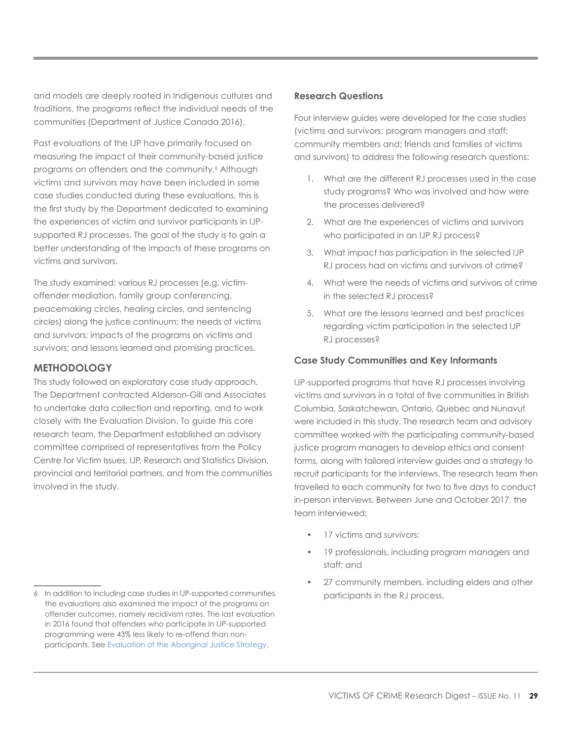and models are deeply rooted in Indigenous cultures and traditions, the programs reflect the individual needs of the communities (Department of Justice Canada 2016).

Past evaluations of the IJP have primarily focused on measuring the impact of their community-based justice programs on offenders and the community.[6] Although victims and survivors may have been included in some case studies conducted during these evaluations, this is the first study by the Department dedicated to examining the experiences of victim and survivor participants in IJP-supported RJ processes. The goal of the study is to gain a better understanding of the impacts of these programs on victims and survivors.

The study examined: various RJ processes (e.g. victim-offender mediation, family group conferencing, peacemaking circles, healing circles, and sentencing circles) along the justice continuum; the needs of victims and survivors; impacts of the programs on victims and survivors; and lessons learned and promising practices.

## METHODOLOGY

This study followed an exploratory case study approach. The Department contracted Alderson-Gill and Associates to undertake data collection and reporting, and to work closely with the Evaluation Division. To guide this core research team, the Department established an advisory committee comprised of representatives from the Policy Centre for Victim Issues, IJP, Research and Statistics Division, provincial and territorial partners, and from the communities involved in the study.

### Research Questions

Four interview guides were developed for the case studies (victims and survivors; program managers and staff; community members and; friends and families of victims and survivors) to address the following research questions:

1. What are the different RJ processes used in the case study programs? Who was involved and how were the processes delivered?
2. What are the experiences of victims and survivors who participated in an IJP RJ process?
3. What impact has participation in the selected IJP RJ process had on victims and survivors of crime?
4. What were the needs of victims and survivors of crime in the selected RJ process?
5. What are the lessons learned and best practices regarding victim participation in the selected IJP RJ processes?

### Case Study Communities and Key Informants

IJP-supported programs that have RJ processes involving victims and survivors in a total of five communities in British Columbia, Saskatchewan, Ontario, Quebec and Nunavut were included in this study. The research team and advisory committee worked with the participating community-based justice program managers to develop ethics and consent forms, along with tailored interview guides and a strategy to recruit participants for the interviews. The research team then travelled to each community for two to five days to conduct in-person interviews. Between June and October 2017, the team interviewed:

- 17 victims and survivors;
- 19 professionals, including program managers and staff; and
- 27 community members, including elders and other participants in the RJ process.

---

[6] In addition to including case studies in IJP-supported communities, the evaluations also examined the impact of the programs on offender outcomes, namely recidivism rates. The last evaluation in 2016 found that offenders who participate in IJP-supported programming were 43% less likely to re-offend than non-participants. See Evaluation of the Aboriginal Justice Strategy.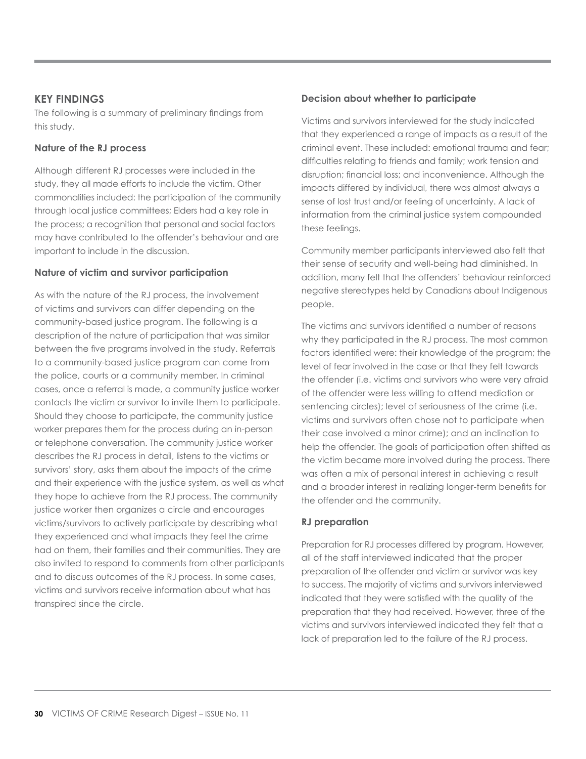## KEY FINDINGS

The following is a summary of preliminary findings from this study.

### Nature of the RJ process

Although different RJ processes were included in the study, they all made efforts to include the victim. Other commonalities included: the participation of the community through local justice committees; Elders had a key role in the process; a recognition that personal and social factors may have contributed to the offender's behaviour and are important to include in the discussion.

### Nature of victim and survivor participation

As with the nature of the RJ process, the involvement of victims and survivors can differ depending on the community-based justice program. The following is a description of the nature of participation that was similar between the five programs involved in the study. Referrals to a community-based justice program can come from the police, courts or a community member. In criminal cases, once a referral is made, a community justice worker contacts the victim or survivor to invite them to participate. Should they choose to participate, the community justice worker prepares them for the process during an in-person or telephone conversation. The community justice worker describes the RJ process in detail, listens to the victims or survivors' story, asks them about the impacts of the crime and their experience with the justice system, as well as what they hope to achieve from the RJ process. The community justice worker then organizes a circle and encourages victims/survivors to actively participate by describing what they experienced and what impacts they feel the crime had on them, their families and their communities. They are also invited to respond to comments from other participants and to discuss outcomes of the RJ process. In some cases, victims and survivors receive information about what has transpired since the circle.

### Decision about whether to participate

Victims and survivors interviewed for the study indicated that they experienced a range of impacts as a result of the criminal event. These included: emotional trauma and fear; difficulties relating to friends and family; work tension and disruption; financial loss; and inconvenience. Although the impacts differed by individual, there was almost always a sense of lost trust and/or feeling of uncertainty. A lack of information from the criminal justice system compounded these feelings.

Community member participants interviewed also felt that their sense of security and well-being had diminished. In addition, many felt that the offenders' behaviour reinforced negative stereotypes held by Canadians about Indigenous people.

The victims and survivors identified a number of reasons why they participated in the RJ process. The most common factors identified were: their knowledge of the program; the level of fear involved in the case or that they felt towards the offender (i.e. victims and survivors who were very afraid of the offender were less willing to attend mediation or sentencing circles); level of seriousness of the crime (i.e. victims and survivors often chose not to participate when their case involved a minor crime); and an inclination to help the offender. The goals of participation often shifted as the victim became more involved during the process. There was often a mix of personal interest in achieving a result and a broader interest in realizing longer-term benefits for the offender and the community.

### RJ preparation

Preparation for RJ processes differed by program. However, all of the staff interviewed indicated that the proper preparation of the offender and victim or survivor was key to success. The majority of victims and survivors interviewed indicated that they were satisfied with the quality of the preparation that they had received. However, three of the victims and survivors interviewed indicated they felt that a lack of preparation led to the failure of the RJ process.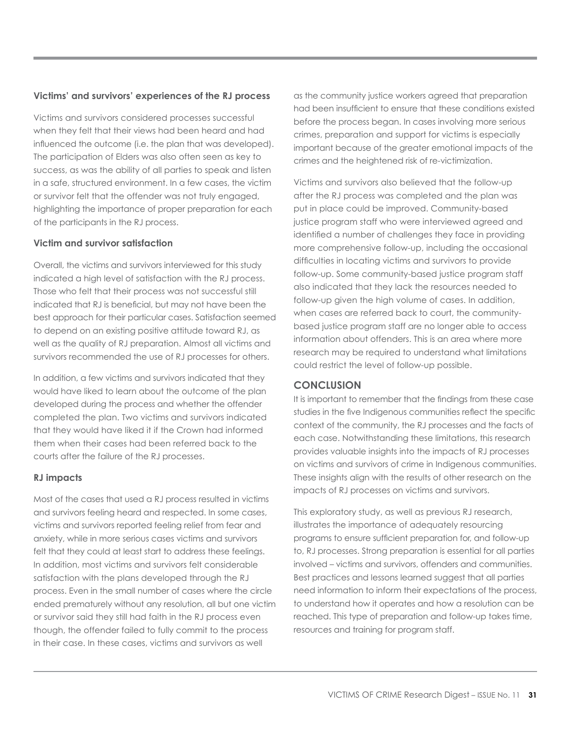### Victims' and survivors' experiences of the RJ process

Victims and survivors considered processes successful when they felt that their views had been heard and had influenced the outcome (i.e. the plan that was developed). The participation of Elders was also often seen as key to success, as was the ability of all parties to speak and listen in a safe, structured environment. In a few cases, the victim or survivor felt that the offender was not truly engaged, highlighting the importance of proper preparation for each of the participants in the RJ process.

### Victim and survivor satisfaction

Overall, the victims and survivors interviewed for this study indicated a high level of satisfaction with the RJ process. Those who felt that their process was not successful still indicated that RJ is beneficial, but may not have been the best approach for their particular cases. Satisfaction seemed to depend on an existing positive attitude toward RJ, as well as the quality of RJ preparation. Almost all victims and survivors recommended the use of RJ processes for others.

In addition, a few victims and survivors indicated that they would have liked to learn about the outcome of the plan developed during the process and whether the offender completed the plan. Two victims and survivors indicated that they would have liked it if the Crown had informed them when their cases had been referred back to the courts after the failure of the RJ processes.

### RJ impacts

Most of the cases that used a RJ process resulted in victims and survivors feeling heard and respected. In some cases, victims and survivors reported feeling relief from fear and anxiety, while in more serious cases victims and survivors felt that they could at least start to address these feelings. In addition, most victims and survivors felt considerable satisfaction with the plans developed through the RJ process. Even in the small number of cases where the circle ended prematurely without any resolution, all but one victim or survivor said they still had faith in the RJ process even though, the offender failed to fully commit to the process in their case. In these cases, victims and survivors as well as the community justice workers agreed that preparation had been insufficient to ensure that these conditions existed before the process began. In cases involving more serious crimes, preparation and support for victims is especially important because of the greater emotional impacts of the crimes and the heightened risk of re-victimization.

Victims and survivors also believed that the follow-up after the RJ process was completed and the plan was put in place could be improved. Community-based justice program staff who were interviewed agreed and identified a number of challenges they face in providing more comprehensive follow-up, including the occasional difficulties in locating victims and survivors to provide follow-up. Some community-based justice program staff also indicated that they lack the resources needed to follow-up given the high volume of cases. In addition, when cases are referred back to court, the community-based justice program staff are no longer able to access information about offenders. This is an area where more research may be required to understand what limitations could restrict the level of follow-up possible.

## CONCLUSION

It is important to remember that the findings from these case studies in the five Indigenous communities reflect the specific context of the community, the RJ processes and the facts of each case. Notwithstanding these limitations, this research provides valuable insights into the impacts of RJ processes on victims and survivors of crime in Indigenous communities. These insights align with the results of other research on the impacts of RJ processes on victims and survivors.

This exploratory study, as well as previous RJ research, illustrates the importance of adequately resourcing programs to ensure sufficient preparation for, and follow-up to, RJ processes. Strong preparation is essential for all parties involved – victims and survivors, offenders and communities. Best practices and lessons learned suggest that all parties need information to inform their expectations of the process, to understand how it operates and how a resolution can be reached. This type of preparation and follow-up takes time, resources and training for program staff.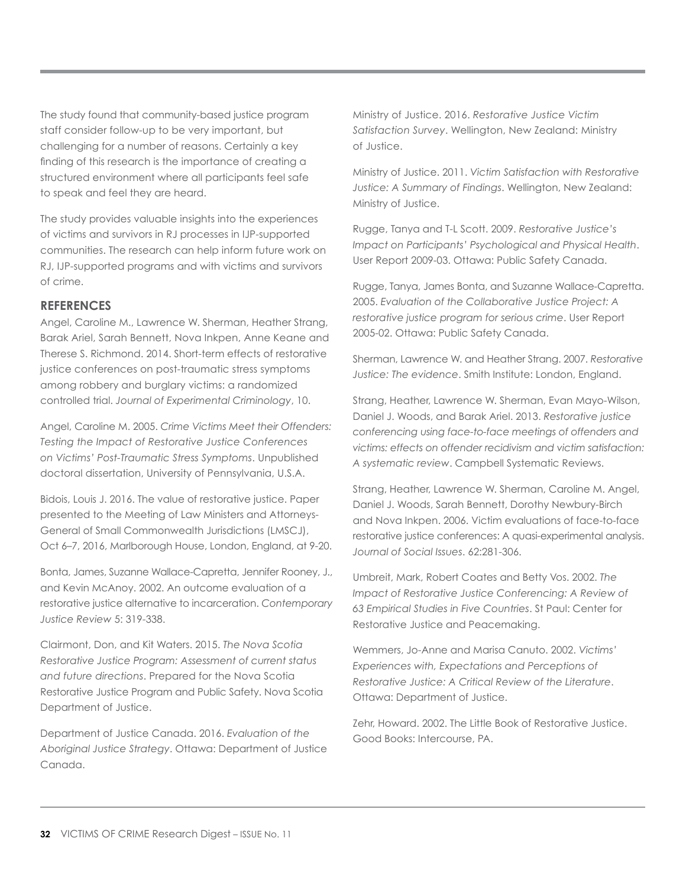The study found that community-based justice program staff consider follow-up to be very important, but challenging for a number of reasons. Certainly a key finding of this research is the importance of creating a structured environment where all participants feel safe to speak and feel they are heard.

The study provides valuable insights into the experiences of victims and survivors in RJ processes in IJP-supported communities. The research can help inform future work on RJ, IJP-supported programs and with victims and survivors of crime.

## REFERENCES

Angel, Caroline M., Lawrence W. Sherman, Heather Strang, Barak Ariel, Sarah Bennett, Nova Inkpen, Anne Keane and Therese S. Richmond. 2014. Short-term effects of restorative justice conferences on post-traumatic stress symptoms among robbery and burglary victims: a randomized controlled trial. *Journal of Experimental Criminology*, 10.

Angel, Caroline M. 2005. *Crime Victims Meet their Offenders: Testing the Impact of Restorative Justice Conferences on Victims' Post-Traumatic Stress Symptoms*. Unpublished doctoral dissertation, University of Pennsylvania, U.S.A.

Bidois, Louis J. 2016. The value of restorative justice. Paper presented to the Meeting of Law Ministers and Attorneys-General of Small Commonwealth Jurisdictions (LMSCJ), Oct 6–7, 2016, Marlborough House, London, England, at 9-20.

Bonta, James, Suzanne Wallace-Capretta, Jennifer Rooney, J., and Kevin McAnoy. 2002. An outcome evaluation of a restorative justice alternative to incarceration. *Contemporary Justice Review* 5: 319-338.

Clairmont, Don, and Kit Waters. 2015. *The Nova Scotia Restorative Justice Program: Assessment of current status and future directions*. Prepared for the Nova Scotia Restorative Justice Program and Public Safety. Nova Scotia Department of Justice.

Department of Justice Canada. 2016. *Evaluation of the Aboriginal Justice Strategy*. Ottawa: Department of Justice Canada.

Ministry of Justice. 2016. *Restorative Justice Victim Satisfaction Survey*. Wellington, New Zealand: Ministry of Justice.

Ministry of Justice. 2011. *Victim Satisfaction with Restorative Justice: A Summary of Findings*. Wellington, New Zealand: Ministry of Justice.

Rugge, Tanya and T-L Scott. 2009. *Restorative Justice's Impact on Participants' Psychological and Physical Health*. User Report 2009-03. Ottawa: Public Safety Canada.

Rugge, Tanya, James Bonta, and Suzanne Wallace-Capretta. 2005. *Evaluation of the Collaborative Justice Project: A restorative justice program for serious crime*. User Report 2005-02. Ottawa: Public Safety Canada.

Sherman, Lawrence W. and Heather Strang. 2007. *Restorative Justice: The evidence*. Smith Institute: London, England.

Strang, Heather, Lawrence W. Sherman, Evan Mayo-Wilson, Daniel J. Woods, and Barak Ariel. 2013. *Restorative justice conferencing using face-to-face meetings of offenders and victims: effects on offender recidivism and victim satisfaction: A systematic review*. Campbell Systematic Reviews.

Strang, Heather, Lawrence W. Sherman, Caroline M. Angel, Daniel J. Woods, Sarah Bennett, Dorothy Newbury-Birch and Nova Inkpen. 2006. Victim evaluations of face-to-face restorative justice conferences: A quasi-experimental analysis. *Journal of Social Issues*. 62:281-306.

Umbreit, Mark, Robert Coates and Betty Vos. 2002. *The Impact of Restorative Justice Conferencing: A Review of 63 Empirical Studies in Five Countries*. St Paul: Center for Restorative Justice and Peacemaking.

Wemmers, Jo-Anne and Marisa Canuto. 2002. *Victims' Experiences with, Expectations and Perceptions of Restorative Justice: A Critical Review of the Literature*. Ottawa: Department of Justice.

Zehr, Howard. 2002. The Little Book of Restorative Justice. Good Books: Intercourse, PA.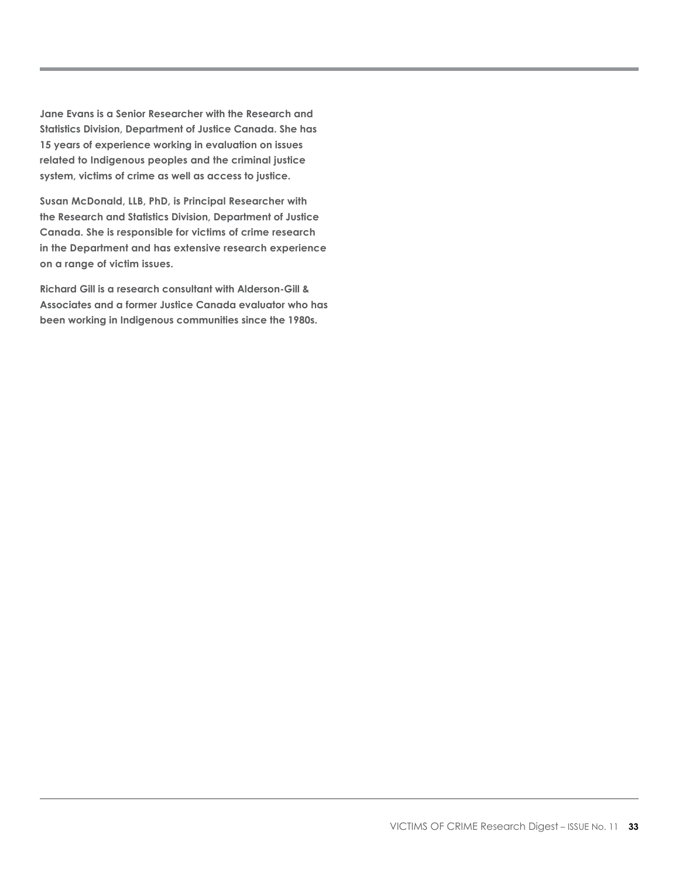**Jane Evans is a Senior Researcher with the Research and Statistics Division, Department of Justice Canada. She has 15 years of experience working in evaluation on issues related to Indigenous peoples and the criminal justice system, victims of crime as well as access to justice.**

**Susan McDonald, LLB, PhD, is Principal Researcher with the Research and Statistics Division, Department of Justice Canada. She is responsible for victims of crime research in the Department and has extensive research experience on a range of victim issues.**

**Richard Gill is a research consultant with Alderson-Gill & Associates and a former Justice Canada evaluator who has been working in Indigenous communities since the 1980s.**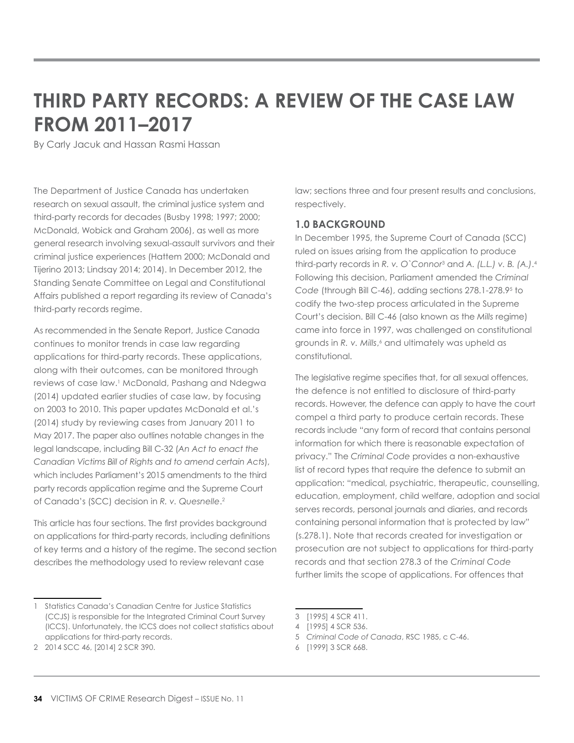# THIRD PARTY RECORDS: A REVIEW OF THE CASE LAW FROM 2011–2017

By Carly Jacuk and Hassan Rasmi Hassan

The Department of Justice Canada has undertaken research on sexual assault, the criminal justice system and third-party records for decades (Busby 1998; 1997; 2000; McDonald, Wobick and Graham 2006), as well as more general research involving sexual-assault survivors and their criminal justice experiences (Hattem 2000; McDonald and Tijerino 2013; Lindsay 2014; 2014). In December 2012, the Standing Senate Committee on Legal and Constitutional Affairs published a report regarding its review of Canada's third-party records regime.

As recommended in the Senate Report, Justice Canada continues to monitor trends in case law regarding applications for third-party records. These applications, along with their outcomes, can be monitored through reviews of case law.[1] McDonald, Pashang and Ndegwa (2014) updated earlier studies of case law, by focusing on 2003 to 2010. This paper updates McDonald et al.'s (2014) study by reviewing cases from January 2011 to May 2017. The paper also outlines notable changes in the legal landscape, including Bill C-32 (*An Act to enact the Canadian Victims Bill of Rights and to amend certain Acts*), which includes Parliament's 2015 amendments to the third party records application regime and the Supreme Court of Canada's (SCC) decision in *R. v. Quesnelle*.[2]

This article has four sections. The first provides background on applications for third-party records, including definitions of key terms and a history of the regime. The second section describes the methodology used to review relevant case law; sections three and four present results and conclusions, respectively.

## 1.0 BACKGROUND

In December 1995, the Supreme Court of Canada (SCC) ruled on issues arising from the application to produce third-party records in *R. v. O`Connor*[3] and *A. (L.L.) v. B. (A.)*.[4] Following this decision, Parliament amended the *Criminal Code* (through Bill C-46), adding sections 278.1-278.9[5] to codify the two-step process articulated in the Supreme Court's decision. Bill C-46 (also known as the *Mills* regime) came into force in 1997, was challenged on constitutional grounds in *R. v. Mills*,[6] and ultimately was upheld as constitutional.

The legislative regime specifies that, for all sexual offences, the defence is not entitled to disclosure of third-party records. However, the defence can apply to have the court compel a third party to produce certain records. These records include "any form of record that contains personal information for which there is reasonable expectation of privacy." The *Criminal Code* provides a non-exhaustive list of record types that require the defence to submit an application: "medical, psychiatric, therapeutic, counselling, education, employment, child welfare, adoption and social serves records, personal journals and diaries, and records containing personal information that is protected by law" (s.278.1). Note that records created for investigation or prosecution are not subject to applications for third-party records and that section 278.3 of the *Criminal Code* further limits the scope of applications. For offences that

---

1 Statistics Canada's Canadian Centre for Justice Statistics (CCJS) is responsible for the Integrated Criminal Court Survey (ICCS). Unfortunately, the ICCS does not collect statistics about applications for third-party records.

2 2014 SCC 46, [2014] 2 SCR 390.

3 [1995] 4 SCR 411.

4 [1995] 4 SCR 536.

5 *Criminal Code of Canada*, RSC 1985, c C-46.

6 [1999] 3 SCR 668.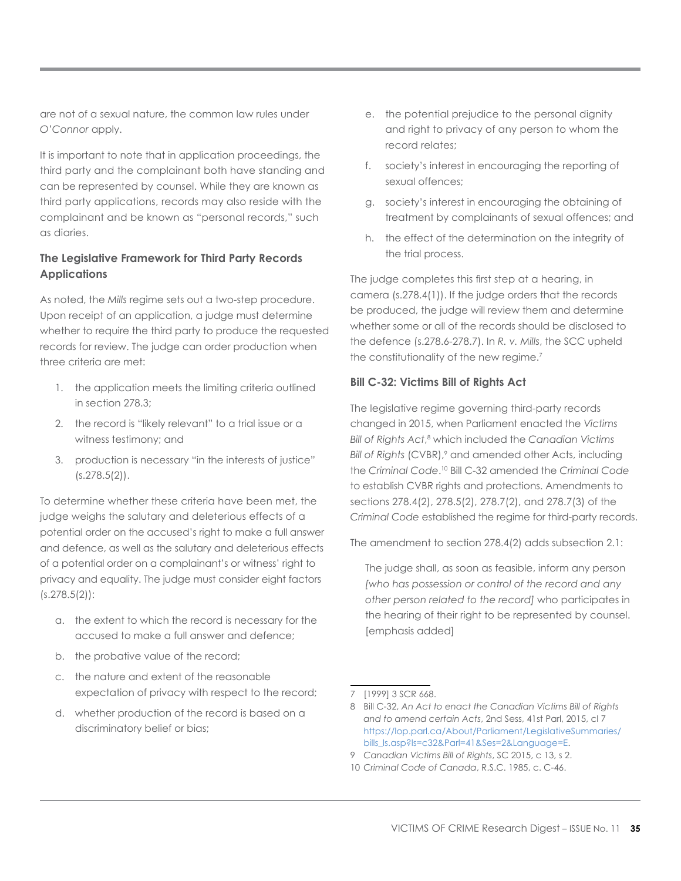are not of a sexual nature, the common law rules under *O'Connor* apply.

It is important to note that in application proceedings, the third party and the complainant both have standing and can be represented by counsel. While they are known as third party applications, records may also reside with the complainant and be known as "personal records," such as diaries.

### The Legislative Framework for Third Party Records Applications

As noted, the *Mills* regime sets out a two-step procedure. Upon receipt of an application, a judge must determine whether to require the third party to produce the requested records for review. The judge can order production when three criteria are met:

1. the application meets the limiting criteria outlined in section 278.3;
2. the record is "likely relevant" to a trial issue or a witness testimony; and
3. production is necessary "in the interests of justice" (s.278.5(2)).

To determine whether these criteria have been met, the judge weighs the salutary and deleterious effects of a potential order on the accused's right to make a full answer and defence, as well as the salutary and deleterious effects of a potential order on a complainant's or witness' right to privacy and equality. The judge must consider eight factors (s.278.5(2)):

a. the extent to which the record is necessary for the accused to make a full answer and defence;
b. the probative value of the record;
c. the nature and extent of the reasonable expectation of privacy with respect to the record;
d. whether production of the record is based on a discriminatory belief or bias;
e. the potential prejudice to the personal dignity and right to privacy of any person to whom the record relates;
f. society's interest in encouraging the reporting of sexual offences;
g. society's interest in encouraging the obtaining of treatment by complainants of sexual offences; and
h. the effect of the determination on the integrity of the trial process.

The judge completes this first step at a hearing, in camera (s.278.4(1)). If the judge orders that the records be produced, the judge will review them and determine whether some or all of the records should be disclosed to the defence (s.278.6-278.7). In *R. v. Mills*, the SCC upheld the constitutionality of the new regime.[7]

### Bill C-32: Victims Bill of Rights Act

The legislative regime governing third-party records changed in 2015, when Parliament enacted the *Victims Bill of Rights Act*,[8] which included the *Canadian Victims Bill of Rights* (CVBR),[9] and amended other Acts, including the *Criminal Code*.[10] Bill C-32 amended the *Criminal Code* to establish CVBR rights and protections. Amendments to sections 278.4(2), 278.5(2), 278.7(2), and 278.7(3) of the *Criminal Code* established the regime for third-party records.

The amendment to section 278.4(2) adds subsection 2.1:

> The judge shall, as soon as feasible, inform any person *[who has possession or control of the record and any other person related to the record]* who participates in the hearing of their right to be represented by counsel. [emphasis added]

---

7 [1999] 3 SCR 668.

8 Bill C-32, *An Act to enact the Canadian Victims Bill of Rights and to amend certain Acts*, 2nd Sess, 41st Parl, 2015, cl 7 https://lop.parl.ca/About/Parliament/LegislativeSummaries/bills_ls.asp?ls=c32&Parl=41&Ses=2&Language=E.

9 *Canadian Victims Bill of Rights*, SC 2015, c 13, s 2.

10 *Criminal Code of Canada*, R.S.C. 1985, c. C-46.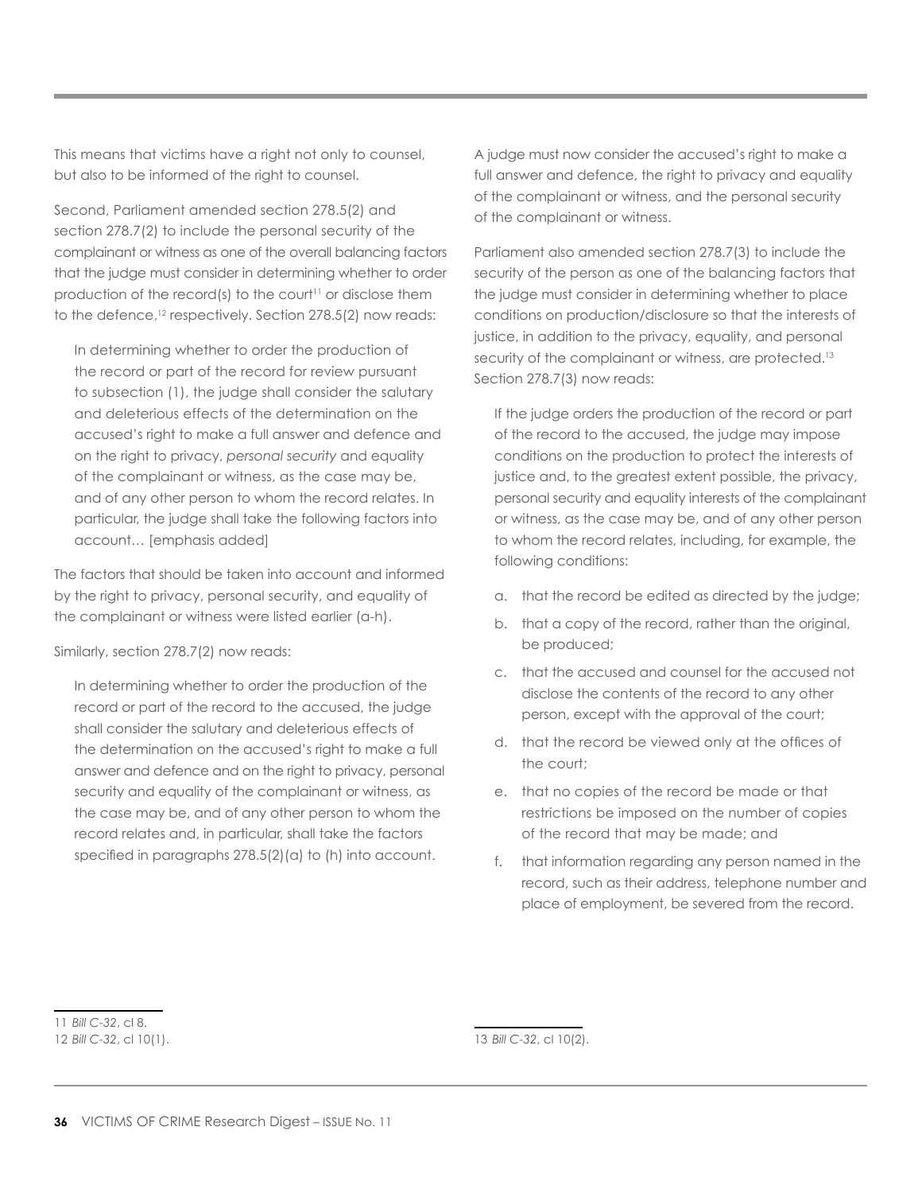This means that victims have a right not only to counsel, but also to be informed of the right to counsel.

Second, Parliament amended section 278.5(2) and section 278.7(2) to include the personal security of the complainant or witness as one of the overall balancing factors that the judge must consider in determining whether to order production of the record(s) to the court[11] or disclose them to the defence,[12] respectively. Section 278.5(2) now reads:

> In determining whether to order the production of the record or part of the record for review pursuant to subsection (1), the judge shall consider the salutary and deleterious effects of the determination on the accused's right to make a full answer and defence and on the right to privacy, *personal security* and equality of the complainant or witness, as the case may be, and of any other person to whom the record relates. In particular, the judge shall take the following factors into account… [emphasis added]

The factors that should be taken into account and informed by the right to privacy, personal security, and equality of the complainant or witness were listed earlier (a-h).

Similarly, section 278.7(2) now reads:

> In determining whether to order the production of the record or part of the record to the accused, the judge shall consider the salutary and deleterious effects of the determination on the accused's right to make a full answer and defence and on the right to privacy, personal security and equality of the complainant or witness, as the case may be, and of any other person to whom the record relates and, in particular, shall take the factors specified in paragraphs 278.5(2)(a) to (h) into account.

A judge must now consider the accused's right to make a full answer and defence, the right to privacy and equality of the complainant or witness, and the personal security of the complainant or witness.

Parliament also amended section 278.7(3) to include the security of the person as one of the balancing factors that the judge must consider in determining whether to place conditions on production/disclosure so that the interests of justice, in addition to the privacy, equality, and personal security of the complainant or witness, are protected.[13] Section 278.7(3) now reads:

> If the judge orders the production of the record or part of the record to the accused, the judge may impose conditions on the production to protect the interests of justice and, to the greatest extent possible, the privacy, personal security and equality interests of the complainant or witness, as the case may be, and of any other person to whom the record relates, including, for example, the following conditions:
>
> a. that the record be edited as directed by the judge;
> b. that a copy of the record, rather than the original, be produced;
> c. that the accused and counsel for the accused not disclose the contents of the record to any other person, except with the approval of the court;
> d. that the record be viewed only at the offices of the court;
> e. that no copies of the record be made or that restrictions be imposed on the number of copies of the record that may be made; and
> f. that information regarding any person named in the record, such as their address, telephone number and place of employment, be severed from the record.

---

11 *Bill C-32*, cl 8.

12 *Bill C-32*, cl 10(1).

13 *Bill C-32*, cl 10(2).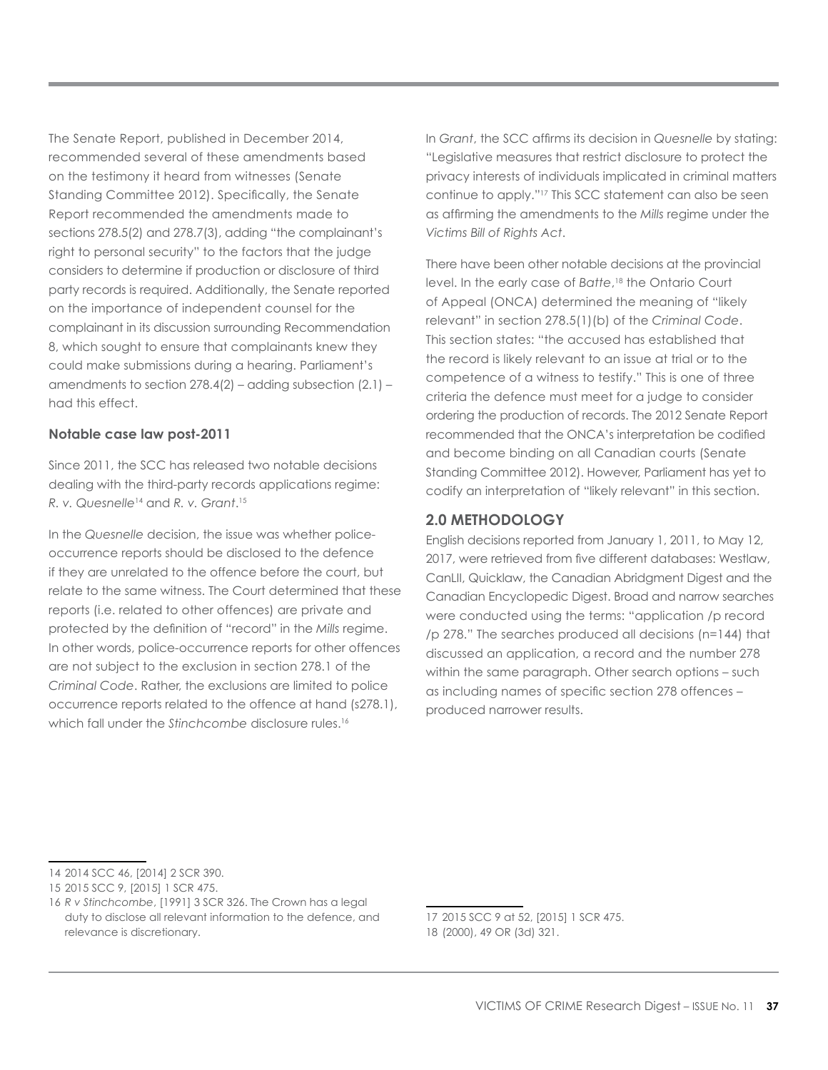The Senate Report, published in December 2014, recommended several of these amendments based on the testimony it heard from witnesses (Senate Standing Committee 2012). Specifically, the Senate Report recommended the amendments made to sections 278.5(2) and 278.7(3), adding "the complainant's right to personal security" to the factors that the judge considers to determine if production or disclosure of third party records is required. Additionally, the Senate reported on the importance of independent counsel for the complainant in its discussion surrounding Recommendation 8, which sought to ensure that complainants knew they could make submissions during a hearing. Parliament's amendments to section 278.4(2) – adding subsection (2.1) – had this effect.

### Notable case law post-2011

Since 2011, the SCC has released two notable decisions dealing with the third-party records applications regime: *R. v. Quesnelle*[14] and *R. v. Grant*.[15]

In the *Quesnelle* decision, the issue was whether police-occurrence reports should be disclosed to the defence if they are unrelated to the offence before the court, but relate to the same witness. The Court determined that these reports (i.e. related to other offences) are private and protected by the definition of "record" in the *Mills* regime. In other words, police-occurrence reports for other offences are not subject to the exclusion in section 278.1 of the *Criminal Code*. Rather, the exclusions are limited to police occurrence reports related to the offence at hand (s278.1), which fall under the *Stinchcombe* disclosure rules.[16]

In *Grant*, the SCC affirms its decision in *Quesnelle* by stating: "Legislative measures that restrict disclosure to protect the privacy interests of individuals implicated in criminal matters continue to apply."[17] This SCC statement can also be seen as affirming the amendments to the *Mills* regime under the *Victims Bill of Rights Act*.

There have been other notable decisions at the provincial level. In the early case of *Batte*,[18] the Ontario Court of Appeal (ONCA) determined the meaning of "likely relevant" in section 278.5(1)(b) of the *Criminal Code*. This section states: "the accused has established that the record is likely relevant to an issue at trial or to the competence of a witness to testify." This is one of three criteria the defence must meet for a judge to consider ordering the production of records. The 2012 Senate Report recommended that the ONCA's interpretation be codified and become binding on all Canadian courts (Senate Standing Committee 2012). However, Parliament has yet to codify an interpretation of "likely relevant" in this section.

## 2.0 METHODOLOGY

English decisions reported from January 1, 2011, to May 12, 2017, were retrieved from five different databases: Westlaw, CanLII, Quicklaw, the Canadian Abridgment Digest and the Canadian Encyclopedic Digest. Broad and narrow searches were conducted using the terms: "application /p record /p 278." The searches produced all decisions (n=144) that discussed an application, a record and the number 278 within the same paragraph. Other search options – such as including names of specific section 278 offences – produced narrower results.

---

14 2014 SCC 46, [2014] 2 SCR 390.

15 2015 SCC 9, [2015] 1 SCR 475.

16 *R v Stinchcombe*, [1991] 3 SCR 326. The Crown has a legal duty to disclose all relevant information to the defence, and relevance is discretionary.

17 2015 SCC 9 at 52, [2015] 1 SCR 475.

18 (2000), 49 OR (3d) 321.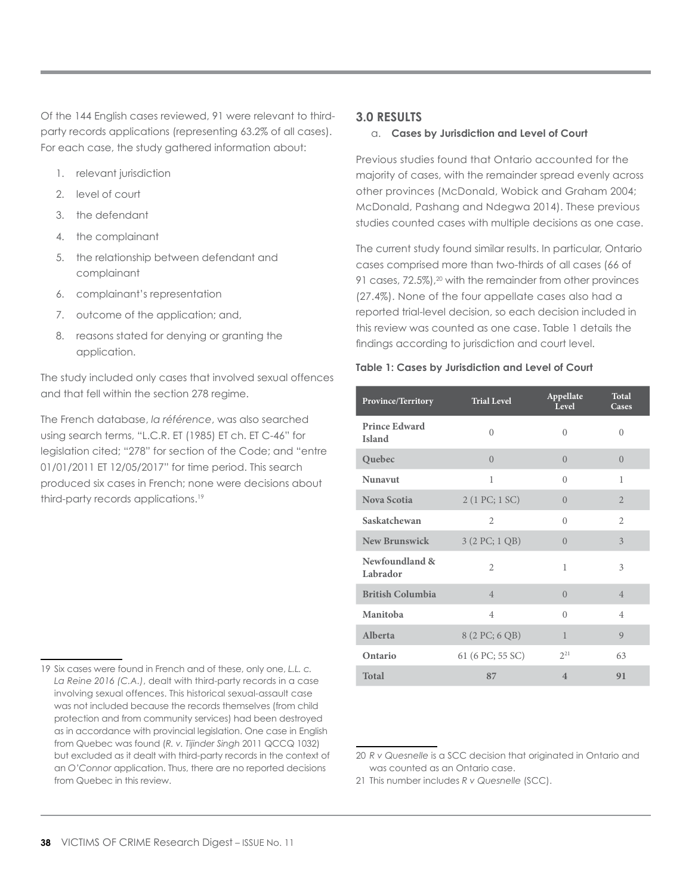Of the 144 English cases reviewed, 91 were relevant to third-party records applications (representing 63.2% of all cases). For each case, the study gathered information about:

1. relevant jurisdiction
2. level of court
3. the defendant
4. the complainant
5. the relationship between defendant and complainant
6. complainant's representation
7. outcome of the application; and,
8. reasons stated for denying or granting the application.

The study included only cases that involved sexual offences and that fell within the section 278 regime.

The French database, *la référence*, was also searched using search terms, "L.C.R. ET (1985) ET ch. ET C-46" for legislation cited; "278" for section of the Code; and "entre 01/01/2011 ET 12/05/2017" for time period. This search produced six cases in French; none were decisions about third-party records applications.[19]

## 3.0 RESULTS

### a. Cases by Jurisdiction and Level of Court

Previous studies found that Ontario accounted for the majority of cases, with the remainder spread evenly across other provinces (McDonald, Wobick and Graham 2004; McDonald, Pashang and Ndegwa 2014). These previous studies counted cases with multiple decisions as one case.

The current study found similar results. In particular, Ontario cases comprised more than two-thirds of all cases (66 of 91 cases, 72.5%),[20] with the remainder from other provinces (27.4%). None of the four appellate cases also had a reported trial-level decision, so each decision included in this review was counted as one case. Table 1 details the findings according to jurisdiction and court level.

**Table 1: Cases by Jurisdiction and Level of Court**

| Province/Territory | Trial Level | Appellate Level | Total Cases |
|---|---|---|---|
| Prince Edward Island | 0 | 0 | 0 |
| Quebec | 0 | 0 | 0 |
| Nunavut | 1 | 0 | 1 |
| Nova Scotia | 2 (1 PC; 1 SC) | 0 | 2 |
| Saskatchewan | 2 | 0 | 2 |
| New Brunswick | 3 (2 PC; 1 QB) | 0 | 3 |
| Newfoundland & Labrador | 2 | 1 | 3 |
| British Columbia | 4 | 0 | 4 |
| Manitoba | 4 | 0 | 4 |
| Alberta | 8 (2 PC; 6 QB) | 1 | 9 |
| Ontario | 61 (6 PC; 55 SC) | 2[21] | 63 |
| **Total** | **87** | **4** | **91** |

---

19 Six cases were found in French and of these, only one, *L.L. c. La Reine 2016 (C.A.)*, dealt with third-party records in a case involving sexual offences. This historical sexual-assault case was not included because the records themselves (from child protection and from community services) had been destroyed as in accordance with provincial legislation. One case in English from Quebec was found (*R. v. Tijinder Singh* 2011 QCCQ 1032) but excluded as it dealt with third-party records in the context of an *O'Connor* application. Thus, there are no reported decisions from Quebec in this review.

20 *R v Quesnelle* is a SCC decision that originated in Ontario and was counted as an Ontario case.

21 This number includes *R v Quesnelle* (SCC).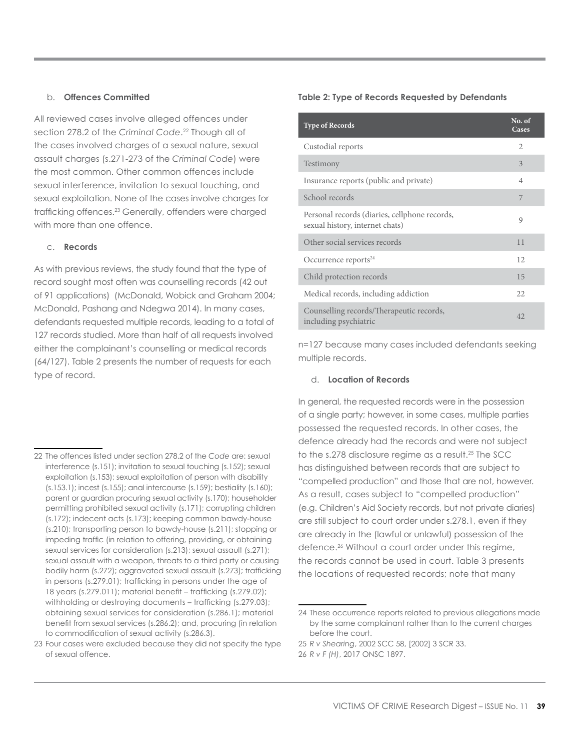b. **Offences Committed**

All reviewed cases involve alleged offences under section 278.2 of the *Criminal Code*.[22] Though all of the cases involved charges of a sexual nature, sexual assault charges (s.271-273 of the *Criminal Code*) were the most common. Other common offences include sexual interference, invitation to sexual touching, and sexual exploitation. None of the cases involve charges for trafficking offences.[23] Generally, offenders were charged with more than one offence.

c. **Records**

As with previous reviews, the study found that the type of record sought most often was counselling records (42 out of 91 applications) (McDonald, Wobick and Graham 2004; McDonald, Pashang and Ndegwa 2014). In many cases, defendants requested multiple records, leading to a total of 127 records studied. More than half of all requests involved either the complainant's counselling or medical records (64/127). Table 2 presents the number of requests for each type of record.

**Table 2: Type of Records Requested by Defendants**

| Type of Records | No. of Cases |
|---|---|
| Custodial reports | 2 |
| Testimony | 3 |
| Insurance reports (public and private) | 4 |
| School records | 7 |
| Personal records (diaries, cellphone records, sexual history, internet chats) | 9 |
| Other social services records | 11 |
| Occurrence reports[24] | 12 |
| Child protection records | 15 |
| Medical records, including addiction | 22 |
| Counselling records/Therapeutic records, including psychiatric | 42 |

n=127 because many cases included defendants seeking multiple records.

d. **Location of Records**

In general, the requested records were in the possession of a single party; however, in some cases, multiple parties possessed the requested records. In other cases, the defence already had the records and were not subject to the s.278 disclosure regime as a result.[25] The SCC has distinguished between records that are subject to "compelled production" and those that are not, however. As a result, cases subject to "compelled production" (e.g. Children's Aid Society records, but not private diaries) are still subject to court order under s.278.1, even if they are already in the (lawful or unlawful) possession of the defence.[26] Without a court order under this regime, the records cannot be used in court. Table 3 presents the locations of requested records; note that many

---

22 The offences listed under section 278.2 of the *Code* are: sexual interference (s.151); invitation to sexual touching (s.152); sexual exploitation (s.153); sexual exploitation of person with disability (s.153.1); incest (s.155); anal intercourse (s.159); bestiality (s.160); parent or guardian procuring sexual activity (s.170); householder permitting prohibited sexual activity (s.171); corrupting children (s.172); indecent acts (s.173); keeping common bawdy-house (s.210); transporting person to bawdy-house (s.211); stopping or impeding traffic (in relation to offering, providing, or obtaining sexual services for consideration (s.213); sexual assault (s.271); sexual assault with a weapon, threats to a third party or causing bodily harm (s.272); aggravated sexual assault (s.273); trafficking in persons (s.279.01); trafficking in persons under the age of 18 years (s.279.011); material benefit – trafficking (s.279.02); withholding or destroying documents – trafficking (s.279.03); obtaining sexual services for consideration (s.286.1); material benefit from sexual services (s.286.2); and, procuring (in relation to commodification of sexual activity (s.286.3).

23 Four cases were excluded because they did not specify the type of sexual offence.

24 These occurrence reports related to previous allegations made by the same complainant rather than to the current charges before the court.

25 *R v Shearing*, 2002 SCC 58, [2002] 3 SCR 33.

26 *R v F (H)*, 2017 ONSC 1897.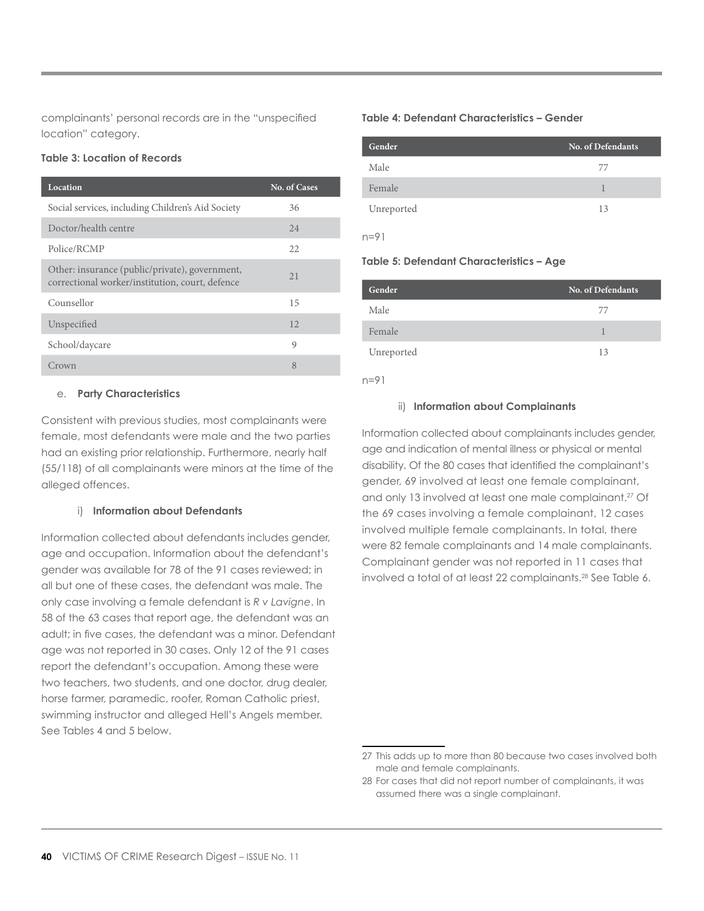complainants' personal records are in the "unspecified location" category.

**Table 3: Location of Records**

| Location | No. of Cases |
|---|---|
| Social services, including Children's Aid Society | 36 |
| Doctor/health centre | 24 |
| Police/RCMP | 22 |
| Other: insurance (public/private), government, correctional worker/institution, court, defence | 21 |
| Counsellor | 15 |
| Unspecified | 12 |
| School/daycare | 9 |
| Crown | 8 |

e. **Party Characteristics**

Consistent with previous studies, most complainants were female, most defendants were male and the two parties had an existing prior relationship. Furthermore, nearly half (55/118) of all complainants were minors at the time of the alleged offences.

i) **Information about Defendants**

Information collected about defendants includes gender, age and occupation. Information about the defendant's gender was available for 78 of the 91 cases reviewed; in all but one of these cases, the defendant was male. The only case involving a female defendant is *R v Lavigne*. In 58 of the 63 cases that report age, the defendant was an adult; in five cases, the defendant was a minor. Defendant age was not reported in 30 cases. Only 12 of the 91 cases report the defendant's occupation. Among these were two teachers, two students, and one doctor, drug dealer, horse farmer, paramedic, roofer, Roman Catholic priest, swimming instructor and alleged Hell's Angels member. See Tables 4 and 5 below.

**Table 4: Defendant Characteristics – Gender**

| Gender | No. of Defendants |
|---|---|
| Male | 77 |
| Female | 1 |
| Unreported | 13 |

n=91

**Table 5: Defendant Characteristics – Age**

| Gender | No. of Defendants |
|---|---|
| Male | 77 |
| Female | 1 |
| Unreported | 13 |

n=91

ii) **Information about Complainants**

Information collected about complainants includes gender, age and indication of mental illness or physical or mental disability. Of the 80 cases that identified the complainant's gender, 69 involved at least one female complainant, and only 13 involved at least one male complainant.[27] Of the 69 cases involving a female complainant, 12 cases involved multiple female complainants. In total, there were 82 female complainants and 14 male complainants. Complainant gender was not reported in 11 cases that involved a total of at least 22 complainants.[28] See Table 6.

---

27 This adds up to more than 80 because two cases involved both male and female complainants.

28 For cases that did not report number of complainants, it was assumed there was a single complainant.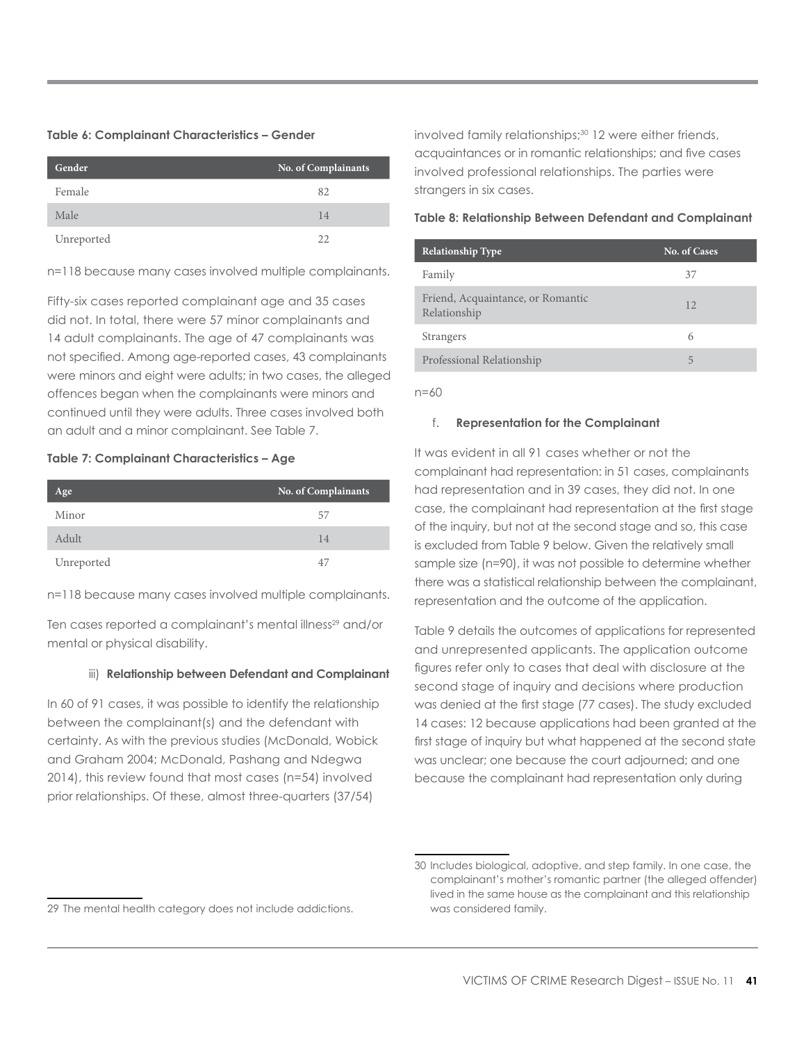**Table 6: Complainant Characteristics – Gender**

| Gender | No. of Complainants |
|---|---|
| Female | 82 |
| Male | 14 |
| Unreported | 22 |

n=118 because many cases involved multiple complainants.

Fifty-six cases reported complainant age and 35 cases did not. In total, there were 57 minor complainants and 14 adult complainants. The age of 47 complainants was not specified. Among age-reported cases, 43 complainants were minors and eight were adults; in two cases, the alleged offences began when the complainants were minors and continued until they were adults. Three cases involved both an adult and a minor complainant. See Table 7.

**Table 7: Complainant Characteristics – Age**

| Age | No. of Complainants |
|---|---|
| Minor | 57 |
| Adult | 14 |
| Unreported | 47 |

n=118 because many cases involved multiple complainants.

Ten cases reported a complainant's mental illness[29] and/or mental or physical disability.

#### iii) Relationship between Defendant and Complainant

In 60 of 91 cases, it was possible to identify the relationship between the complainant(s) and the defendant with certainty. As with the previous studies (McDonald, Wobick and Graham 2004; McDonald, Pashang and Ndegwa 2014), this review found that most cases (n=54) involved prior relationships. Of these, almost three-quarters (37/54) involved family relationships;[30] 12 were either friends, acquaintances or in romantic relationships; and five cases involved professional relationships. The parties were strangers in six cases.

**Table 8: Relationship Between Defendant and Complainant**

| Relationship Type | No. of Cases |
|---|---|
| Family | 37 |
| Friend, Acquaintance, or Romantic Relationship | 12 |
| Strangers | 6 |
| Professional Relationship | 5 |

n=60

#### f. Representation for the Complainant

It was evident in all 91 cases whether or not the complainant had representation: in 51 cases, complainants had representation and in 39 cases, they did not. In one case, the complainant had representation at the first stage of the inquiry, but not at the second stage and so, this case is excluded from Table 9 below. Given the relatively small sample size (n=90), it was not possible to determine whether there was a statistical relationship between the complainant, representation and the outcome of the application.

Table 9 details the outcomes of applications for represented and unrepresented applicants. The application outcome figures refer only to cases that deal with disclosure at the second stage of inquiry and decisions where production was denied at the first stage (77 cases). The study excluded 14 cases: 12 because applications had been granted at the first stage of inquiry but what happened at the second state was unclear; one because the court adjourned; and one because the complainant had representation only during

29 The mental health category does not include addictions.

30 Includes biological, adoptive, and step family. In one case, the complainant's mother's romantic partner (the alleged offender) lived in the same house as the complainant and this relationship was considered family.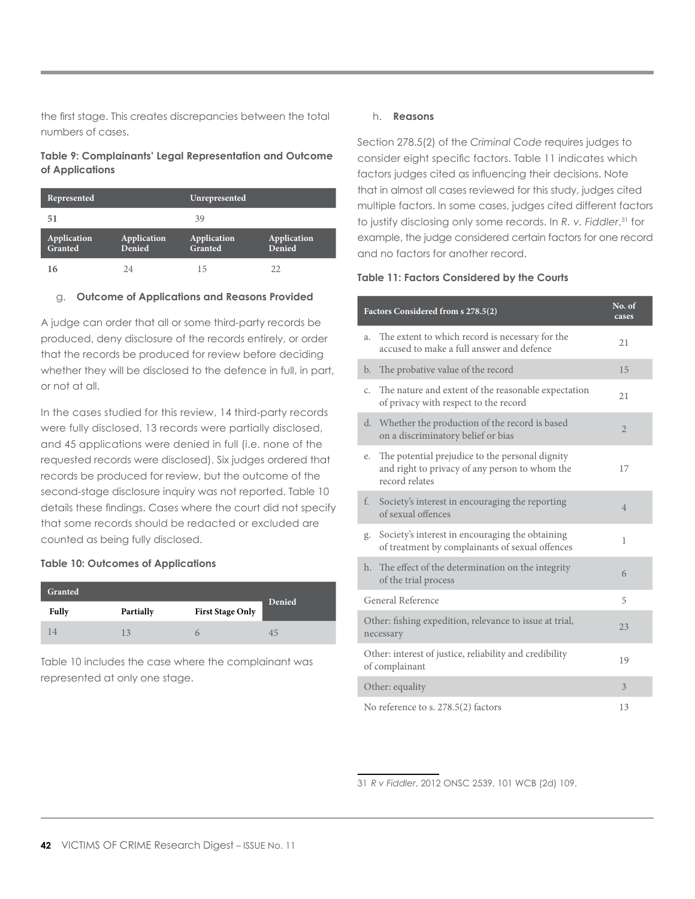the first stage. This creates discrepancies between the total numbers of cases.

**Table 9: Complainants' Legal Representation and Outcome of Applications**

| Represented | | Unrepresented | |
|---|---|---|---|
| 51 | | 39 | |
| Application Granted | Application Denied | Application Granted | Application Denied |
| 16 | 24 | 15 | 22 |

### g. Outcome of Applications and Reasons Provided

A judge can order that all or some third-party records be produced, deny disclosure of the records entirely, or order that the records be produced for review before deciding whether they will be disclosed to the defence in full, in part, or not at all.

In the cases studied for this review, 14 third-party records were fully disclosed, 13 records were partially disclosed, and 45 applications were denied in full (i.e. none of the requested records were disclosed). Six judges ordered that records be produced for review, but the outcome of the second-stage disclosure inquiry was not reported. Table 10 details these findings. Cases where the court did not specify that some records should be redacted or excluded are counted as being fully disclosed.

**Table 10: Outcomes of Applications**

| Granted | | | Denied |
|---|---|---|---|
| Fully | Partially | First Stage Only | |
| 14 | 13 | 6 | 45 |

Table 10 includes the case where the complainant was represented at only one stage.

### h. Reasons

Section 278.5(2) of the *Criminal Code* requires judges to consider eight specific factors. Table 11 indicates which factors judges cited as influencing their decisions. Note that in almost all cases reviewed for this study, judges cited multiple factors. In some cases, judges cited different factors to justify disclosing only some records. In *R. v. Fiddler*,[31] for example, the judge considered certain factors for one record and no factors for another record.

**Table 11: Factors Considered by the Courts**

| Factors Considered from s 278.5(2) | No. of cases |
|---|---|
| a. The extent to which record is necessary for the accused to make a full answer and defence | 21 |
| b. The probative value of the record | 15 |
| c. The nature and extent of the reasonable expectation of privacy with respect to the record | 21 |
| d. Whether the production of the record is based on a discriminatory belief or bias | 2 |
| e. The potential prejudice to the personal dignity and right to privacy of any person to whom the record relates | 17 |
| f. Society's interest in encouraging the reporting of sexual offences | 4 |
| g. Society's interest in encouraging the obtaining of treatment by complainants of sexual offences | 1 |
| h. The effect of the determination on the integrity of the trial process | 6 |
| General Reference | 5 |
| Other: fishing expedition, relevance to issue at trial, necessary | 23 |
| Other: interest of justice, reliability and credibility of complainant | 19 |
| Other: equality | 3 |
| No reference to s. 278.5(2) factors | 13 |

31 *R v Fiddler*, 2012 ONSC 2539, 101 WCB (2d) 109.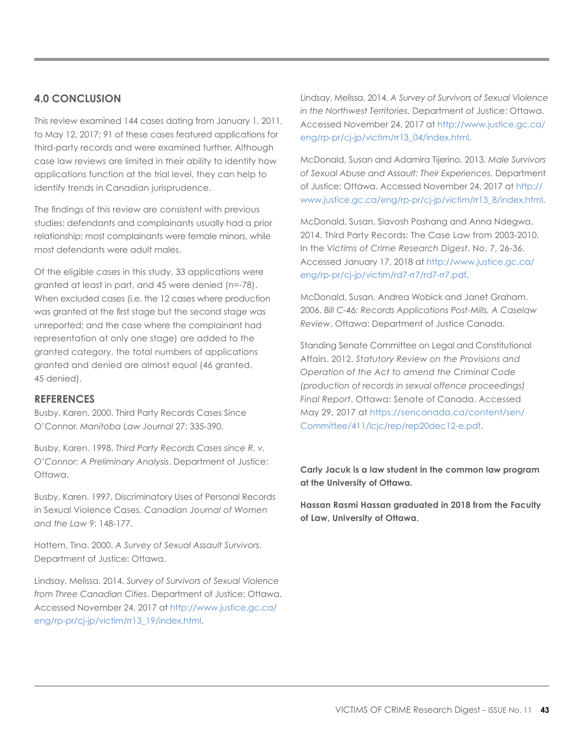## 4.0 CONCLUSION

This review examined 144 cases dating from January 1, 2011, to May 12, 2017; 91 of these cases featured applications for third-party records and were examined further. Although case law reviews are limited in their ability to identify how applications function at the trial level, they can help to identify trends in Canadian jurisprudence.

The findings of this review are consistent with previous studies: defendants and complainants usually had a prior relationship; most complainants were female minors, while most defendants were adult males.

Of the eligible cases in this study, 33 applications were granted at least in part, and 45 were denied (n=-78). When excluded cases (i.e. the 12 cases where production was granted at the first stage but the second stage was unreported; and the case where the complainant had representation at only one stage) are added to the granted category, the total numbers of applications granted and denied are almost equal (46 granted, 45 denied).

### REFERENCES

Busby, Karen. 2000. Third Party Records Cases Since O'Connor. *Manitoba Law Journal* 27: 335-390.

Busby, Karen. 1998. *Third Party Records Cases since R. v. O'Connor: A Preliminary Analysis*. Department of Justice: Ottawa.

Busby, Karen. 1997. Discriminatory Uses of Personal Records in Sexual Violence Cases. *Canadian Journal of Women and the Law* 9: 148-177.

Hattem, Tina. 2000. *A Survey of Sexual Assault Survivors*. Department of Justice: Ottawa.

Lindsay, Melissa. 2014. *Survey of Survivors of Sexual Violence from Three Canadian Cities*. Department of Justice: Ottawa. Accessed November 24, 2017 at http://www.justice.gc.ca/eng/rp-pr/cj-jp/victim/rr13_19/index.html.

Lindsay, Melissa. 2014. *A Survey of Survivors of Sexual Violence in the Northwest Territories*. Department of Justice: Ottawa. Accessed November 24, 2017 at http://www.justice.gc.ca/eng/rp-pr/cj-jp/victim/rr13_04/index.html.

McDonald, Susan and Adamira Tijerino. 2013. *Male Survivors of Sexual Abuse and Assault: Their Experiences*. Department of Justice: Ottawa. Accessed November 24, 2017 at http://www.justice.gc.ca/eng/rp-pr/cj-jp/victim/rr13_8/index.html.

McDonald, Susan, Siavosh Pashang and Anna Ndegwa. 2014. Third Party Records: The Case Law from 2003-2010. In the *Victims of Crime Research Digest*, No. 7, 26-36. Accessed January 17, 2018 at http://www.justice.gc.ca/eng/rp-pr/cj-jp/victim/rd7-rr7/rd7-rr7.pdf.

McDonald, Susan, Andrea Wobick and Janet Graham. 2006. *Bill C-46: Records Applications Post-Mills, A Caselaw Review*. Ottawa: Department of Justice Canada.

Standing Senate Committee on Legal and Constitutional Affairs. 2012. *Statutory Review on the Provisions and Operation of the Act to amend the Criminal Code (production of records in sexual offence proceedings) Final Report*. Ottawa: Senate of Canada. Accessed May 29, 2017 at https://sencanada.ca/content/sen/Committee/411/lcjc/rep/rep20dec12-e.pdf.

**Carly Jacuk is a law student in the common law program at the University of Ottawa.**

**Hassan Rasmi Hassan graduated in 2018 from the Faculty of Law, University of Ottawa.**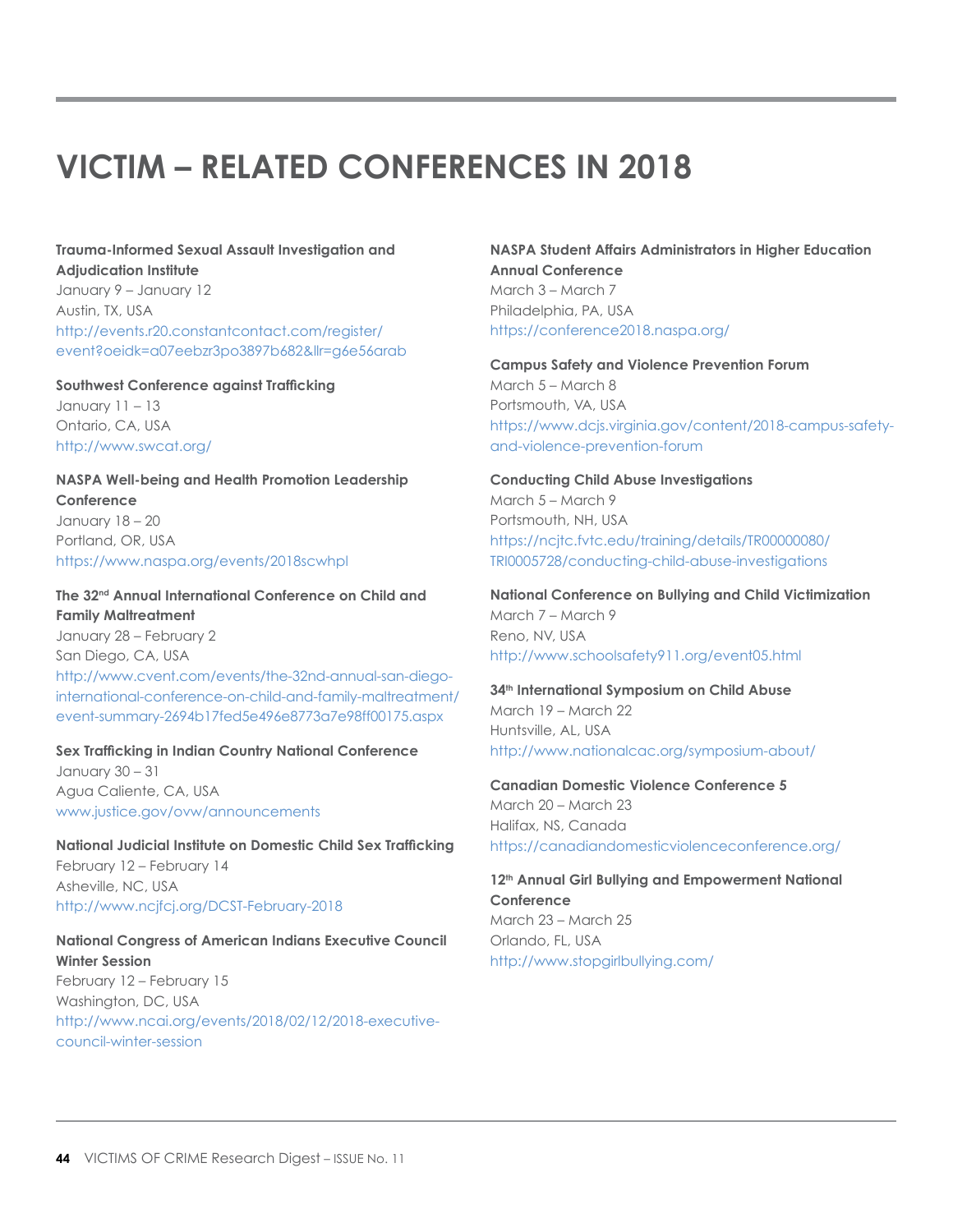# VICTIM – RELATED CONFERENCES IN 2018

**Trauma-Informed Sexual Assault Investigation and Adjudication Institute**
January 9 – January 12
Austin, TX, USA
http://events.r20.constantcontact.com/register/event?oeidk=a07eebzr3po3897b682&llr=g6e56arab

**Southwest Conference against Trafficking**
January 11 – 13
Ontario, CA, USA
http://www.swcat.org/

**NASPA Well-being and Health Promotion Leadership Conference**
January 18 – 20
Portland, OR, USA
https://www.naspa.org/events/2018scwhpl

**The 32nd Annual International Conference on Child and Family Maltreatment**
January 28 – February 2
San Diego, CA, USA
http://www.cvent.com/events/the-32nd-annual-san-diego-international-conference-on-child-and-family-maltreatment/event-summary-2694b17fed5e496e8773a7e98ff00175.aspx

**Sex Trafficking in Indian Country National Conference**
January 30 – 31
Agua Caliente, CA, USA
www.justice.gov/ovw/announcements

**National Judicial Institute on Domestic Child Sex Trafficking**
February 12 – February 14
Asheville, NC, USA
http://www.ncjfcj.org/DCST-February-2018

**National Congress of American Indians Executive Council Winter Session**
February 12 – February 15
Washington, DC, USA
http://www.ncai.org/events/2018/02/12/2018-executive-council-winter-session

**NASPA Student Affairs Administrators in Higher Education Annual Conference**
March 3 – March 7
Philadelphia, PA, USA
https://conference2018.naspa.org/

**Campus Safety and Violence Prevention Forum**
March 5 – March 8
Portsmouth, VA, USA
https://www.dcjs.virginia.gov/content/2018-campus-safety-and-violence-prevention-forum

**Conducting Child Abuse Investigations**
March 5 – March 9
Portsmouth, NH, USA
https://ncjtc.fvtc.edu/training/details/TR00000080/TRI0005728/conducting-child-abuse-investigations

**National Conference on Bullying and Child Victimization**
March 7 – March 9
Reno, NV, USA
http://www.schoolsafety911.org/event05.html

**34th International Symposium on Child Abuse**
March 19 – March 22
Huntsville, AL, USA
http://www.nationalcac.org/symposium-about/

**Canadian Domestic Violence Conference 5**
March 20 – March 23
Halifax, NS, Canada
https://canadiandomesticviolenceconference.org/

**12th Annual Girl Bullying and Empowerment National Conference**
March 23 – March 25
Orlando, FL, USA
http://www.stopgirlbullying.com/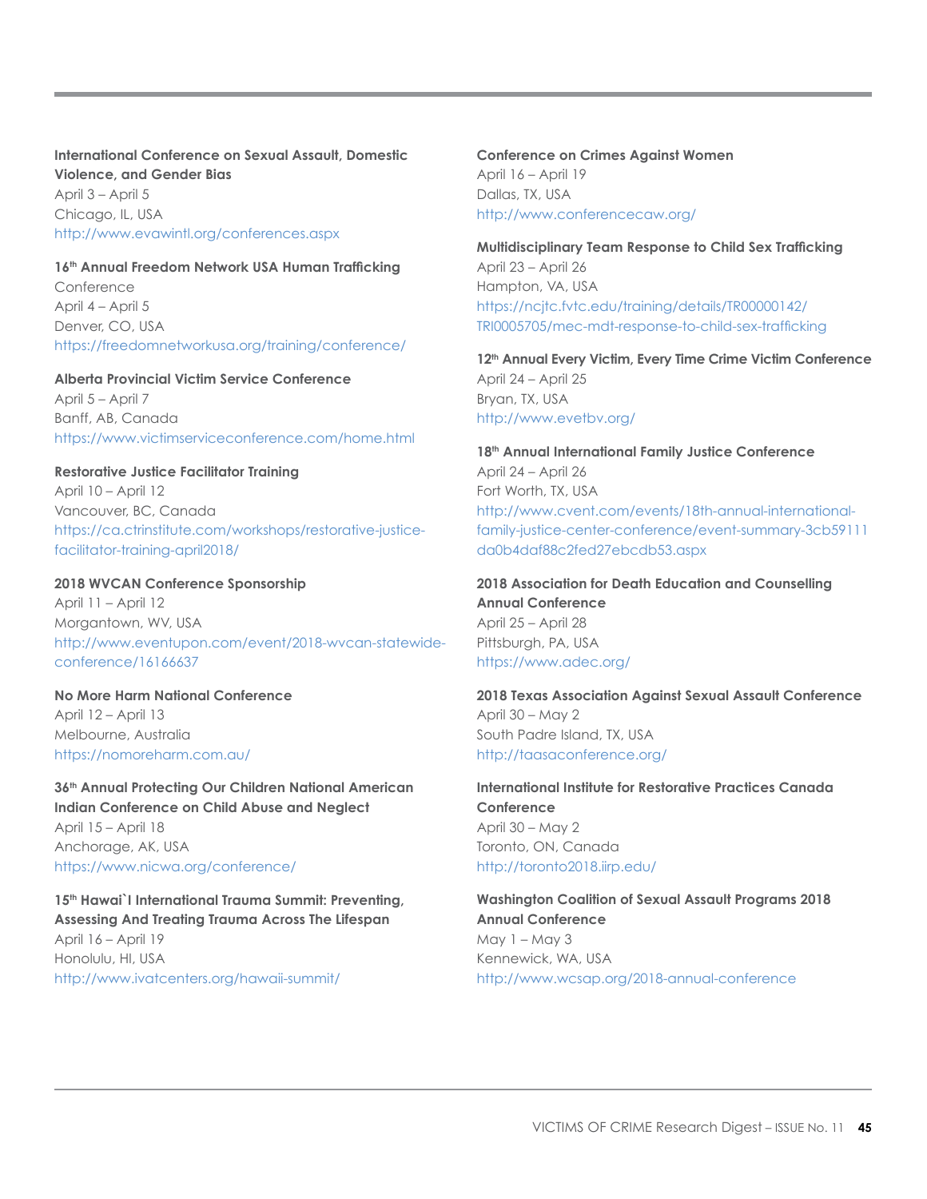**International Conference on Sexual Assault, Domestic Violence, and Gender Bias**
April 3 – April 5
Chicago, IL, USA
http://www.evawintl.org/conferences.aspx

**16th Annual Freedom Network USA Human Trafficking** Conference
April 4 – April 5
Denver, CO, USA
https://freedomnetworkusa.org/training/conference/

**Alberta Provincial Victim Service Conference**
April 5 – April 7
Banff, AB, Canada
https://www.victimserviceconference.com/home.html

**Restorative Justice Facilitator Training**
April 10 – April 12
Vancouver, BC, Canada
https://ca.ctrinstitute.com/workshops/restorative-justice-facilitator-training-april2018/

**2018 WVCAN Conference Sponsorship**
April 11 – April 12
Morgantown, WV, USA
http://www.eventupon.com/event/2018-wvcan-statewide-conference/16166637

**No More Harm National Conference**
April 12 – April 13
Melbourne, Australia
https://nomoreharm.com.au/

**36th Annual Protecting Our Children National American Indian Conference on Child Abuse and Neglect**
April 15 – April 18
Anchorage, AK, USA
https://www.nicwa.org/conference/

**15th Hawai`I International Trauma Summit: Preventing, Assessing And Treating Trauma Across The Lifespan**
April 16 – April 19
Honolulu, HI, USA
http://www.ivatcenters.org/hawaii-summit/

**Conference on Crimes Against Women**
April 16 – April 19
Dallas, TX, USA
http://www.conferencecaw.org/

**Multidisciplinary Team Response to Child Sex Trafficking**
April 23 – April 26
Hampton, VA, USA
https://ncjtc.fvtc.edu/training/details/TR00000142/TRI0005705/mec-mdt-response-to-child-sex-trafficking

**12th Annual Every Victim, Every Time Crime Victim Conference**
April 24 – April 25
Bryan, TX, USA
http://www.evetbv.org/

**18th Annual International Family Justice Conference**
April 24 – April 26
Fort Worth, TX, USA
http://www.cvent.com/events/18th-annual-international-family-justice-center-conference/event-summary-3cb59111da0b4daf88c2fed27ebcdb53.aspx

**2018 Association for Death Education and Counselling Annual Conference**
April 25 – April 28
Pittsburgh, PA, USA
https://www.adec.org/

**2018 Texas Association Against Sexual Assault Conference**
April 30 – May 2
South Padre Island, TX, USA
http://taasaconference.org/

**International Institute for Restorative Practices Canada Conference**
April 30 – May 2
Toronto, ON, Canada
http://toronto2018.iirp.edu/

**Washington Coalition of Sexual Assault Programs 2018 Annual Conference**
May 1 – May 3
Kennewick, WA, USA
http://www.wcsap.org/2018-annual-conference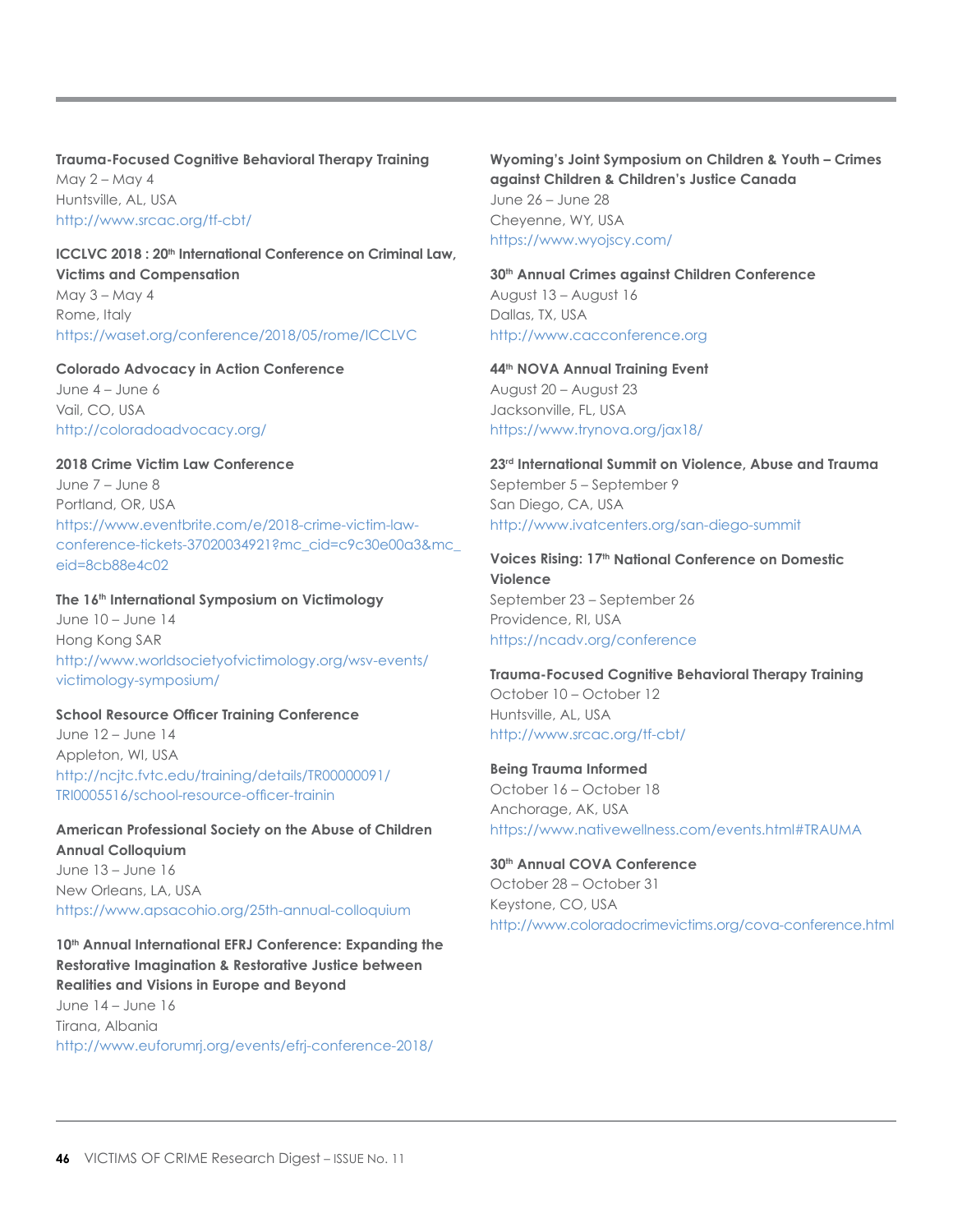**Trauma-Focused Cognitive Behavioral Therapy Training**
May 2 – May 4
Huntsville, AL, USA
http://www.srcac.org/tf-cbt/

**ICCLVC 2018 : 20th International Conference on Criminal Law, Victims and Compensation**
May 3 – May 4
Rome, Italy
https://waset.org/conference/2018/05/rome/ICCLVC

**Colorado Advocacy in Action Conference**
June 4 – June 6
Vail, CO, USA
http://coloradoadvocacy.org/

**2018 Crime Victim Law Conference**
June 7 – June 8
Portland, OR, USA
https://www.eventbrite.com/e/2018-crime-victim-law-conference-tickets-37020034921?mc_cid=c9c30e00a3&mc_eid=8cb88e4c02

**The 16th International Symposium on Victimology**
June 10 – June 14
Hong Kong SAR
http://www.worldsocietyofvictimology.org/wsv-events/victimology-symposium/

**School Resource Officer Training Conference**
June 12 – June 14
Appleton, WI, USA
http://ncjtc.fvtc.edu/training/details/TR00000091/TRI0005516/school-resource-officer-trainin

**American Professional Society on the Abuse of Children Annual Colloquium**
June 13 – June 16
New Orleans, LA, USA
https://www.apsacohio.org/25th-annual-colloquium

**10th Annual International EFRJ Conference: Expanding the Restorative Imagination & Restorative Justice between Realities and Visions in Europe and Beyond**
June 14 – June 16
Tirana, Albania
http://www.euforumrj.org/events/efrj-conference-2018/

**Wyoming's Joint Symposium on Children & Youth – Crimes against Children & Children's Justice Canada**
June 26 – June 28
Cheyenne, WY, USA
https://www.wyojscy.com/

**30th Annual Crimes against Children Conference**
August 13 – August 16
Dallas, TX, USA
http://www.cacconference.org

**44th NOVA Annual Training Event**
August 20 – August 23
Jacksonville, FL, USA
https://www.trynova.org/jax18/

**23rd International Summit on Violence, Abuse and Trauma**
September 5 – September 9
San Diego, CA, USA
http://www.ivatcenters.org/san-diego-summit

**Voices Rising: 17th National Conference on Domestic Violence**
September 23 – September 26
Providence, RI, USA
https://ncadv.org/conference

**Trauma-Focused Cognitive Behavioral Therapy Training**
October 10 – October 12
Huntsville, AL, USA
http://www.srcac.org/tf-cbt/

**Being Trauma Informed**
October 16 – October 18
Anchorage, AK, USA
https://www.nativewellness.com/events.html#TRAUMA

**30th Annual COVA Conference**
October 28 – October 31
Keystone, CO, USA
http://www.coloradocrimevictims.org/cova-conference.html